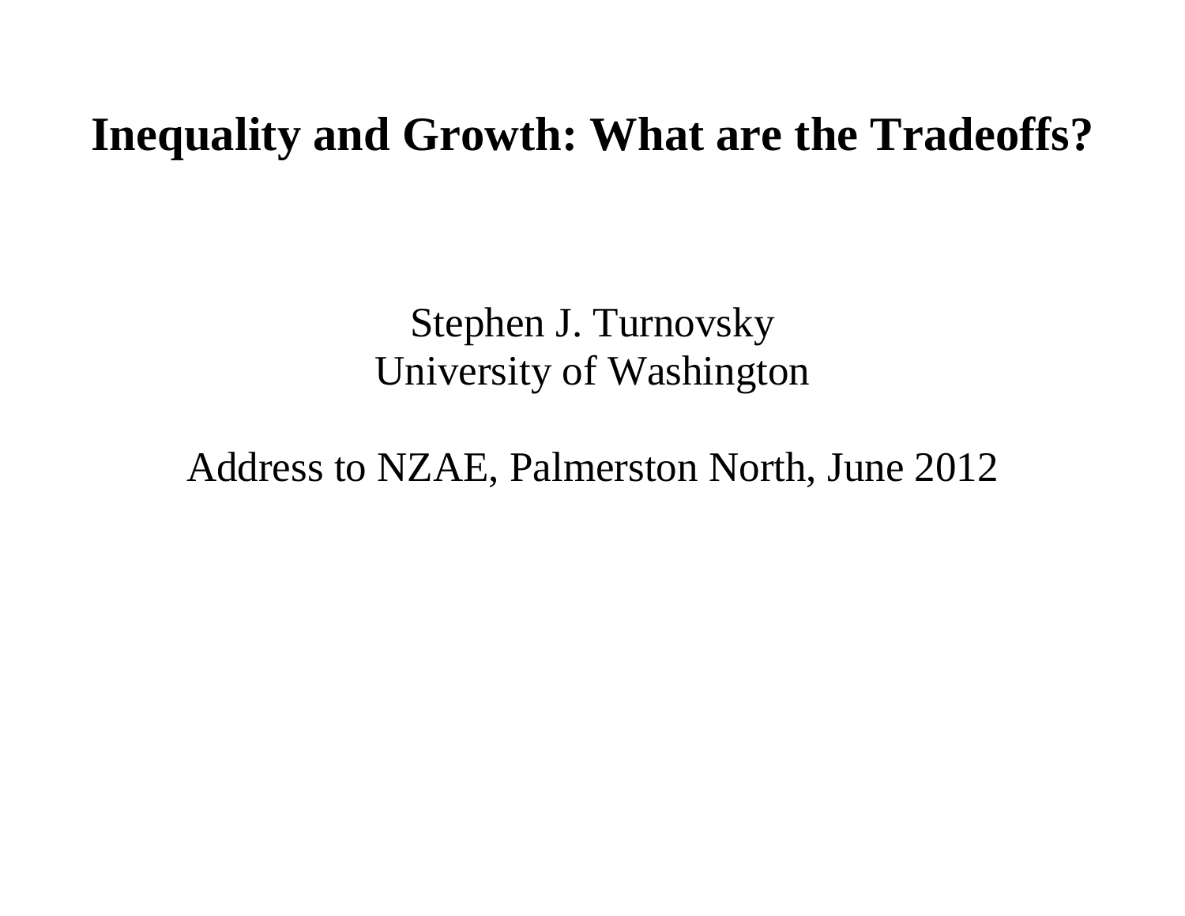# Inequality and Growth: What are the Tradeoffs?

Stephen J. Turnovsky
University of Washington

Address to NZAE, Palmerston North, June 2012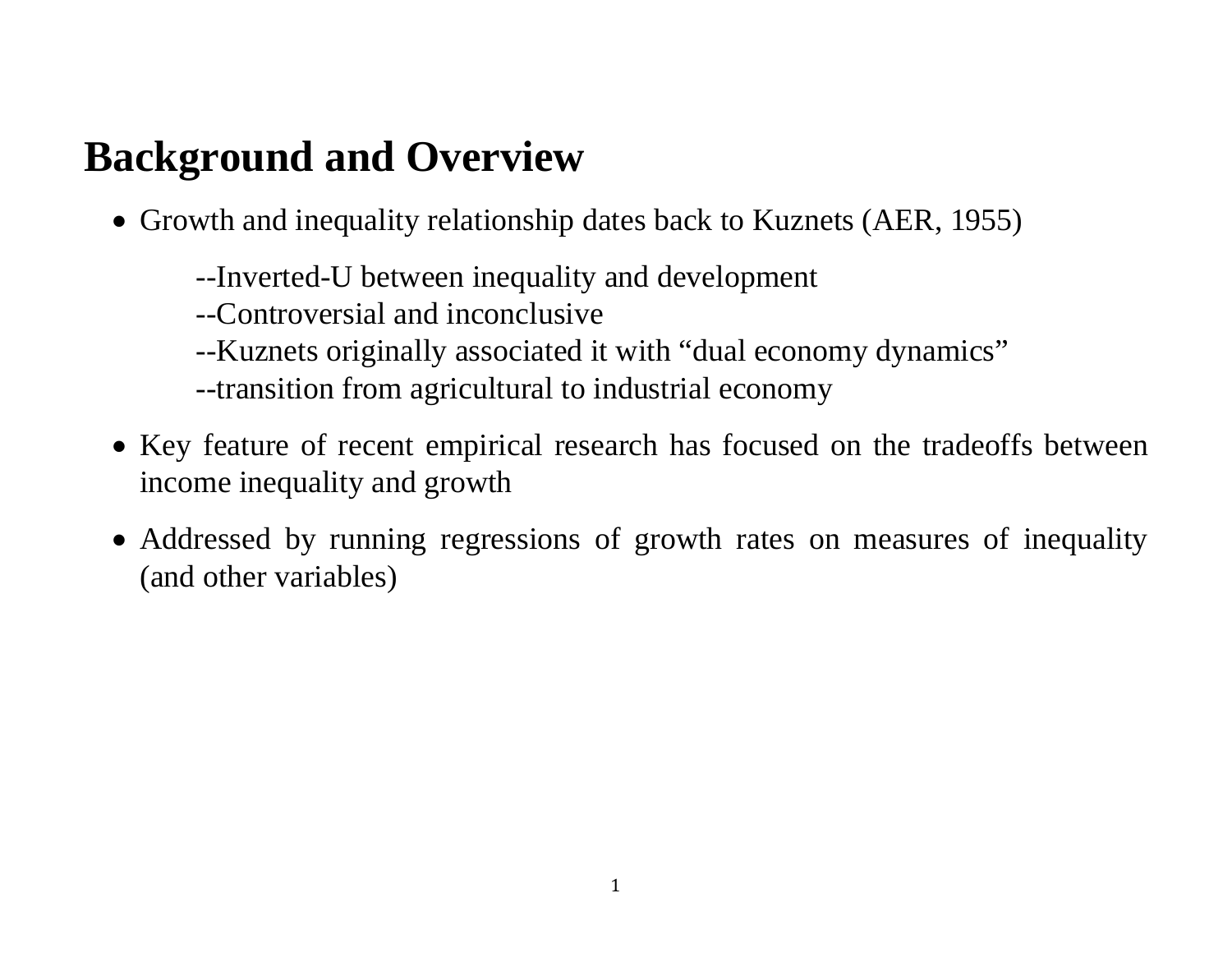# Background and Overview

- Growth and inequality relationship dates back to Kuznets (AER, 1955)

  --Inverted-U between inequality and development
  --Controversial and inconclusive
  --Kuznets originally associated it with "dual economy dynamics"
  --transition from agricultural to industrial economy

- Key feature of recent empirical research has focused on the tradeoffs between income inequality and growth

- Addressed by running regressions of growth rates on measures of inequality (and other variables)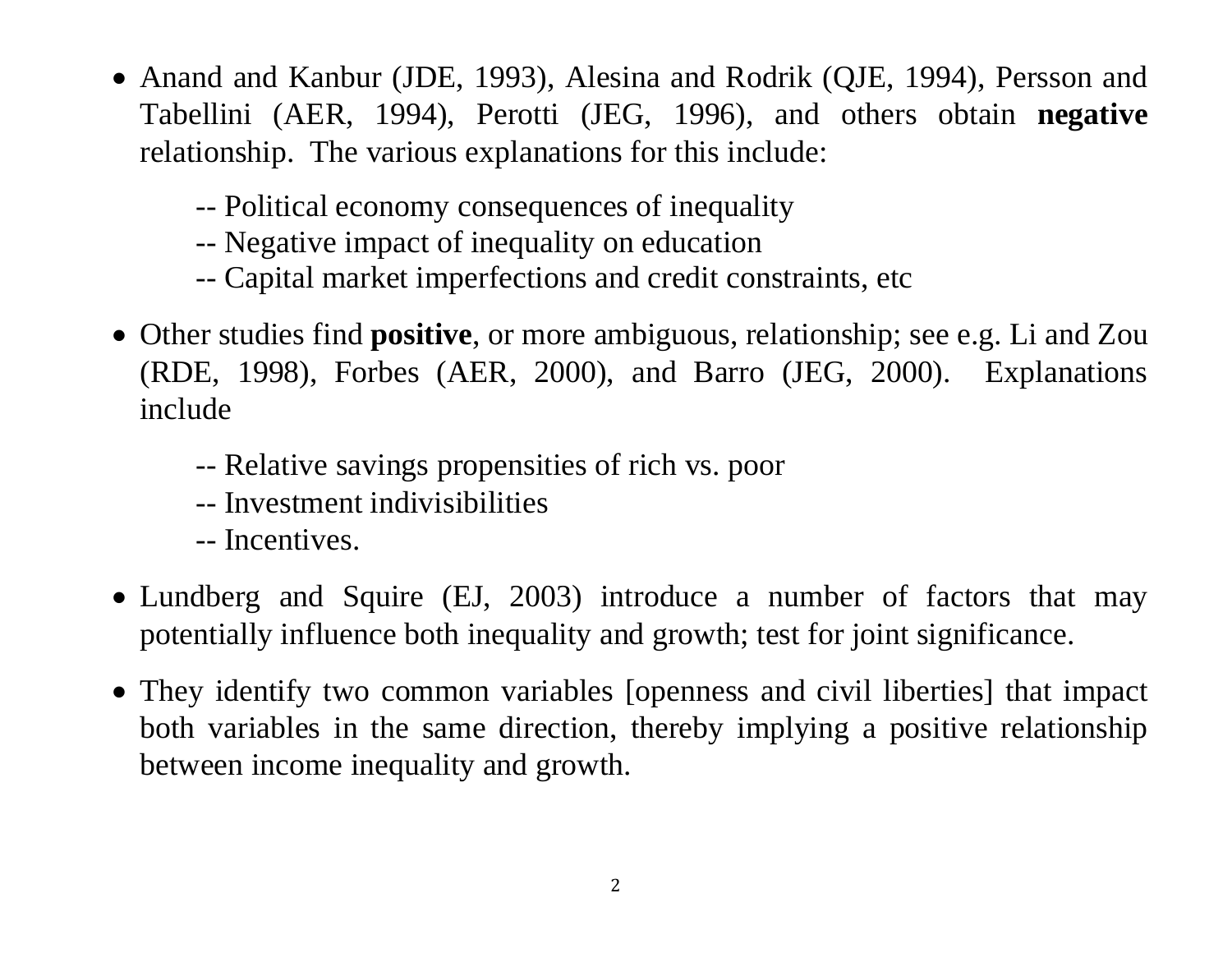- Anand and Kanbur (JDE, 1993), Alesina and Rodrik (QJE, 1994), Persson and Tabellini (AER, 1994), Perotti (JEG, 1996), and others obtain **negative** relationship. The various explanations for this include:

  -- Political economy consequences of inequality
  -- Negative impact of inequality on education
  -- Capital market imperfections and credit constraints, etc

- Other studies find **positive**, or more ambiguous, relationship; see e.g. Li and Zou (RDE, 1998), Forbes (AER, 2000), and Barro (JEG, 2000). Explanations include

  -- Relative savings propensities of rich vs. poor
  -- Investment indivisibilities
  -- Incentives.

- Lundberg and Squire (EJ, 2003) introduce a number of factors that may potentially influence both inequality and growth; test for joint significance.

- They identify two common variables [openness and civil liberties] that impact both variables in the same direction, thereby implying a positive relationship between income inequality and growth.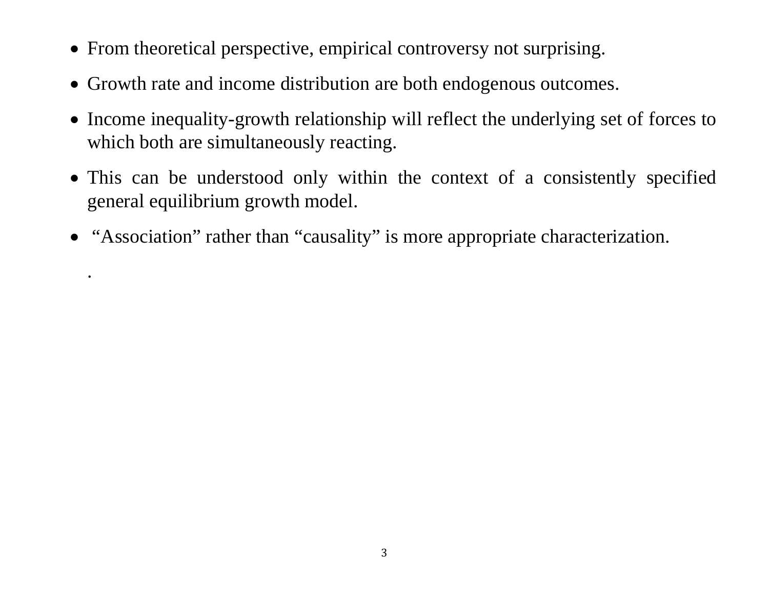- From theoretical perspective, empirical controversy not surprising.
- Growth rate and income distribution are both endogenous outcomes.
- Income inequality-growth relationship will reflect the underlying set of forces to which both are simultaneously reacting.
- This can be understood only within the context of a consistently specified general equilibrium growth model.
- "Association" rather than "causality" is more appropriate characterization.

.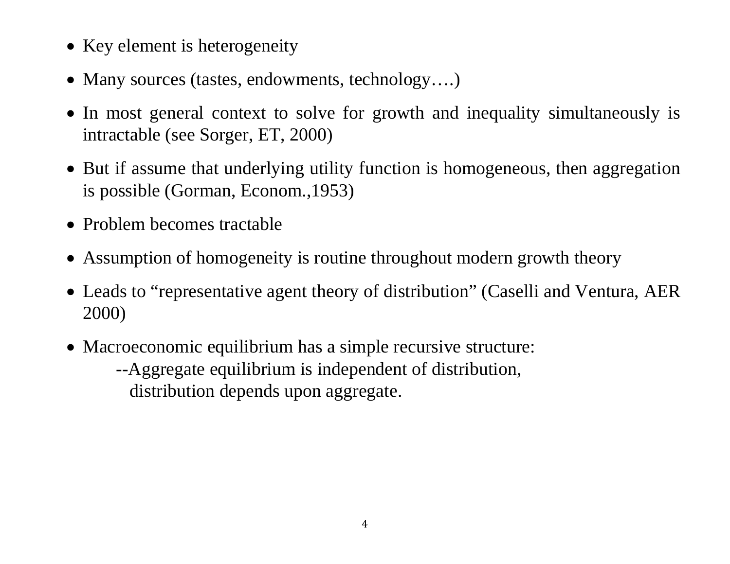- Key element is heterogeneity
- Many sources (tastes, endowments, technology….)
- In most general context to solve for growth and inequality simultaneously is intractable (see Sorger, ET, 2000)
- But if assume that underlying utility function is homogeneous, then aggregation is possible (Gorman, Econom.,1953)
- Problem becomes tractable
- Assumption of homogeneity is routine throughout modern growth theory
- Leads to "representative agent theory of distribution" (Caselli and Ventura, AER 2000)
- Macroeconomic equilibrium has a simple recursive structure:
  - --Aggregate equilibrium is independent of distribution, distribution depends upon aggregate.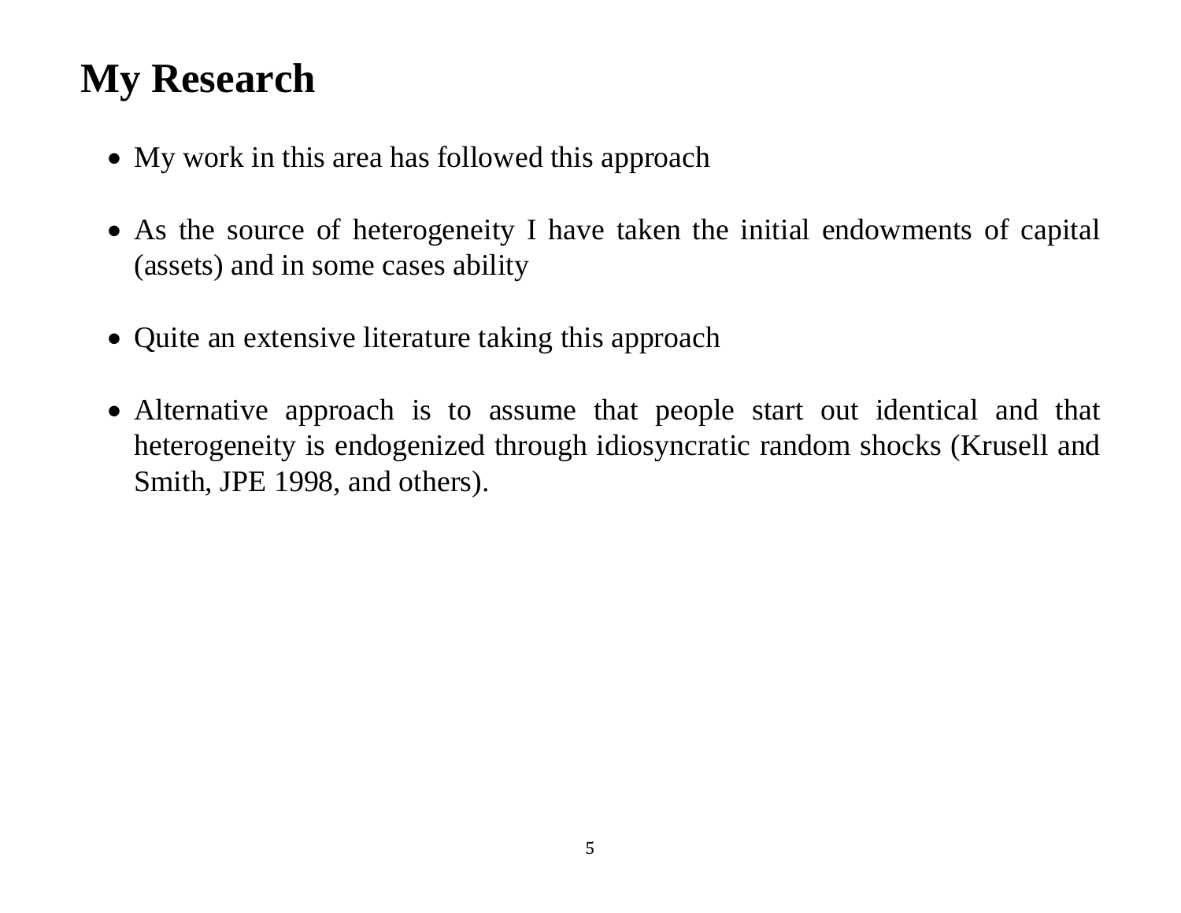# My Research

- My work in this area has followed this approach

- As the source of heterogeneity I have taken the initial endowments of capital (assets) and in some cases ability

- Quite an extensive literature taking this approach

- Alternative approach is to assume that people start out identical and that heterogeneity is endogenized through idiosyncratic random shocks (Krusell and Smith, JPE 1998, and others).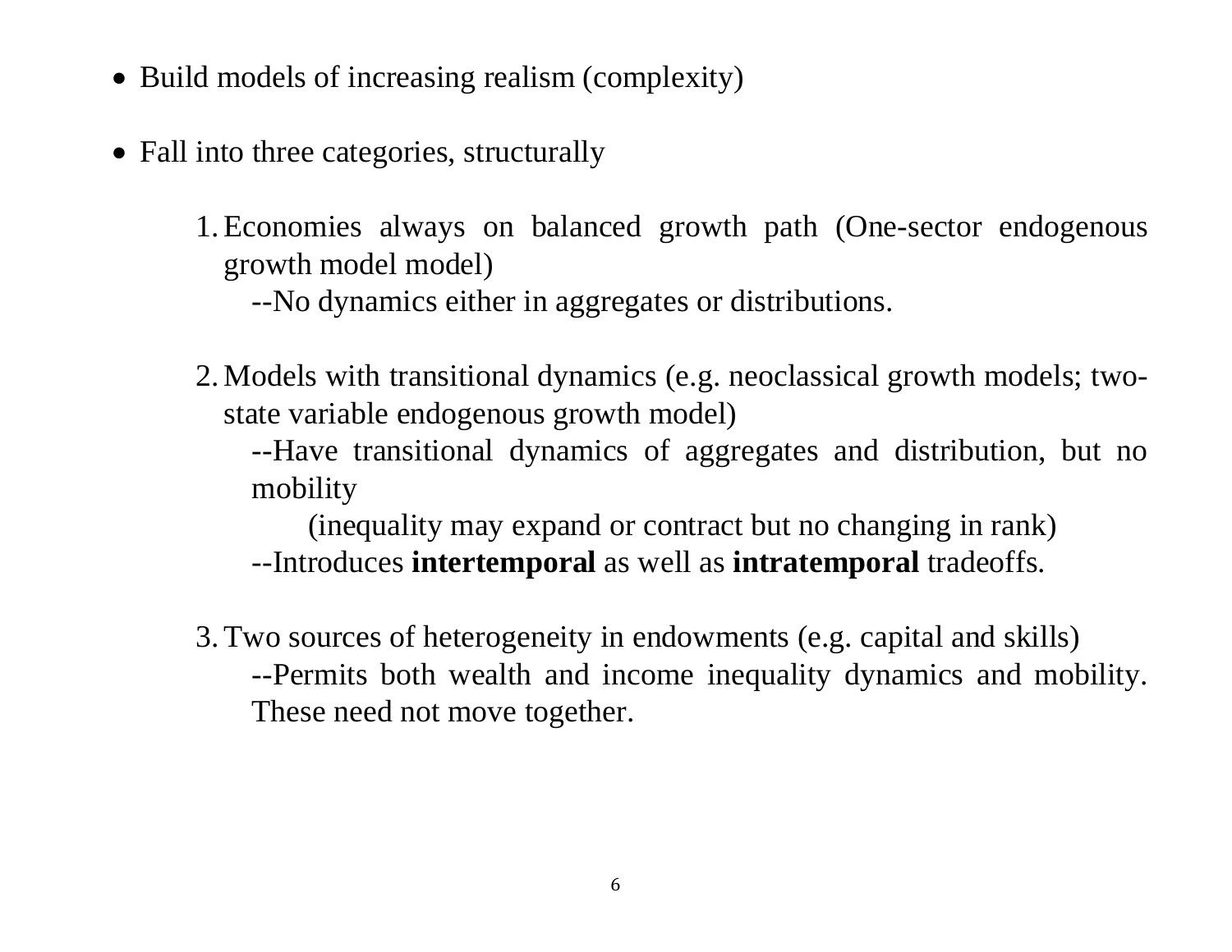- Build models of increasing realism (complexity)

- Fall into three categories, structurally

  1. Economies always on balanced growth path (One-sector endogenous growth model model)
     --No dynamics either in aggregates or distributions.

  2. Models with transitional dynamics (e.g. neoclassical growth models; two-state variable endogenous growth model)
     --Have transitional dynamics of aggregates and distribution, but no mobility
        (inequality may expand or contract but no changing in rank)
     --Introduces **intertemporal** as well as **intratemporal** tradeoffs.

  3. Two sources of heterogeneity in endowments (e.g. capital and skills)
     --Permits both wealth and income inequality dynamics and mobility. These need not move together.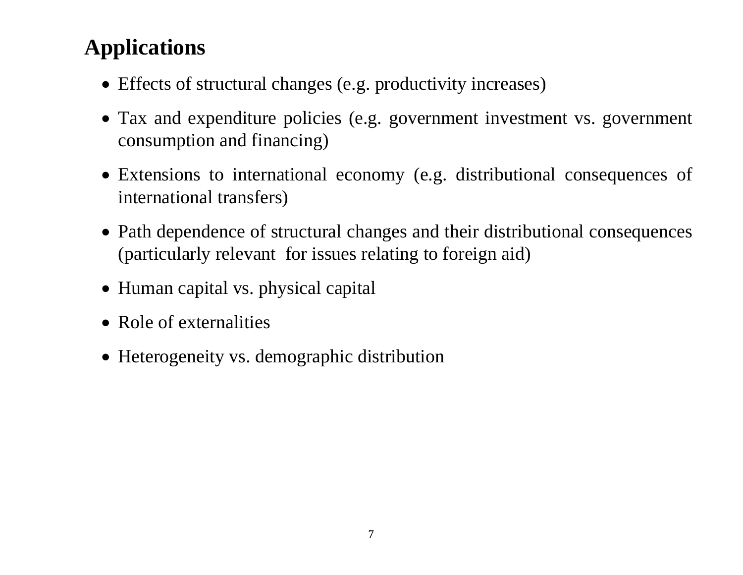## Applications

- Effects of structural changes (e.g. productivity increases)
- Tax and expenditure policies (e.g. government investment vs. government consumption and financing)
- Extensions to international economy (e.g. distributional consequences of international transfers)
- Path dependence of structural changes and their distributional consequences (particularly relevant for issues relating to foreign aid)
- Human capital vs. physical capital
- Role of externalities
- Heterogeneity vs. demographic distribution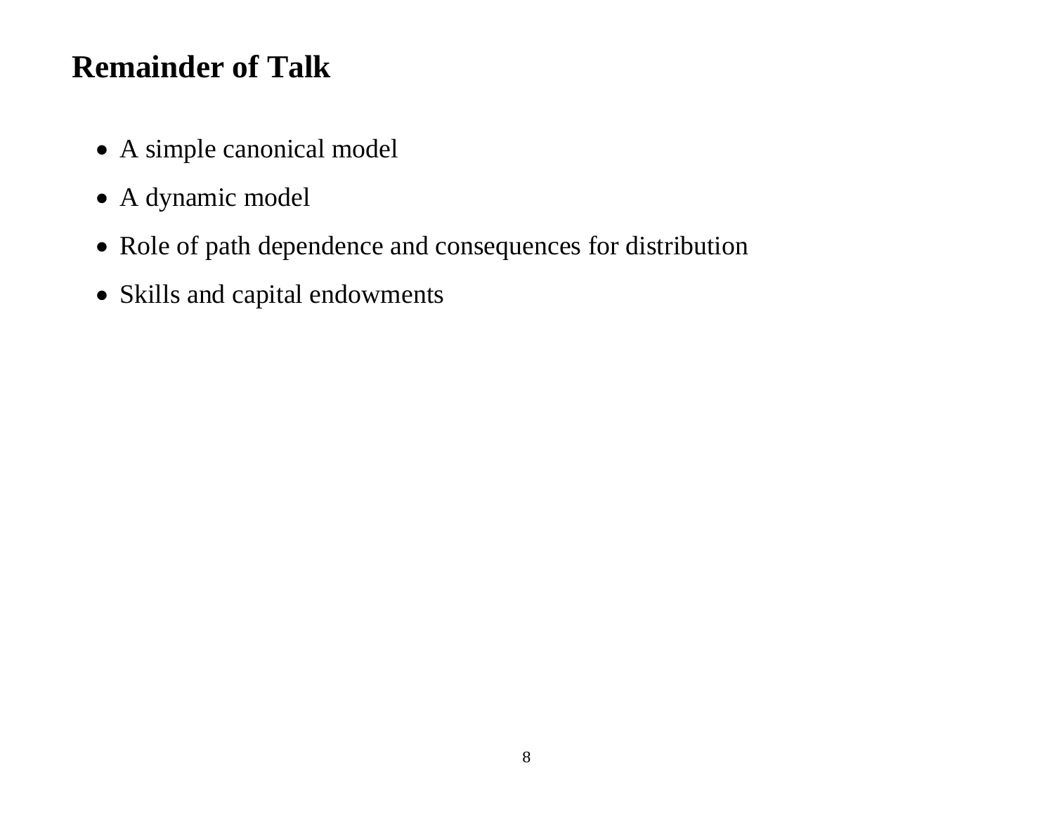## Remainder of Talk

- A simple canonical model
- A dynamic model
- Role of path dependence and consequences for distribution
- Skills and capital endowments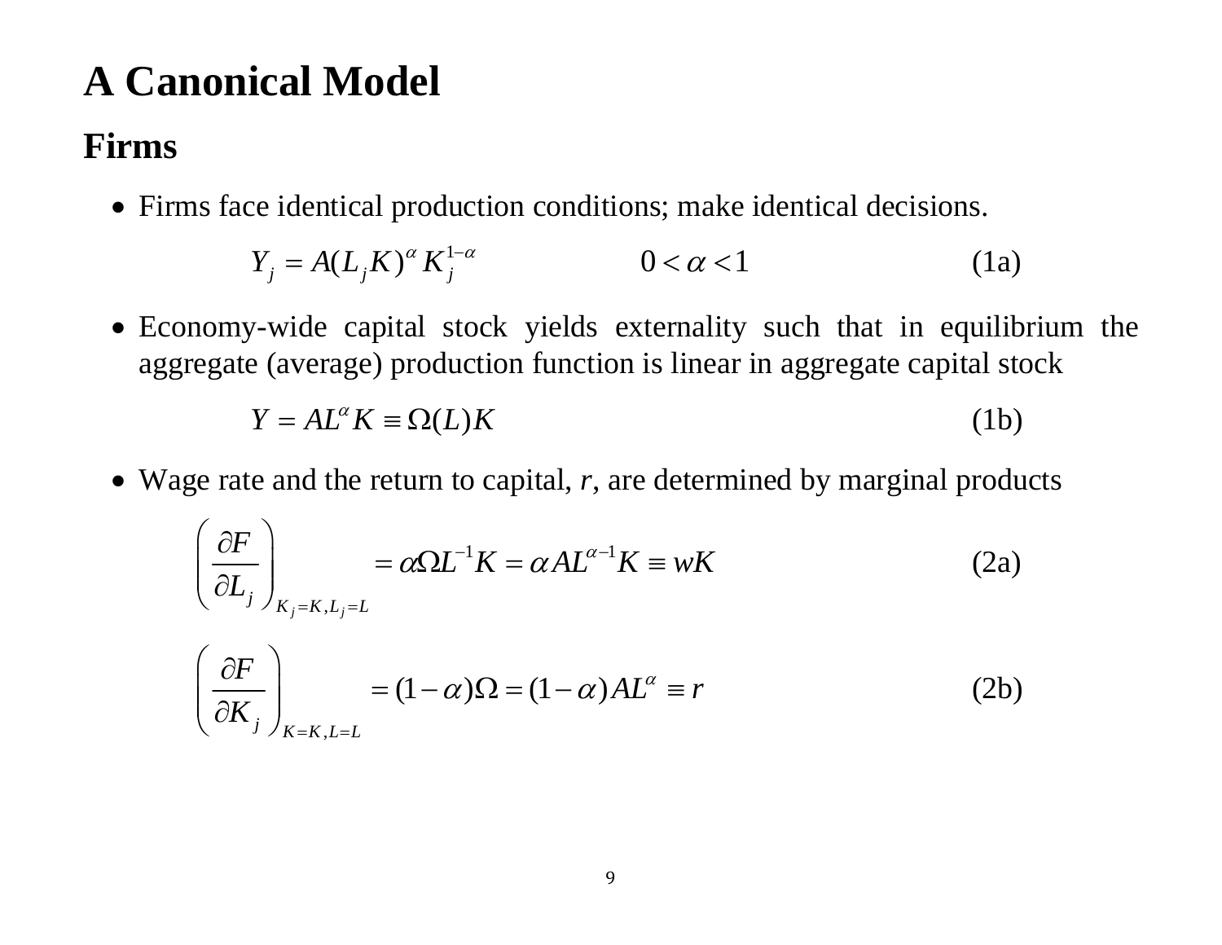# A Canonical Model

## Firms

- Firms face identical production conditions; make identical decisions.

$$Y_j = A(L_j K)^{\alpha} K_j^{1-\alpha} \qquad\qquad 0 < \alpha < 1 \qquad\qquad (1a)$$

- Economy-wide capital stock yields externality such that in equilibrium the aggregate (average) production function is linear in aggregate capital stock

$$Y = AL^{\alpha} K \equiv \Omega(L)K \qquad\qquad (1b)$$

- Wage rate and the return to capital, $r$, are determined by marginal products

$$\left(\frac{\partial F}{\partial L_j}\right)_{K_j=K, L_j=L} = \alpha \Omega L^{-1} K = \alpha A L^{\alpha-1} K \equiv wK \qquad\qquad (2a)$$

$$\left(\frac{\partial F}{\partial K_j}\right)_{K=K, L=L} = (1-\alpha)\Omega = (1-\alpha) AL^{\alpha} \equiv r \qquad\qquad (2b)$$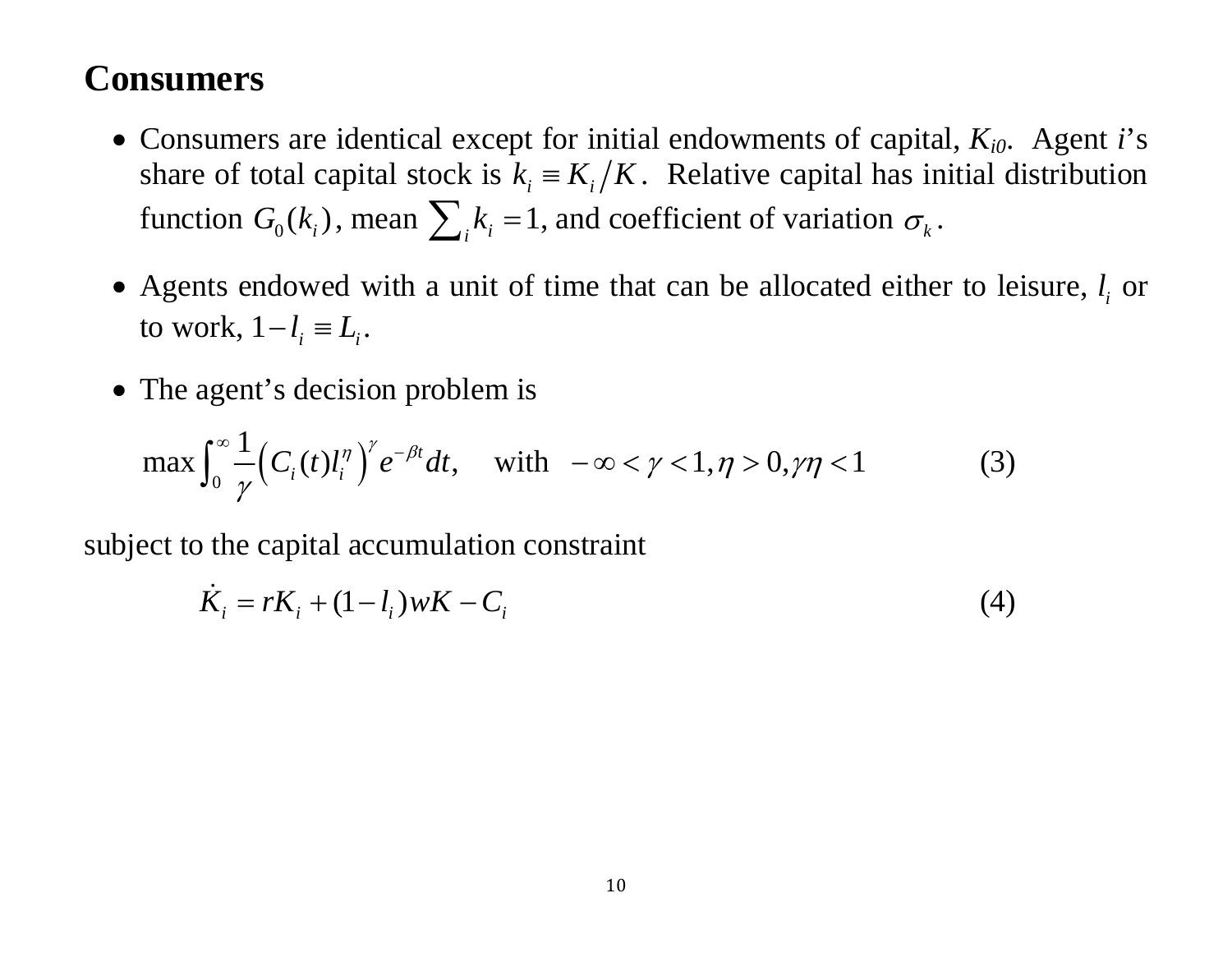## Consumers

- Consumers are identical except for initial endowments of capital, $K_{i0}$. Agent $i$'s share of total capital stock is $k_i \equiv K_i/K$. Relative capital has initial distribution function $G_0(k_i)$, mean $\sum_i k_i = 1$, and coefficient of variation $\sigma_k$.

- Agents endowed with a unit of time that can be allocated either to leisure, $l_i$ or to work, $1 - l_i \equiv L_i$.

- The agent's decision problem is

$$\max \int_0^\infty \frac{1}{\gamma}\left(C_i(t) l_i^\eta\right)^\gamma e^{-\beta t} dt, \quad \text{with } -\infty < \gamma < 1, \eta > 0, \gamma\eta < 1 \tag{3}$$

subject to the capital accumulation constraint

$$\dot{K}_i = rK_i + (1 - l_i)wK - C_i \tag{4}$$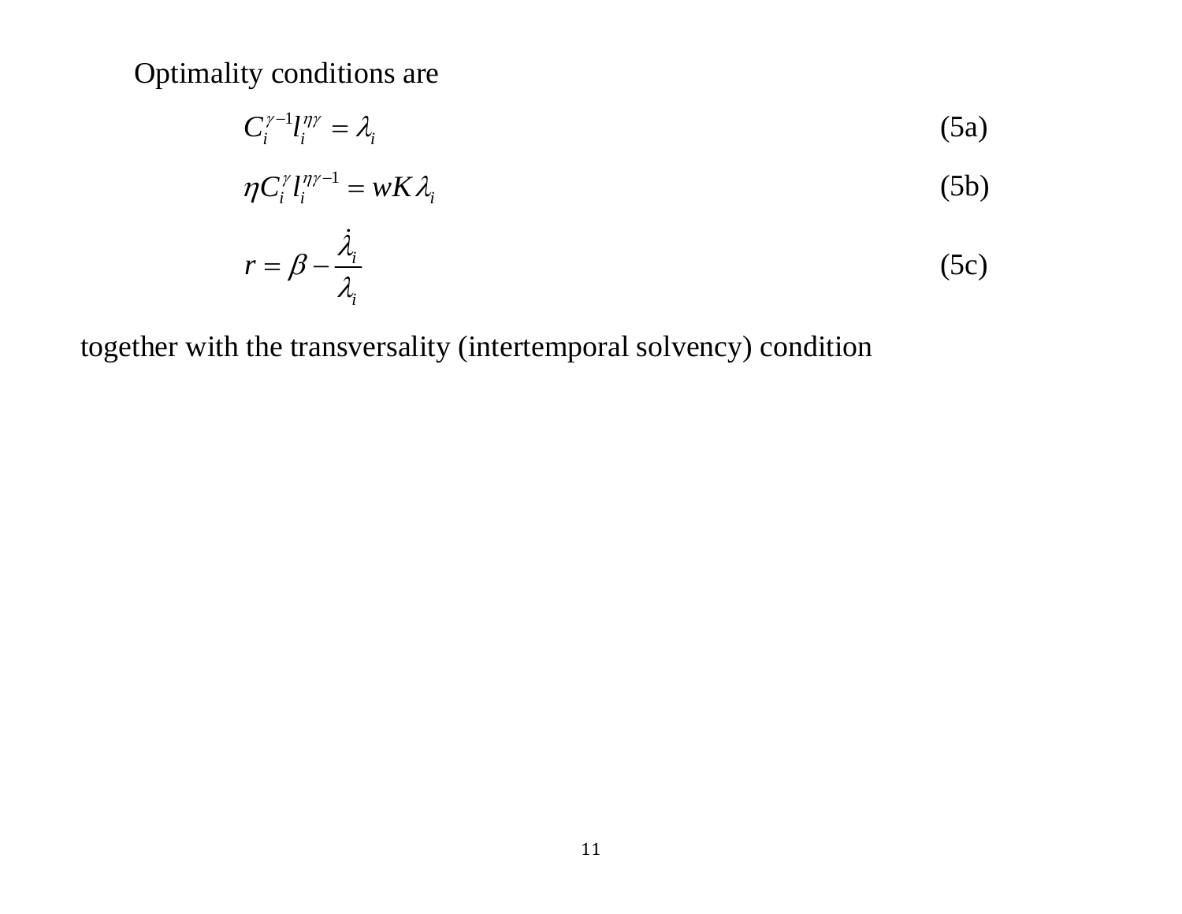Optimality conditions are

$$C_i^{\gamma-1} l_i^{\eta\gamma} = \lambda_i \tag{5a}$$

$$\eta C_i^{\gamma} l_i^{\eta\gamma-1} = wK\lambda_i \tag{5b}$$

$$r = \beta - \frac{\dot{\lambda}_i}{\lambda_i} \tag{5c}$$

together with the transversality (intertemporal solvency) condition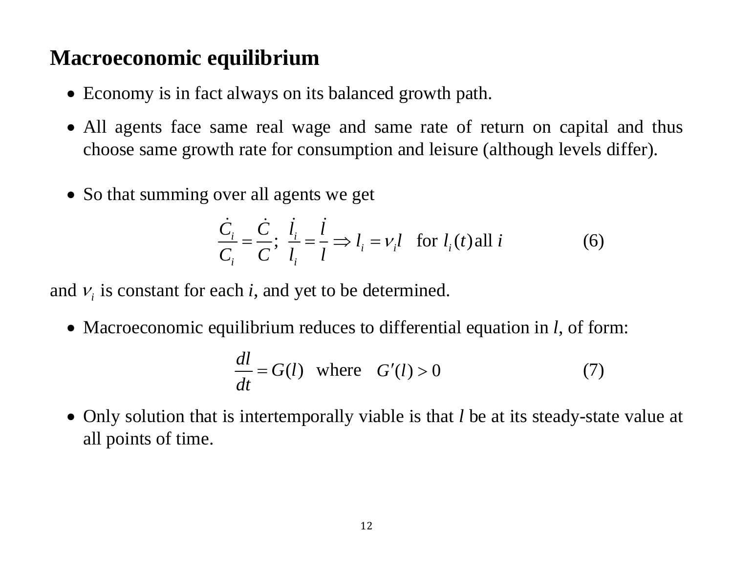## Macroeconomic equilibrium

- Economy is in fact always on its balanced growth path.
- All agents face same real wage and same rate of return on capital and thus choose same growth rate for consumption and leisure (although levels differ).

- So that summing over all agents we get

$$\frac{\dot{C}_i}{C_i} = \frac{\dot{C}}{C}; \ \frac{\dot{l}_i}{l_i} = \frac{\dot{l}}{l} \Rightarrow l_i = \nu_i l \quad \text{for } l_i(t) \text{ all } i \tag{6}$$

and $\nu_i$ is constant for each *i*, and yet to be determined.

- Macroeconomic equilibrium reduces to differential equation in *l*, of form:

$$\frac{dl}{dt} = G(l) \quad \text{where} \quad G'(l) > 0 \tag{7}$$

- Only solution that is intertemporally viable is that *l* be at its steady-state value at all points of time.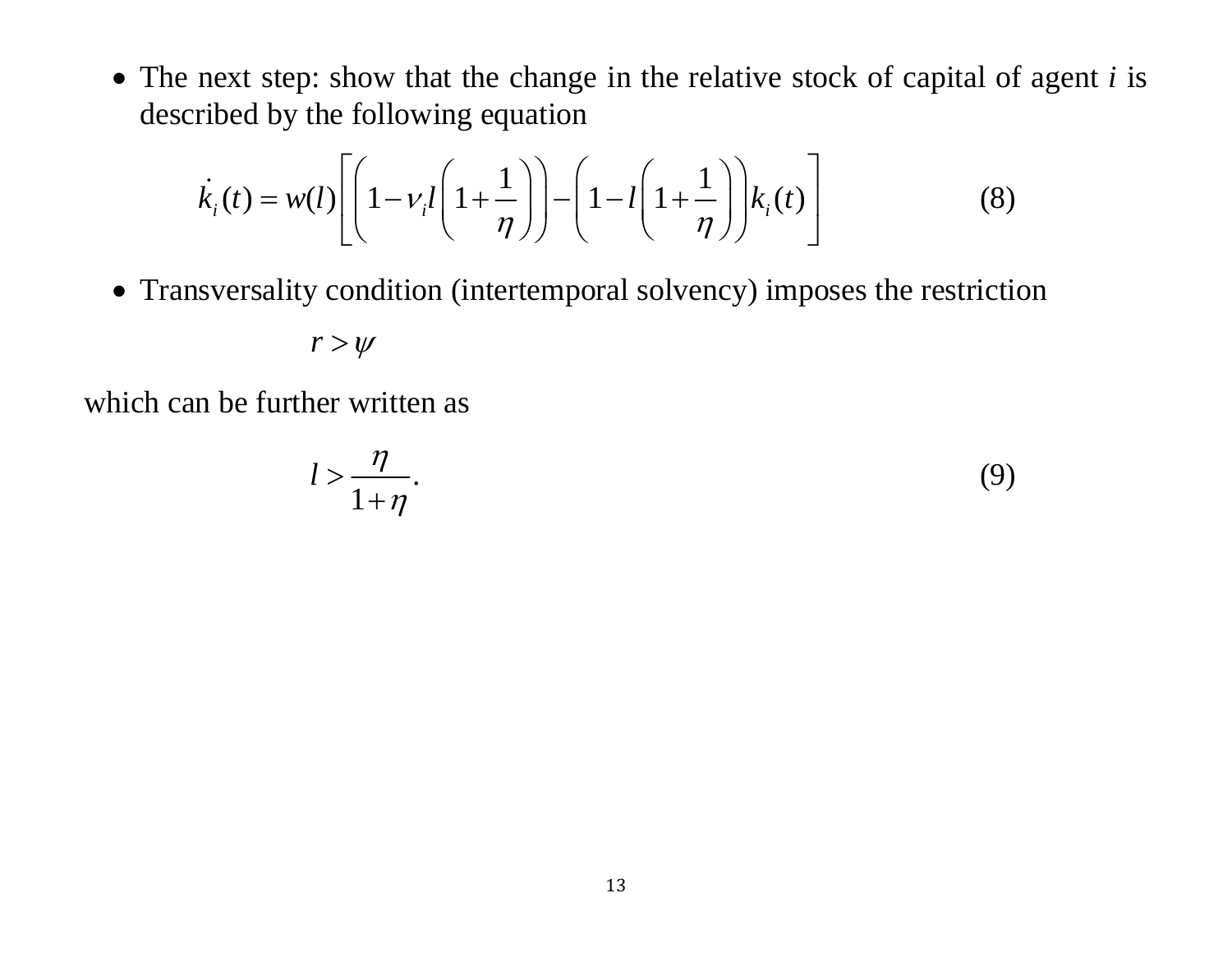- The next step: show that the change in the relative stock of capital of agent $i$ is described by the following equation

$$\dot{k}_i(t) = w(l)\left[\left(1 - \nu_i l\left(1 + \frac{1}{\eta}\right)\right) - \left(1 - l\left(1 + \frac{1}{\eta}\right)\right)k_i(t)\right] \tag{8}$$

- Transversality condition (intertemporal solvency) imposes the restriction

$$r > \psi$$

which can be further written as

$$l > \frac{\eta}{1+\eta}. \tag{9}$$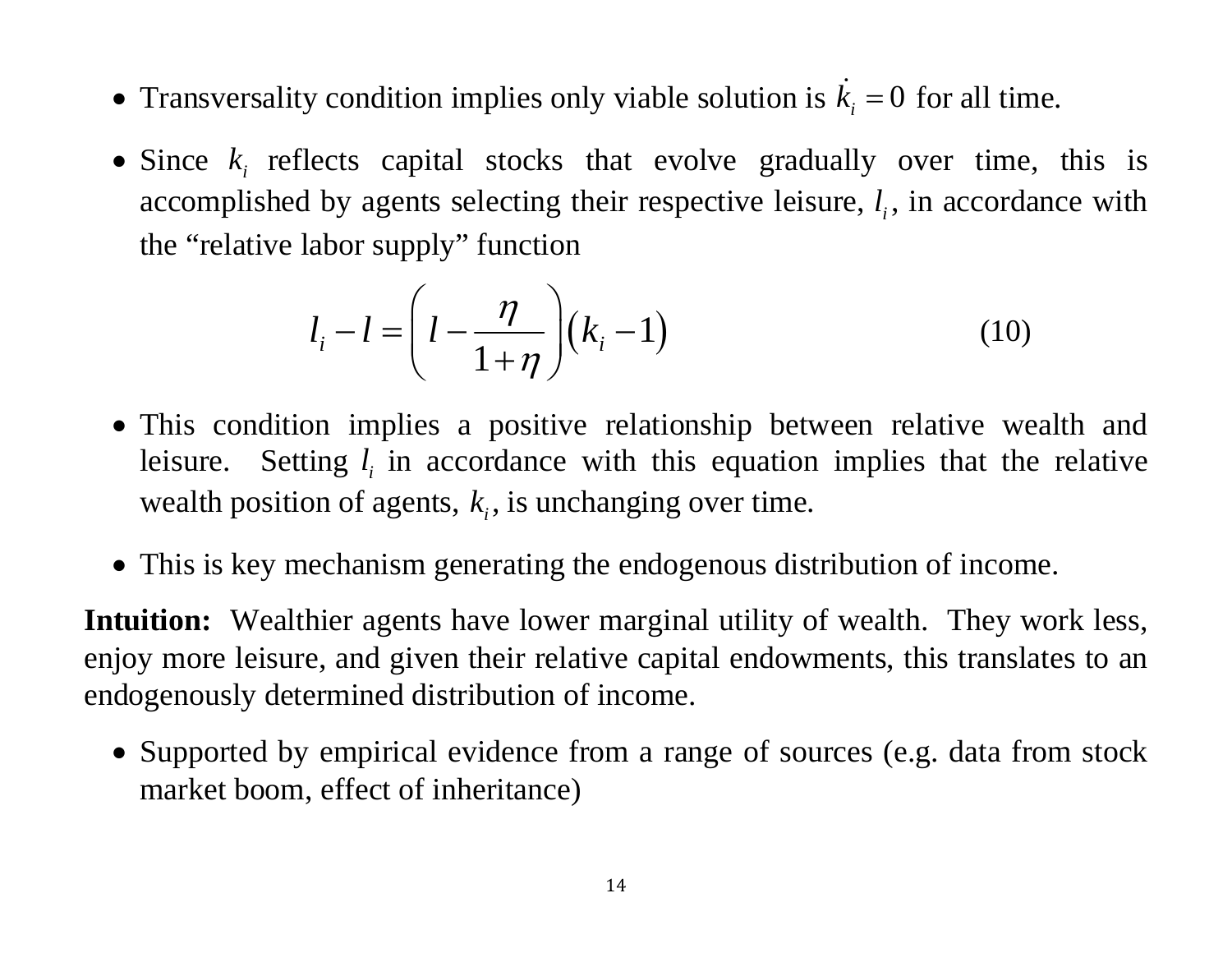- Transversality condition implies only viable solution is $\dot{k}_i = 0$ for all time.

- Since $k_i$ reflects capital stocks that evolve gradually over time, this is accomplished by agents selecting their respective leisure, $l_i$, in accordance with the "relative labor supply" function

$$l_i - l = \left( l - \frac{\eta}{1+\eta} \right) \left( k_i - 1 \right) \tag{10}$$

- This condition implies a positive relationship between relative wealth and leisure. Setting $l_i$ in accordance with this equation implies that the relative wealth position of agents, $k_i$, is unchanging over time.

- This is key mechanism generating the endogenous distribution of income.

**Intuition:** Wealthier agents have lower marginal utility of wealth. They work less, enjoy more leisure, and given their relative capital endowments, this translates to an endogenously determined distribution of income.

- Supported by empirical evidence from a range of sources (e.g. data from stock market boom, effect of inheritance)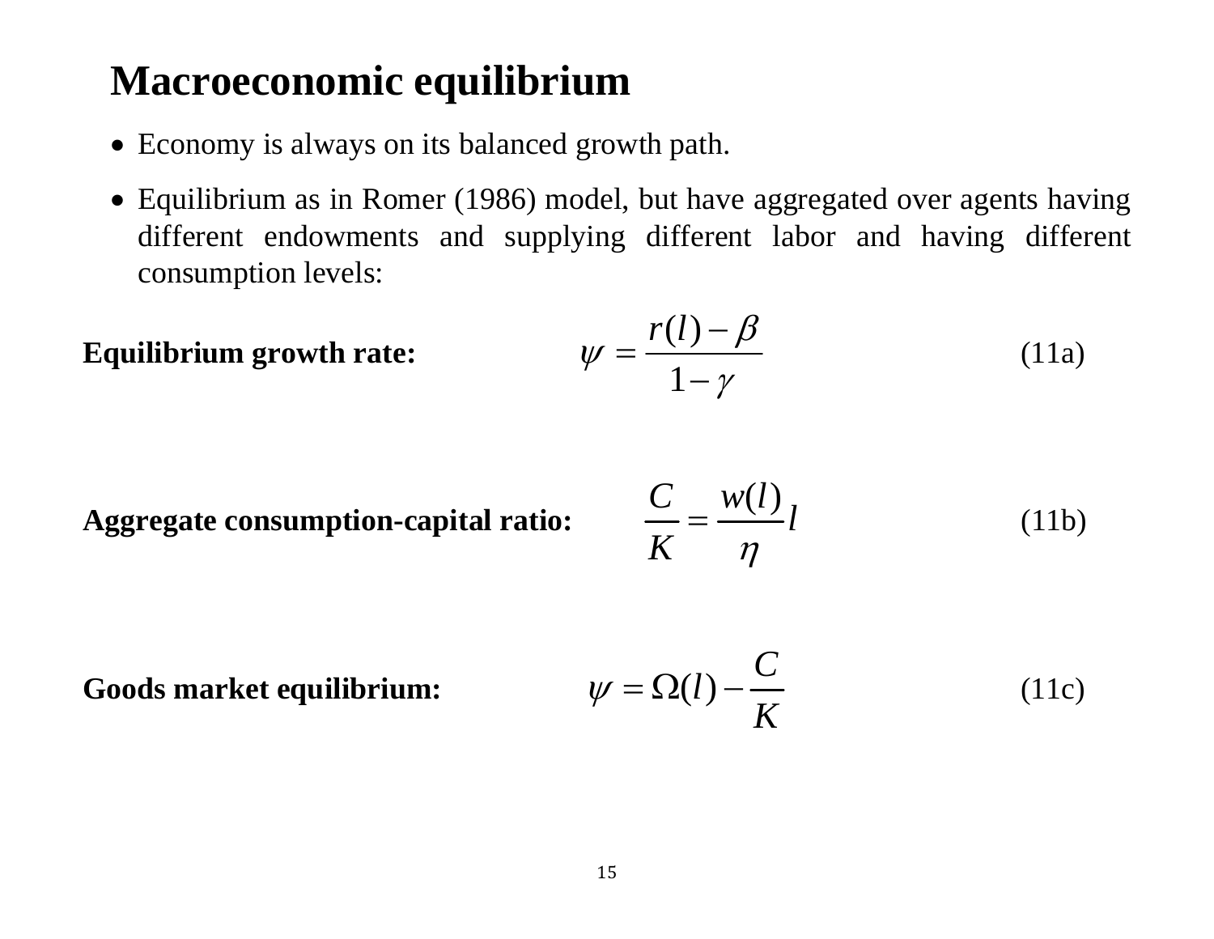# Macroeconomic equilibrium

- Economy is always on its balanced growth path.
- Equilibrium as in Romer (1986) model, but have aggregated over agents having different endowments and supplying different labor and having different consumption levels:

**Equilibrium growth rate:**

$$\psi = \frac{r(l) - \beta}{1 - \gamma} \tag{11a}$$

**Aggregate consumption-capital ratio:**

$$\frac{C}{K} = \frac{w(l)}{\eta} l \tag{11b}$$

**Goods market equilibrium:**

$$\psi = \Omega(l) - \frac{C}{K} \tag{11c}$$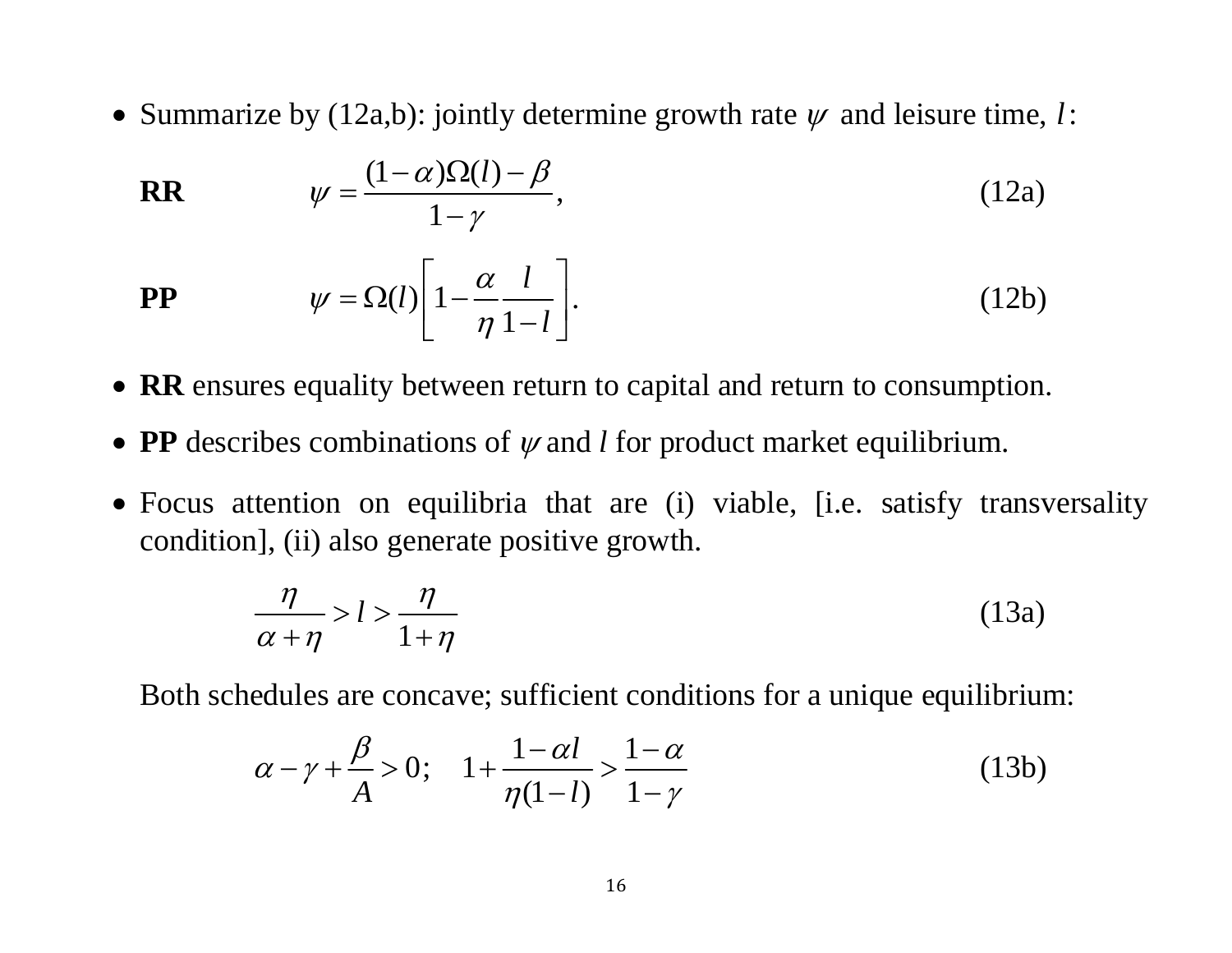- Summarize by (12a,b): jointly determine growth rate $\psi$ and leisure time, $l$:

**RR**
$$\psi = \frac{(1-\alpha)\Omega(l) - \beta}{1-\gamma}, \tag{12a}$$

**PP**
$$\psi = \Omega(l)\left[1 - \frac{\alpha}{\eta}\frac{l}{1-l}\right]. \tag{12b}$$

- **RR** ensures equality between return to capital and return to consumption.
- **PP** describes combinations of $\psi$ and $l$ for product market equilibrium.
- Focus attention on equilibria that are (i) viable, [i.e. satisfy transversality condition], (ii) also generate positive growth.

$$\frac{\eta}{\alpha+\eta} > l > \frac{\eta}{1+\eta} \tag{13a}$$

Both schedules are concave; sufficient conditions for a unique equilibrium:

$$\alpha - \gamma + \frac{\beta}{A} > 0; \quad 1 + \frac{1-\alpha l}{\eta(1-l)} > \frac{1-\alpha}{1-\gamma} \tag{13b}$$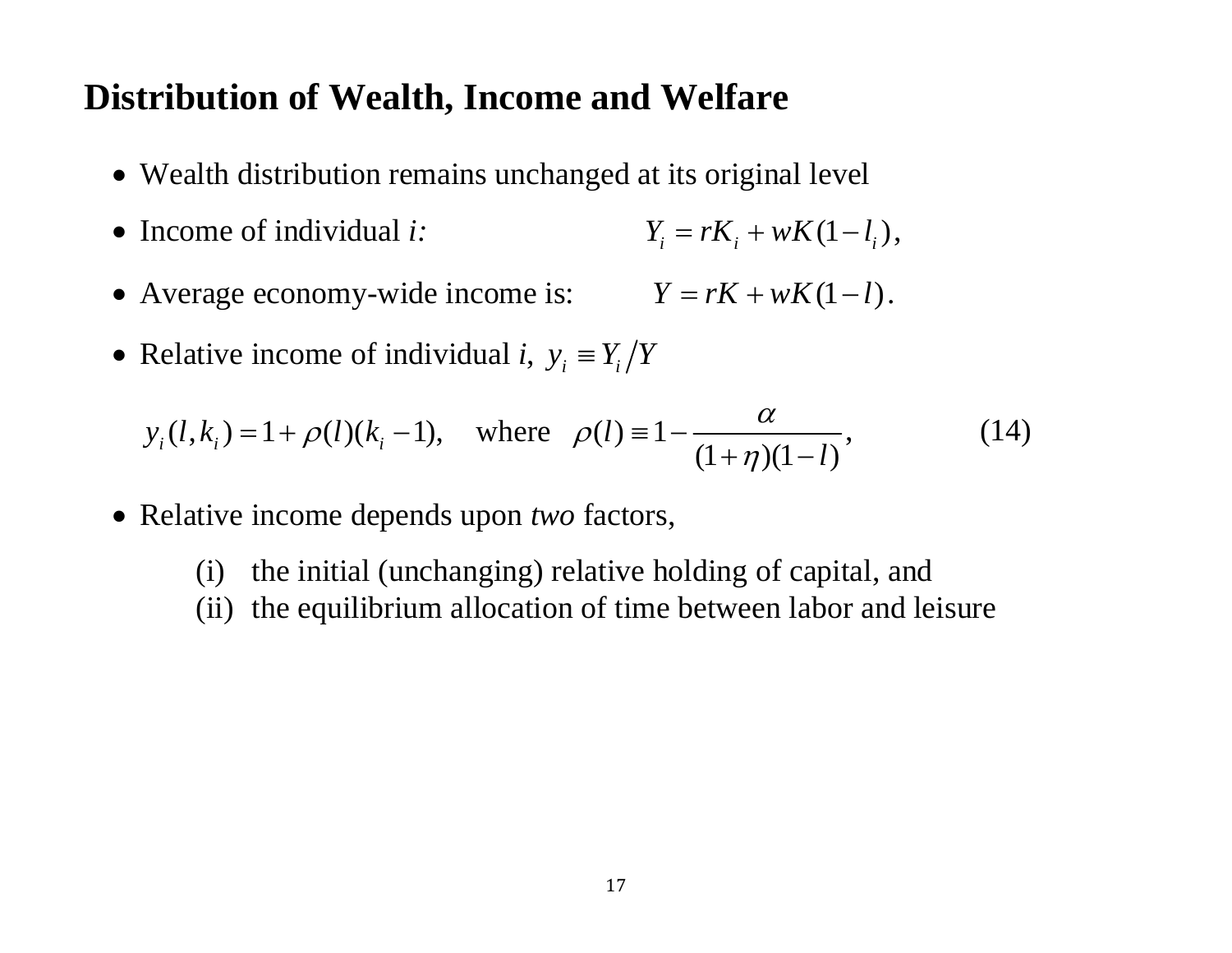## Distribution of Wealth, Income and Welfare

- Wealth distribution remains unchanged at its original level
- Income of individual *i:* $Y_i = rK_i + wK(1-l_i)$,
- Average economy-wide income is: $Y = rK + wK(1-l)$.
- Relative income of individual *i*, $y_i \equiv Y_i / Y$

$$y_i(l, k_i) = 1 + \rho(l)(k_i - 1), \quad \text{where} \quad \rho(l) \equiv 1 - \frac{\alpha}{(1+\eta)(1-l)}, \tag{14}$$

- Relative income depends upon *two* factors,
    - (i) the initial (unchanging) relative holding of capital, and
    - (ii) the equilibrium allocation of time between labor and leisure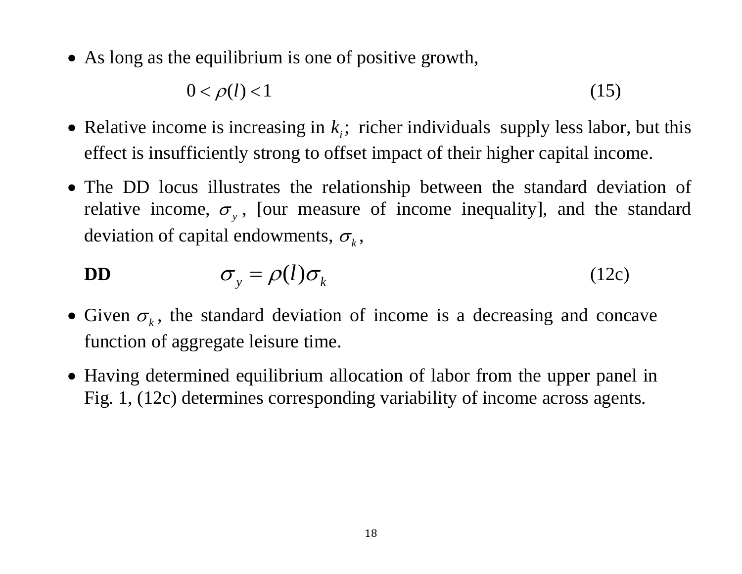- As long as the equilibrium is one of positive growth,

$$0 < \rho(l) < 1 \qquad (15)$$

- Relative income is increasing in $k_i$; richer individuals supply less labor, but this effect is insufficiently strong to offset impact of their higher capital income.

- The DD locus illustrates the relationship between the standard deviation of relative income, $\sigma_y$, [our measure of income inequality], and the standard deviation of capital endowments, $\sigma_k$,

**DD**
$$\sigma_y = \rho(l)\sigma_k \qquad (12c)$$

- Given $\sigma_k$, the standard deviation of income is a decreasing and concave function of aggregate leisure time.

- Having determined equilibrium allocation of labor from the upper panel in Fig. 1, (12c) determines corresponding variability of income across agents.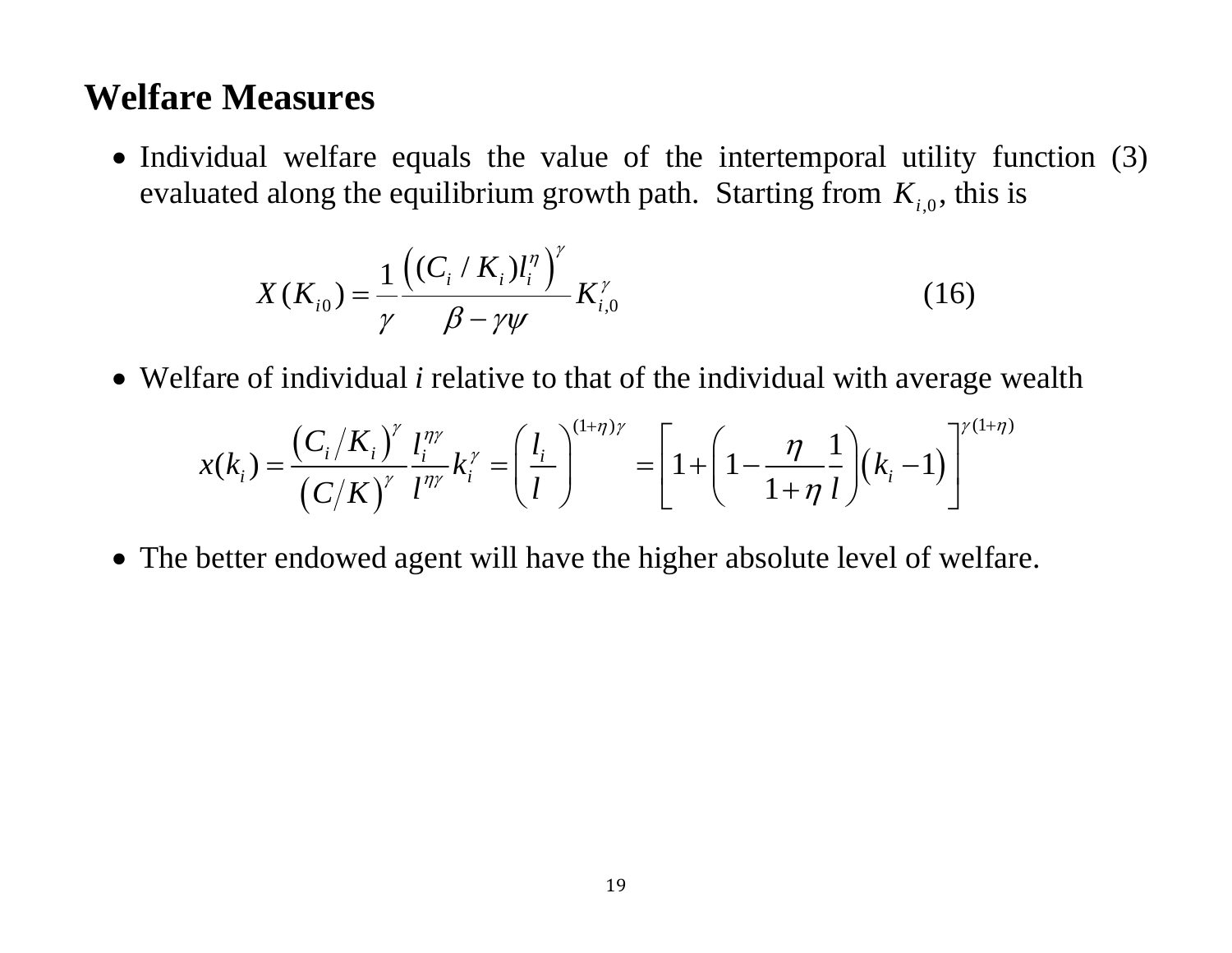## Welfare Measures

- Individual welfare equals the value of the intertemporal utility function (3) evaluated along the equilibrium growth path. Starting from $K_{i,0}$, this is

$$X(K_{i0}) = \frac{1}{\gamma} \frac{\left((C_i / K_i) l_i^{\eta}\right)^{\gamma}}{\beta - \gamma\psi} K_{i,0}^{\gamma} \tag{16}$$

- Welfare of individual *i* relative to that of the individual with average wealth

$$x(k_i) = \frac{\left(C_i / K_i\right)^{\gamma}}{\left(C/K\right)^{\gamma}} \frac{l_i^{\eta\gamma}}{l^{\eta\gamma}} k_i^{\gamma} = \left(\frac{l_i}{l}\right)^{(1+\eta)\gamma} = \left[1 + \left(1 - \frac{\eta}{1+\eta} \frac{1}{l}\right)\left(k_i - 1\right)\right]^{\gamma(1+\eta)}$$

- The better endowed agent will have the higher absolute level of welfare.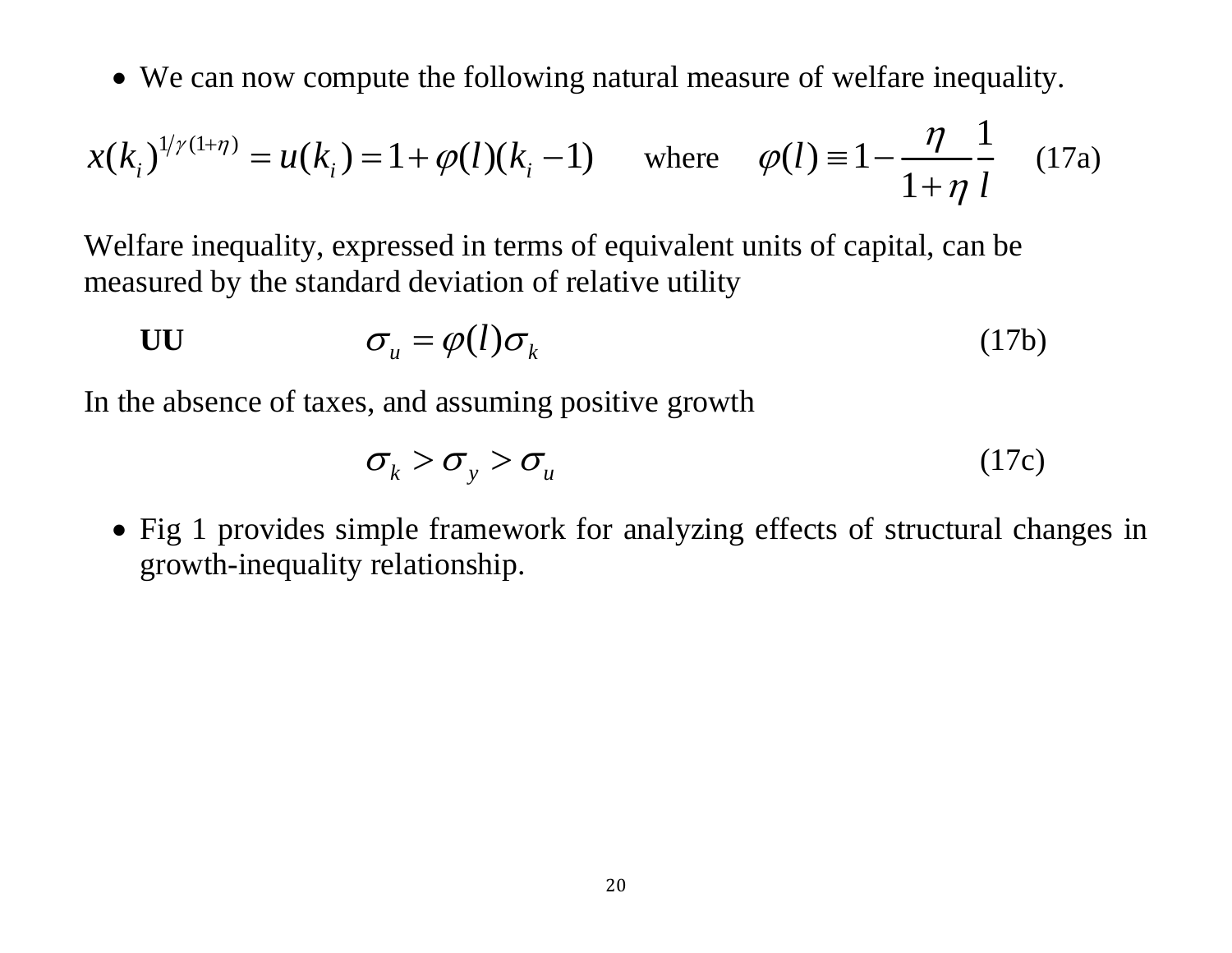- We can now compute the following natural measure of welfare inequality.

$$x(k_i)^{1/\gamma(1+\eta)} = u(k_i) = 1 + \varphi(l)(k_i - 1) \qquad \text{where} \qquad \varphi(l) \equiv 1 - \frac{\eta}{1+\eta}\frac{1}{l} \qquad \text{(17a)}$$

Welfare inequality, expressed in terms of equivalent units of capital, can be measured by the standard deviation of relative utility

$$\textbf{UU} \qquad \sigma_u = \varphi(l)\sigma_k \qquad \text{(17b)}$$

In the absence of taxes, and assuming positive growth

$$\sigma_k > \sigma_y > \sigma_u \qquad \text{(17c)}$$

- Fig 1 provides simple framework for analyzing effects of structural changes in growth-inequality relationship.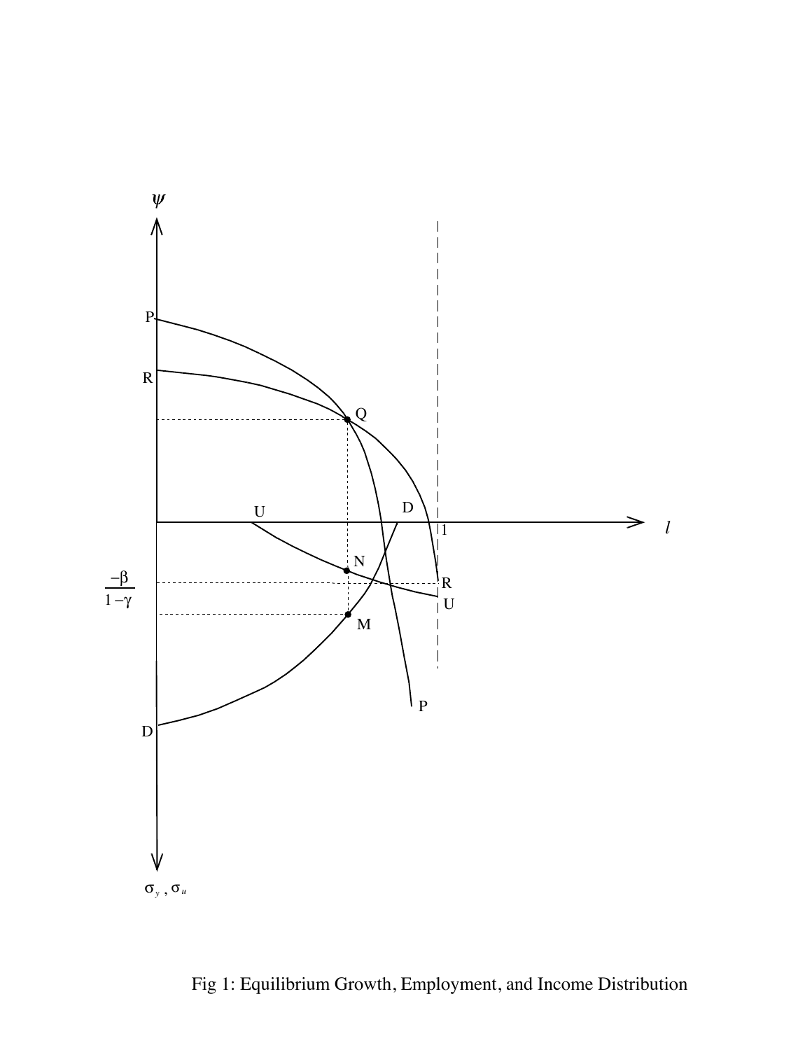Fig 1: Equilibrium Growth, Employment, and Income Distribution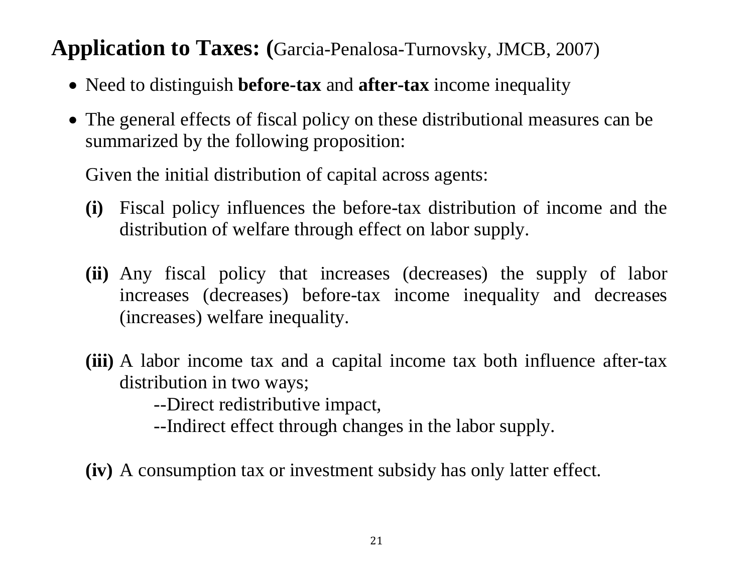## **Application to Taxes:** (Garcia-Penalosa-Turnovsky, JMCB, 2007)

- Need to distinguish **before-tax** and **after-tax** income inequality
- The general effects of fiscal policy on these distributional measures can be summarized by the following proposition:

  Given the initial distribution of capital across agents:

  **(i)** Fiscal policy influences the before-tax distribution of income and the distribution of welfare through effect on labor supply.

  **(ii)** Any fiscal policy that increases (decreases) the supply of labor increases (decreases) before-tax income inequality and decreases (increases) welfare inequality.

  **(iii)** A labor income tax and a capital income tax both influence after-tax distribution in two ways;

  --Direct redistributive impact,

  --Indirect effect through changes in the labor supply.

  **(iv)** A consumption tax or investment subsidy has only latter effect.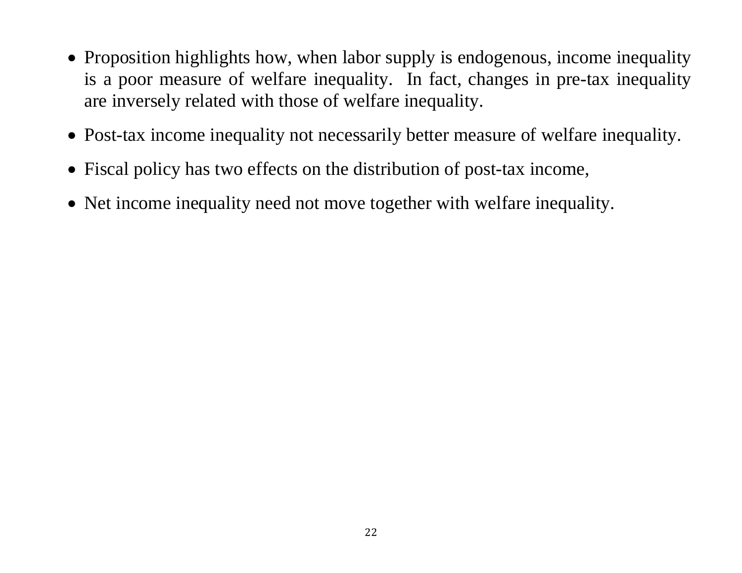- Proposition highlights how, when labor supply is endogenous, income inequality is a poor measure of welfare inequality. In fact, changes in pre-tax inequality are inversely related with those of welfare inequality.
- Post-tax income inequality not necessarily better measure of welfare inequality.
- Fiscal policy has two effects on the distribution of post-tax income,
- Net income inequality need not move together with welfare inequality.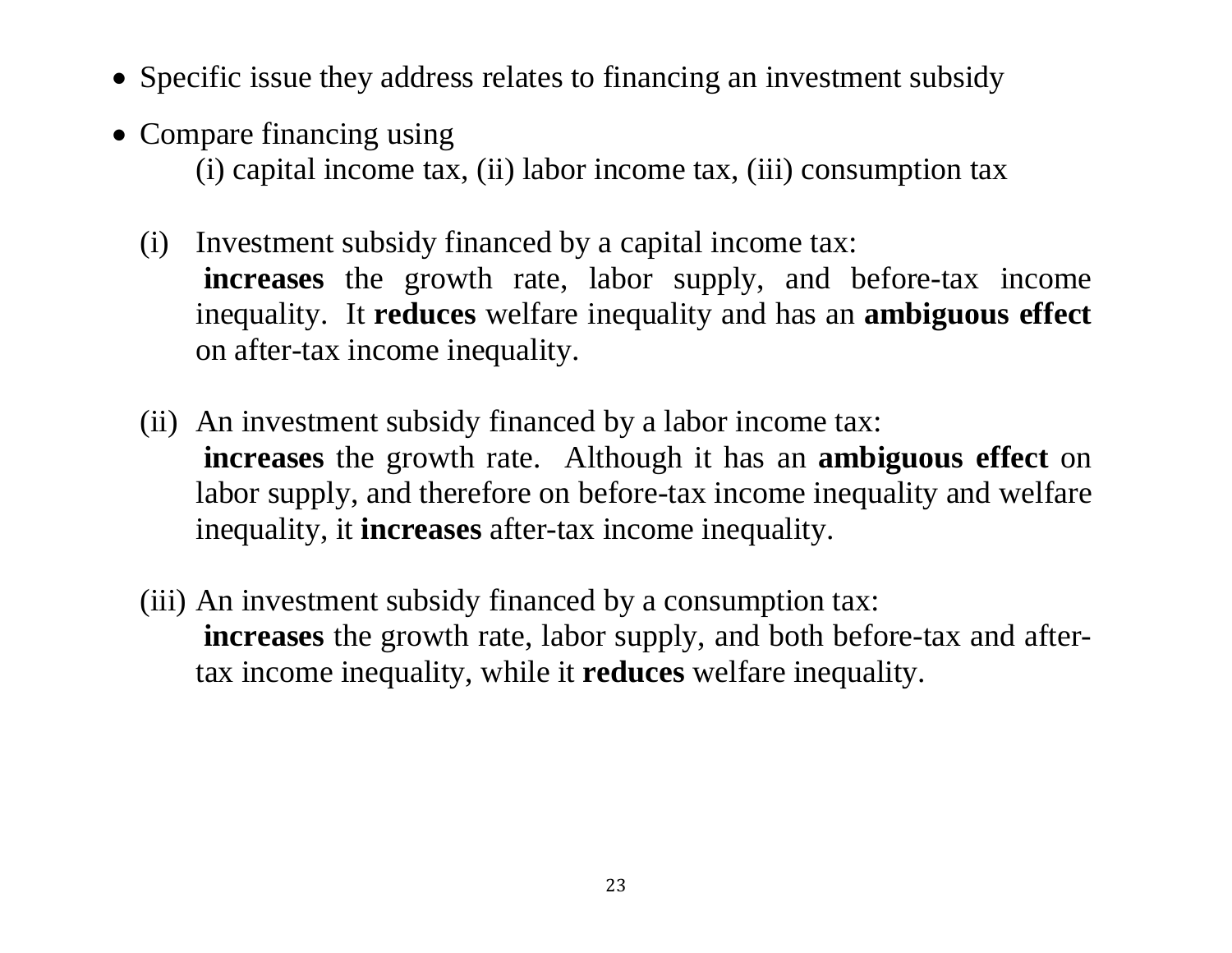- Specific issue they address relates to financing an investment subsidy
- Compare financing using
  (i) capital income tax, (ii) labor income tax, (iii) consumption tax

  (i) Investment subsidy financed by a capital income tax:
  **increases** the growth rate, labor supply, and before-tax income inequality. It **reduces** welfare inequality and has an **ambiguous effect** on after-tax income inequality.

  (ii) An investment subsidy financed by a labor income tax:
  **increases** the growth rate. Although it has an **ambiguous effect** on labor supply, and therefore on before-tax income inequality and welfare inequality, it **increases** after-tax income inequality.

  (iii) An investment subsidy financed by a consumption tax:
  **increases** the growth rate, labor supply, and both before-tax and after-tax income inequality, while it **reduces** welfare inequality.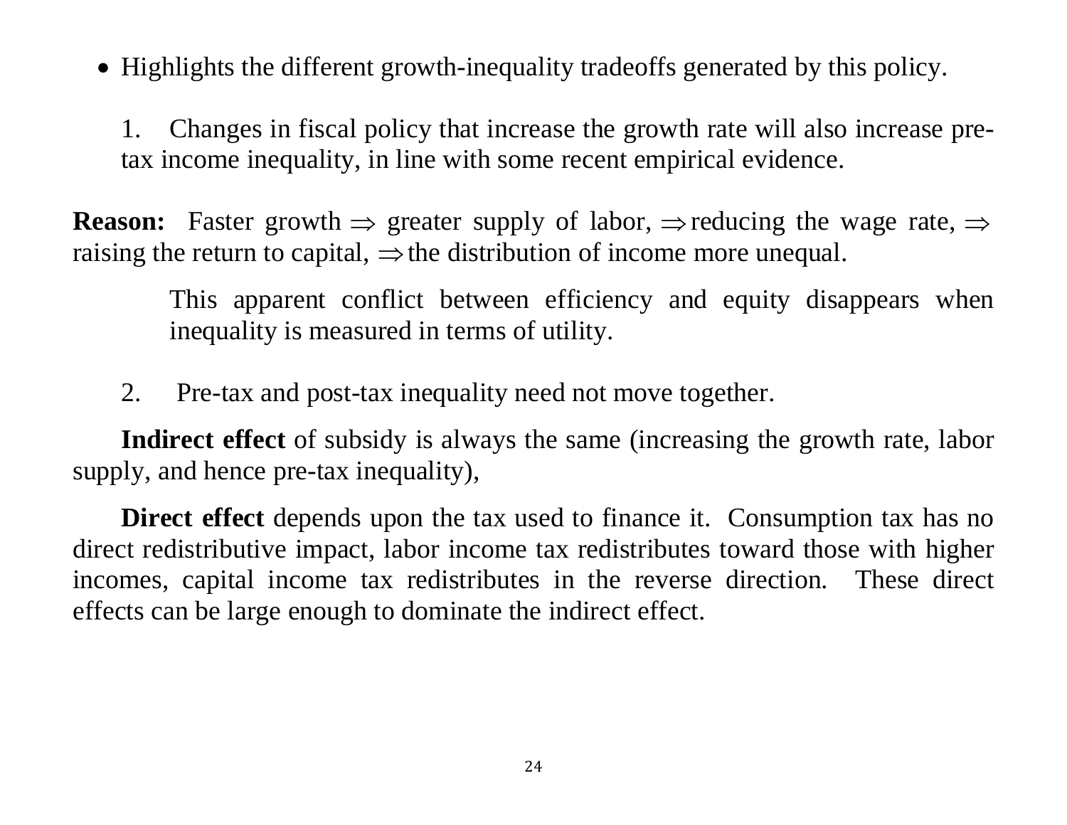- Highlights the different growth-inequality tradeoffs generated by this policy.

1. Changes in fiscal policy that increase the growth rate will also increase pre-tax income inequality, in line with some recent empirical evidence.

**Reason:** Faster growth $\Rightarrow$ greater supply of labor, $\Rightarrow$ reducing the wage rate, $\Rightarrow$ raising the return to capital, $\Rightarrow$ the distribution of income more unequal.

> This apparent conflict between efficiency and equity disappears when inequality is measured in terms of utility.

2. Pre-tax and post-tax inequality need not move together.

**Indirect effect** of subsidy is always the same (increasing the growth rate, labor supply, and hence pre-tax inequality),

**Direct effect** depends upon the tax used to finance it. Consumption tax has no direct redistributive impact, labor income tax redistributes toward those with higher incomes, capital income tax redistributes in the reverse direction. These direct effects can be large enough to dominate the indirect effect.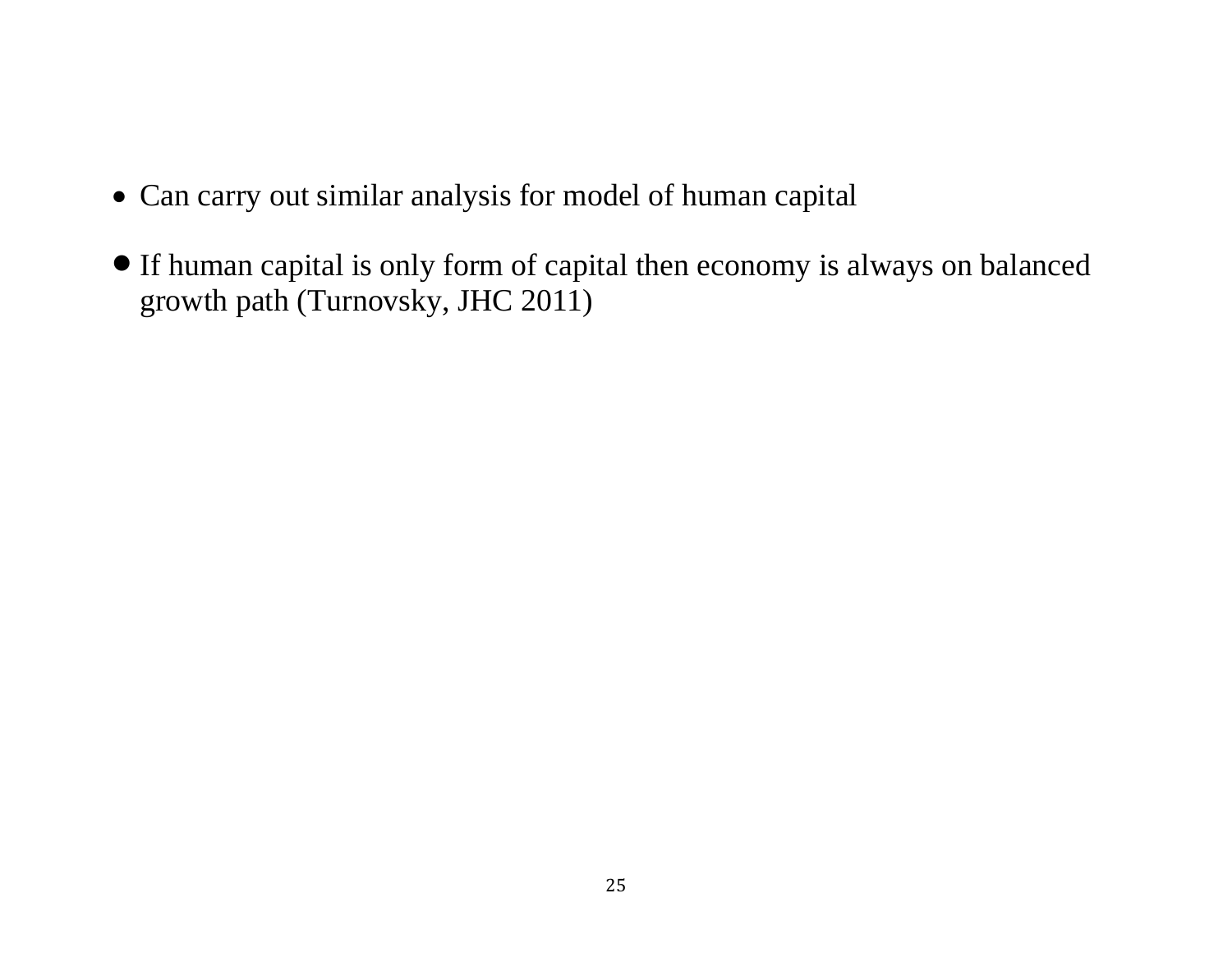- Can carry out similar analysis for model of human capital
- If human capital is only form of capital then economy is always on balanced growth path (Turnovsky, JHC 2011)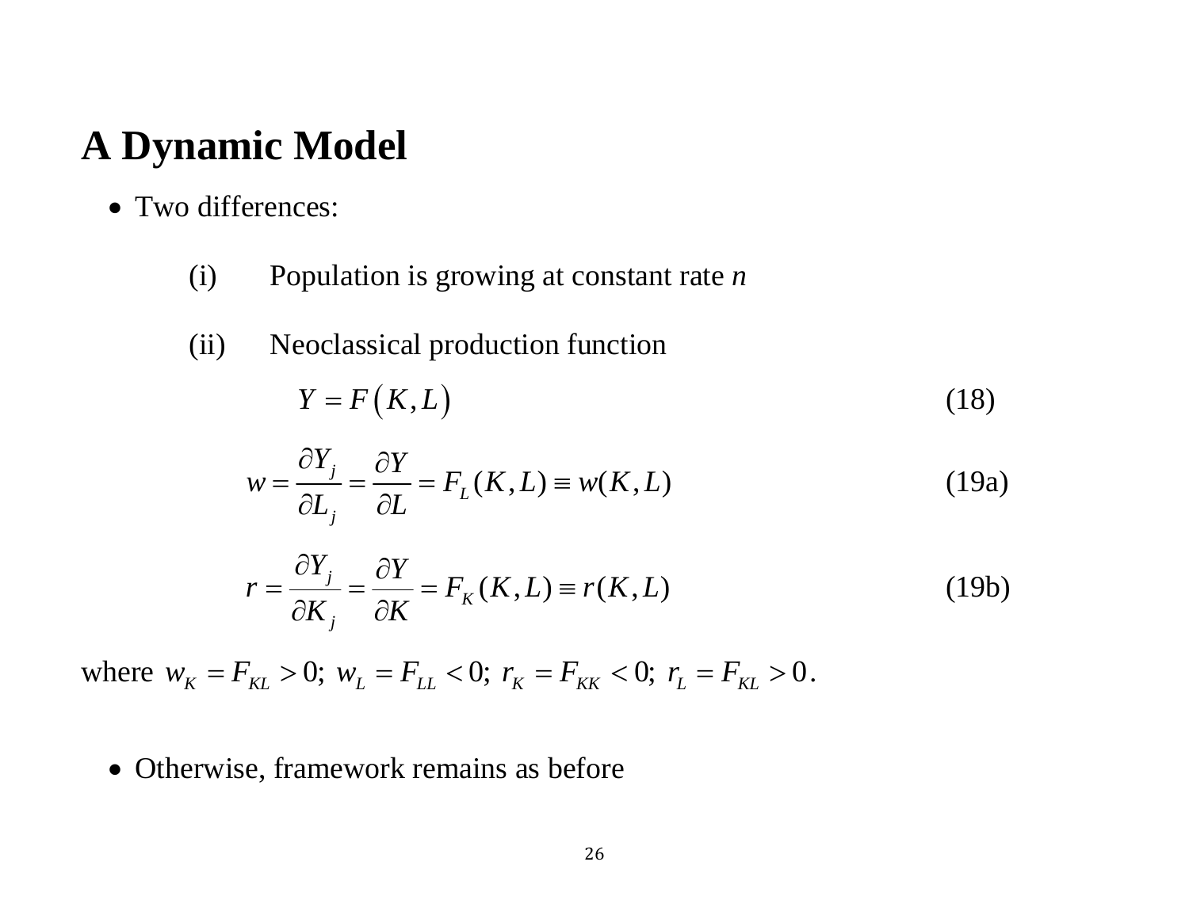# A Dynamic Model

- Two differences:

  (i) Population is growing at constant rate $n$

  (ii) Neoclassical production function

$$Y = F\left(K, L\right) \tag{18}$$

$$w = \frac{\partial Y_j}{\partial L_j} = \frac{\partial Y}{\partial L} = F_L(K, L) \equiv w(K, L) \tag{19a}$$

$$r = \frac{\partial Y_j}{\partial K_j} = \frac{\partial Y}{\partial K} = F_K(K, L) \equiv r(K, L) \tag{19b}$$

where $w_K = F_{KL} > 0;\ w_L = F_{LL} < 0;\ r_K = F_{KK} < 0;\ r_L = F_{KL} > 0$.

- Otherwise, framework remains as before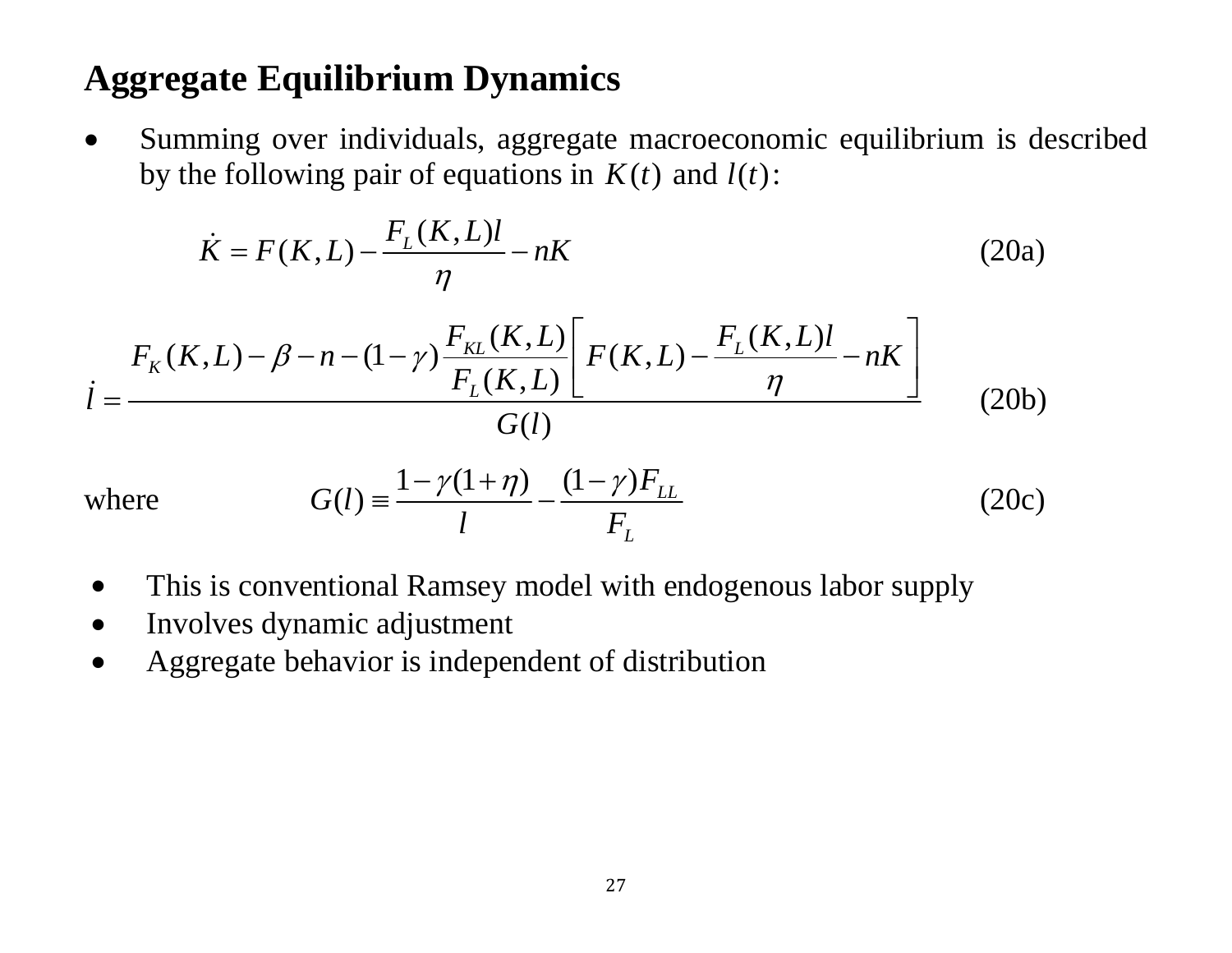# Aggregate Equilibrium Dynamics

- Summing over individuals, aggregate macroeconomic equilibrium is described by the following pair of equations in $K(t)$ and $l(t)$:

$$\dot{K} = F(K,L) - \frac{F_L(K,L)l}{\eta} - nK \tag{20a}$$

$$\dot{l} = \frac{F_K(K,L) - \beta - n - (1-\gamma)\dfrac{F_{KL}(K,L)}{F_L(K,L)}\left[F(K,L) - \dfrac{F_L(K,L)l}{\eta} - nK\right]}{G(l)} \tag{20b}$$

where
$$G(l) \equiv \frac{1-\gamma(1+\eta)}{l} - \frac{(1-\gamma)F_{LL}}{F_L} \tag{20c}$$

- This is conventional Ramsey model with endogenous labor supply
- Involves dynamic adjustment
- Aggregate behavior is independent of distribution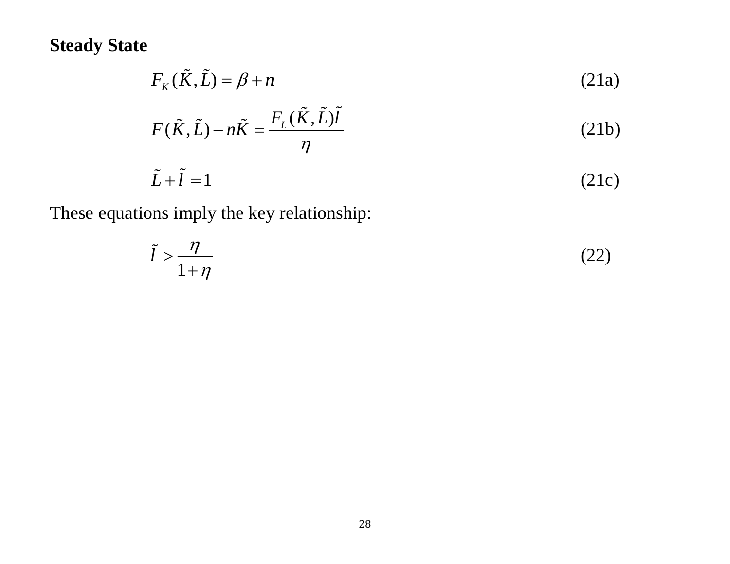**Steady State**

$$F_K(\tilde{K}, \tilde{L}) = \beta + n \tag{21a}$$

$$F(\tilde{K}, \tilde{L}) - n\tilde{K} = \frac{F_L(\tilde{K}, \tilde{L})\tilde{l}}{\eta} \tag{21b}$$

$$\tilde{L} + \tilde{l} = 1 \tag{21c}$$

These equations imply the key relationship:

$$\tilde{l} > \frac{\eta}{1+\eta} \tag{22}$$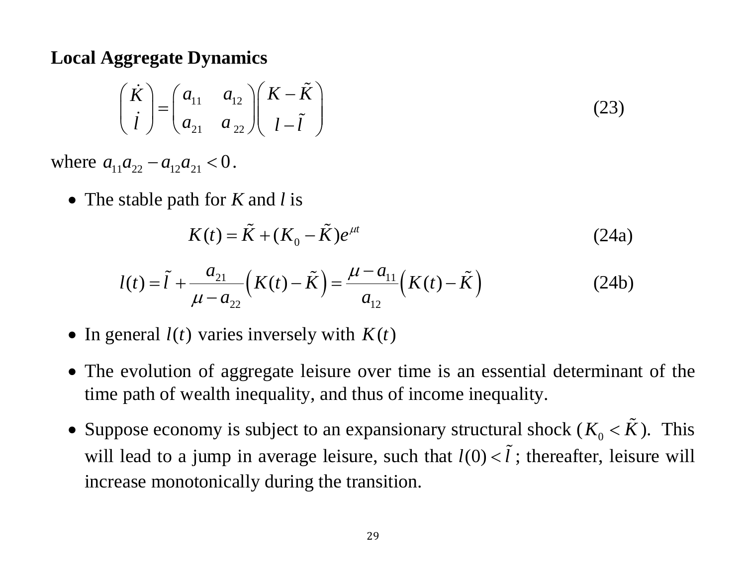## Local Aggregate Dynamics

$$\begin{pmatrix} \dot{K} \\ \dot{l} \end{pmatrix} = \begin{pmatrix} a_{11} & a_{12} \\ a_{21} & a_{22} \end{pmatrix} \begin{pmatrix} K - \tilde{K} \\ l - \tilde{l} \end{pmatrix} \tag{23}$$

where $a_{11}a_{22} - a_{12}a_{21} < 0$.

- The stable path for $K$ and $l$ is

$$K(t) = \tilde{K} + (K_0 - \tilde{K})e^{\mu t} \tag{24a}$$

$$l(t) = \tilde{l} + \frac{a_{21}}{\mu - a_{22}}\left(K(t) - \tilde{K}\right) = \frac{\mu - a_{11}}{a_{12}}\left(K(t) - \tilde{K}\right) \tag{24b}$$

- In general $l(t)$ varies inversely with $K(t)$
- The evolution of aggregate leisure over time is an essential determinant of the time path of wealth inequality, and thus of income inequality.
- Suppose economy is subject to an expansionary structural shock ($K_0 < \tilde{K}$). This will lead to a jump in average leisure, such that $l(0) < \tilde{l}$; thereafter, leisure will increase monotonically during the transition.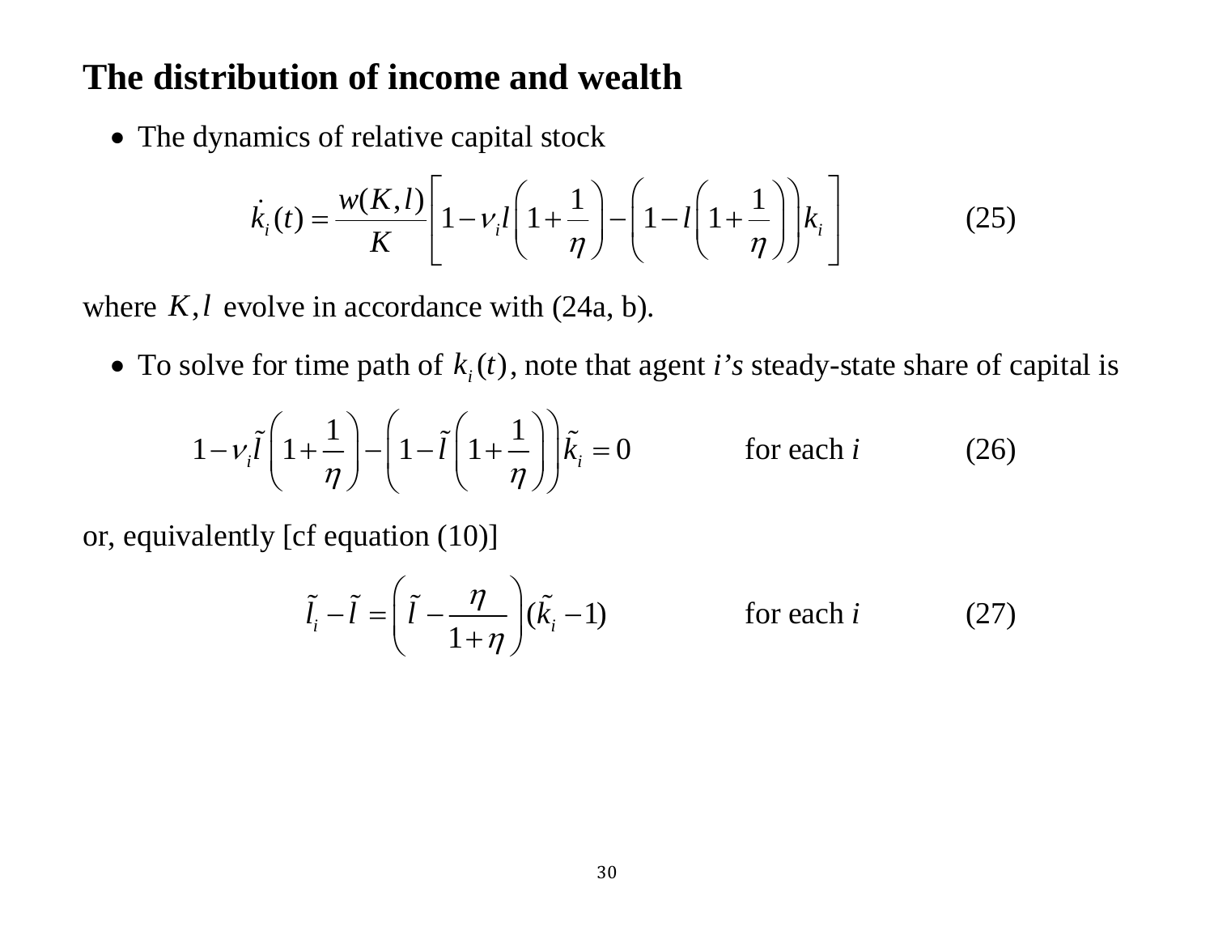## The distribution of income and wealth

- The dynamics of relative capital stock

$$\dot{k}_i(t) = \frac{w(K,l)}{K}\left[1 - \nu_i l\left(1 + \frac{1}{\eta}\right) - \left(1 - l\left(1 + \frac{1}{\eta}\right)\right)k_i\right] \qquad (25)$$

where $K, l$ evolve in accordance with (24a, b).

- To solve for time path of $k_i(t)$, note that agent *i's* steady-state share of capital is

$$1 - \nu_i \tilde{l}\left(1 + \frac{1}{\eta}\right) - \left(1 - \tilde{l}\left(1 + \frac{1}{\eta}\right)\right)\tilde{k}_i = 0 \qquad \text{for each } i \qquad (26)$$

or, equivalently [cf equation (10)]

$$\tilde{l}_i - \tilde{l} = \left(\tilde{l} - \frac{\eta}{1+\eta}\right)(\tilde{k}_i - 1) \qquad \text{for each } i \qquad (27)$$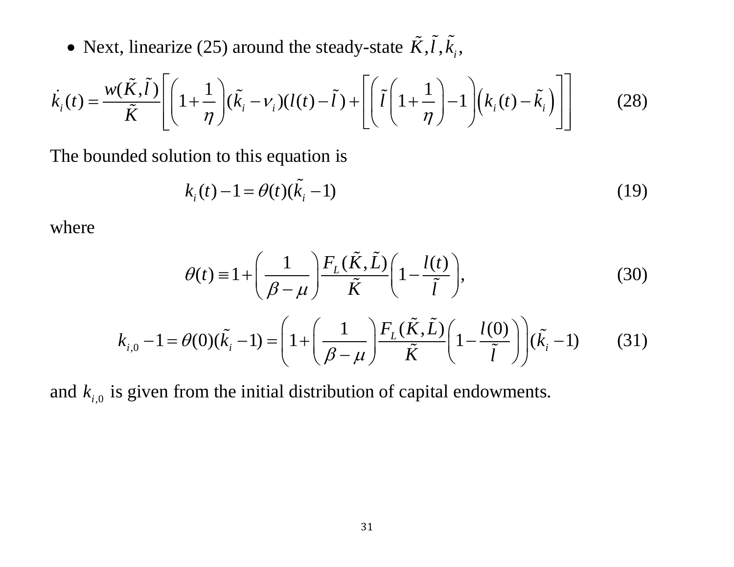- Next, linearize (25) around the steady-state $\tilde{K}, \tilde{l}, \tilde{k}_i$,

$$\dot{k}_i(t) = \frac{w(\tilde{K}, \tilde{l})}{\tilde{K}} \left[ \left(1 + \frac{1}{\eta}\right)(\tilde{k}_i - \nu_i)(l(t) - \tilde{l}) + \left[ \left( \tilde{l}\left(1 + \frac{1}{\eta}\right) - 1 \right) \left( k_i(t) - \tilde{k}_i \right) \right] \right] \qquad (28)$$

The bounded solution to this equation is

$$k_i(t) - 1 = \theta(t)(\tilde{k}_i - 1) \qquad (19)$$

where

$$\theta(t) \equiv 1 + \left( \frac{1}{\beta - \mu} \right) \frac{F_L(\tilde{K}, \tilde{L})}{\tilde{K}} \left( 1 - \frac{l(t)}{\tilde{l}} \right), \qquad (30)$$

$$k_{i,0} - 1 = \theta(0)(\tilde{k}_i - 1) = \left( 1 + \left( \frac{1}{\beta - \mu} \right) \frac{F_L(\tilde{K}, \tilde{L})}{\tilde{K}} \left( 1 - \frac{l(0)}{\tilde{l}} \right) \right) (\tilde{k}_i - 1) \qquad (31)$$

and $k_{i,0}$ is given from the initial distribution of capital endowments.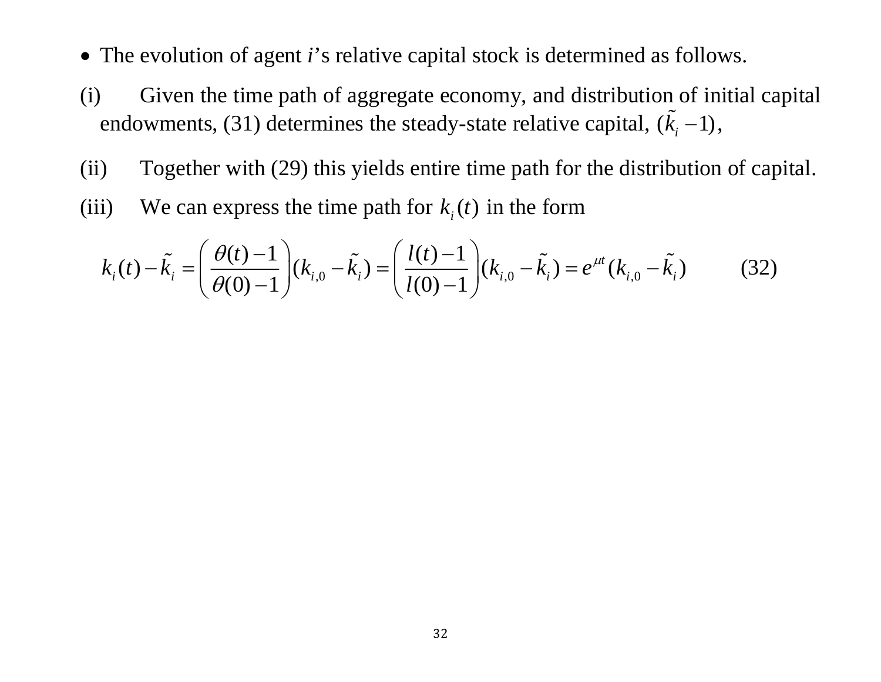- The evolution of agent *i*'s relative capital stock is determined as follows.

(i) Given the time path of aggregate economy, and distribution of initial capital endowments, (31) determines the steady-state relative capital, $(\tilde{k}_i - 1)$,

(ii) Together with (29) this yields entire time path for the distribution of capital.

(iii) We can express the time path for $k_i(t)$ in the form

$$k_i(t) - \tilde{k}_i = \left( \frac{\theta(t) - 1}{\theta(0) - 1} \right)(k_{i,0} - \tilde{k}_i) = \left( \frac{l(t) - 1}{l(0) - 1} \right)(k_{i,0} - \tilde{k}_i) = e^{\mu t}(k_{i,0} - \tilde{k}_i) \qquad (32)$$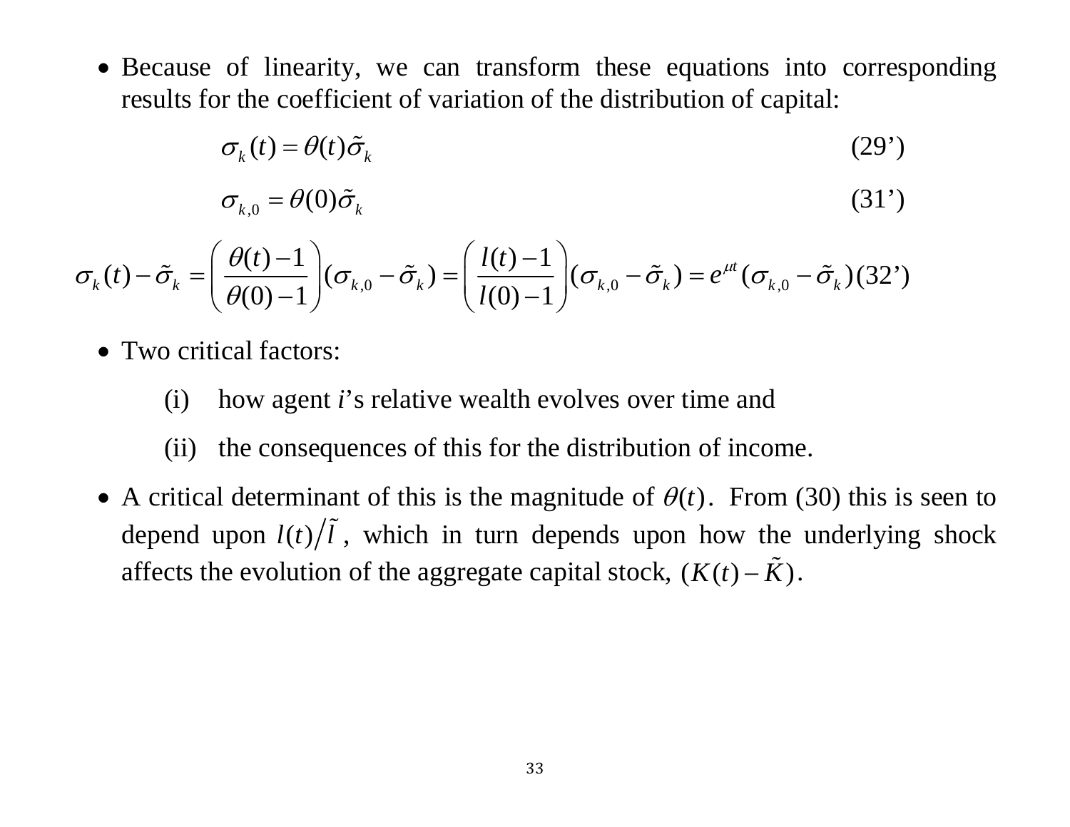- Because of linearity, we can transform these equations into corresponding results for the coefficient of variation of the distribution of capital:

$$\sigma_k(t) = \theta(t)\tilde{\sigma}_k \tag{29'}$$

$$\sigma_{k,0} = \theta(0)\tilde{\sigma}_k \tag{31'}$$

$$\sigma_k(t) - \tilde{\sigma}_k = \left( \frac{\theta(t)-1}{\theta(0)-1} \right)(\sigma_{k,0} - \tilde{\sigma}_k) = \left( \frac{l(t)-1}{l(0)-1} \right)(\sigma_{k,0} - \tilde{\sigma}_k) = e^{\mu t}(\sigma_{k,0} - \tilde{\sigma}_k) \tag{32'}$$

- Two critical factors:

  (i) how agent *i*'s relative wealth evolves over time and

  (ii) the consequences of this for the distribution of income.

- A critical determinant of this is the magnitude of $\theta(t)$. From (30) this is seen to depend upon $l(t)/\tilde{l}$, which in turn depends upon how the underlying shock affects the evolution of the aggregate capital stock, $(K(t) - \tilde{K})$.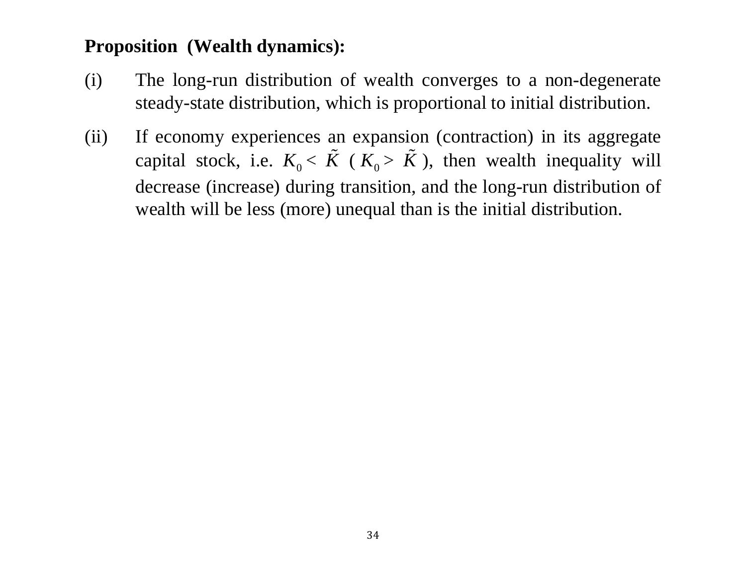**Proposition (Wealth dynamics):**

(i) The long-run distribution of wealth converges to a non-degenerate steady-state distribution, which is proportional to initial distribution.

(ii) If economy experiences an expansion (contraction) in its aggregate capital stock, i.e. $K_0 < \tilde{K}$ ($K_0 > \tilde{K}$), then wealth inequality will decrease (increase) during transition, and the long-run distribution of wealth will be less (more) unequal than is the initial distribution.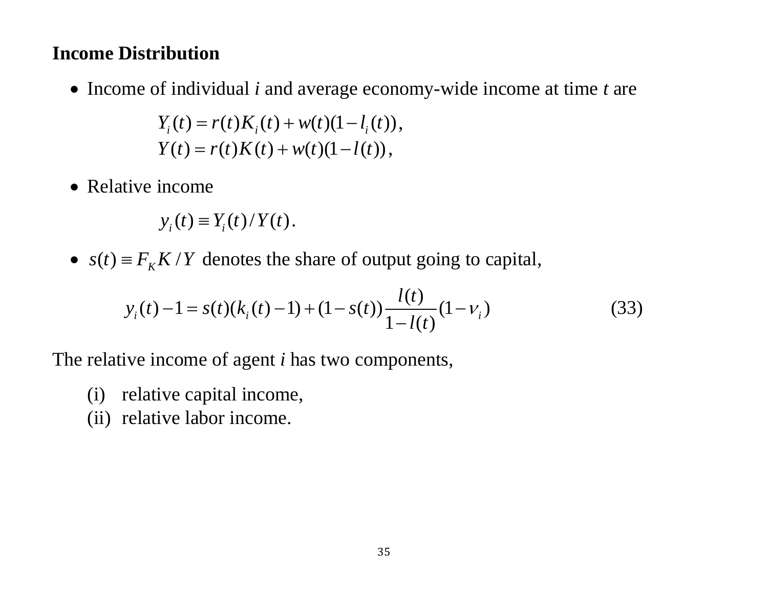**Income Distribution**

- Income of individual *i* and average economy-wide income at time *t* are

$$
\begin{aligned}
Y_i(t) &= r(t)K_i(t) + w(t)(1 - l_i(t)), \\
Y(t) &= r(t)K(t) + w(t)(1 - l(t)),
\end{aligned}
$$

- Relative income

$$
y_i(t) \equiv Y_i(t)/Y(t).
$$

- $s(t) \equiv F_K K / Y$ denotes the share of output going to capital,

$$
y_i(t) - 1 = s(t)(k_i(t) - 1) + (1 - s(t))\frac{l(t)}{1 - l(t)}(1 - \nu_i) \tag{33}
$$

The relative income of agent *i* has two components,

(i) relative capital income,
(ii) relative labor income.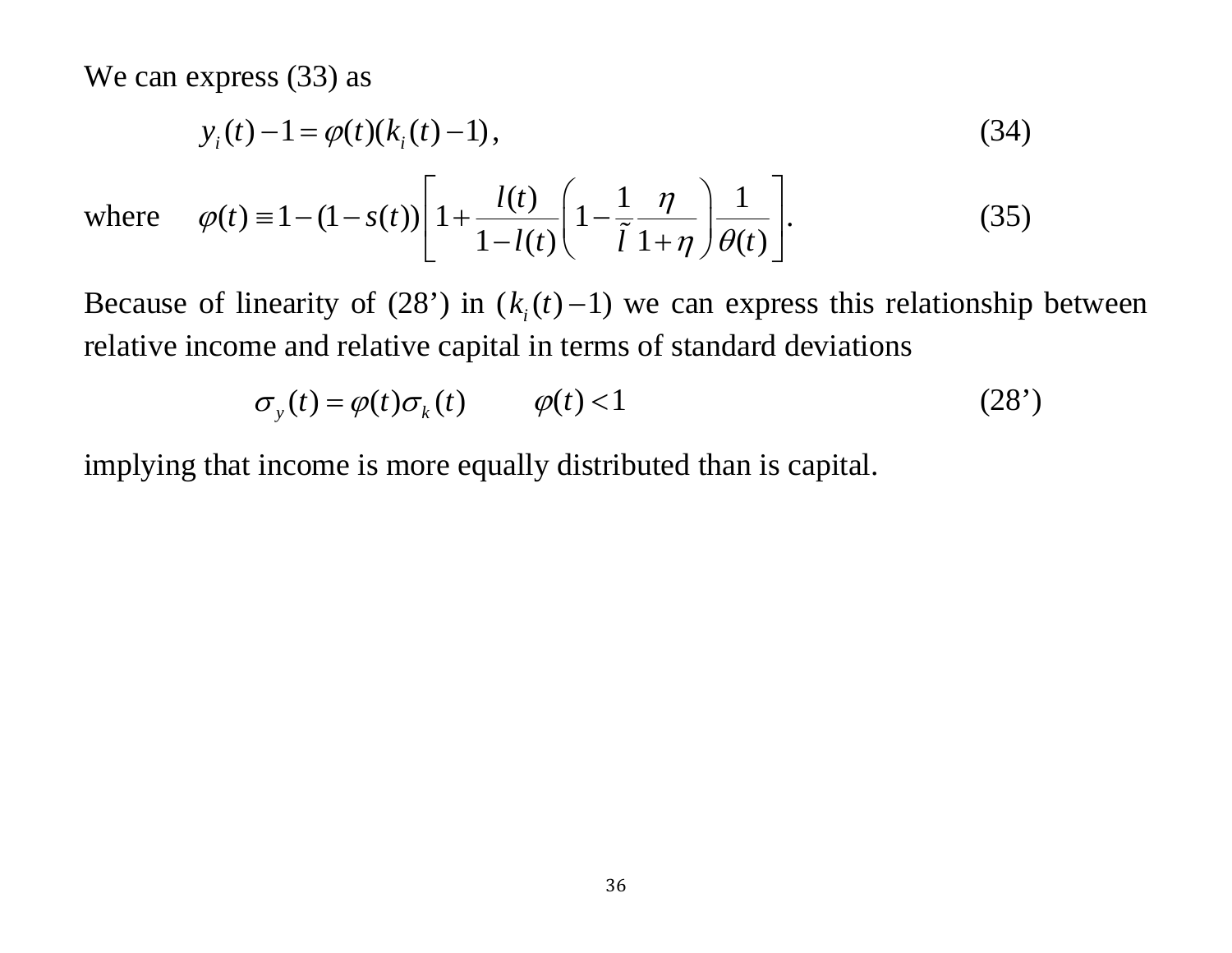We can express (33) as

$$y_i(t) - 1 = \varphi(t)(k_i(t) - 1), \tag{34}$$

where $$\varphi(t) \equiv 1 - (1 - s(t))\left[1 + \frac{l(t)}{1 - l(t)}\left(1 - \frac{1}{\tilde{l}}\frac{\eta}{1+\eta}\right)\frac{1}{\theta(t)}\right]. \tag{35}$$

Because of linearity of (28') in $(k_i(t) - 1)$ we can express this relationship between relative income and relative capital in terms of standard deviations

$$\sigma_y(t) = \varphi(t)\sigma_k(t) \qquad \varphi(t) < 1 \tag{28'}$$

implying that income is more equally distributed than is capital.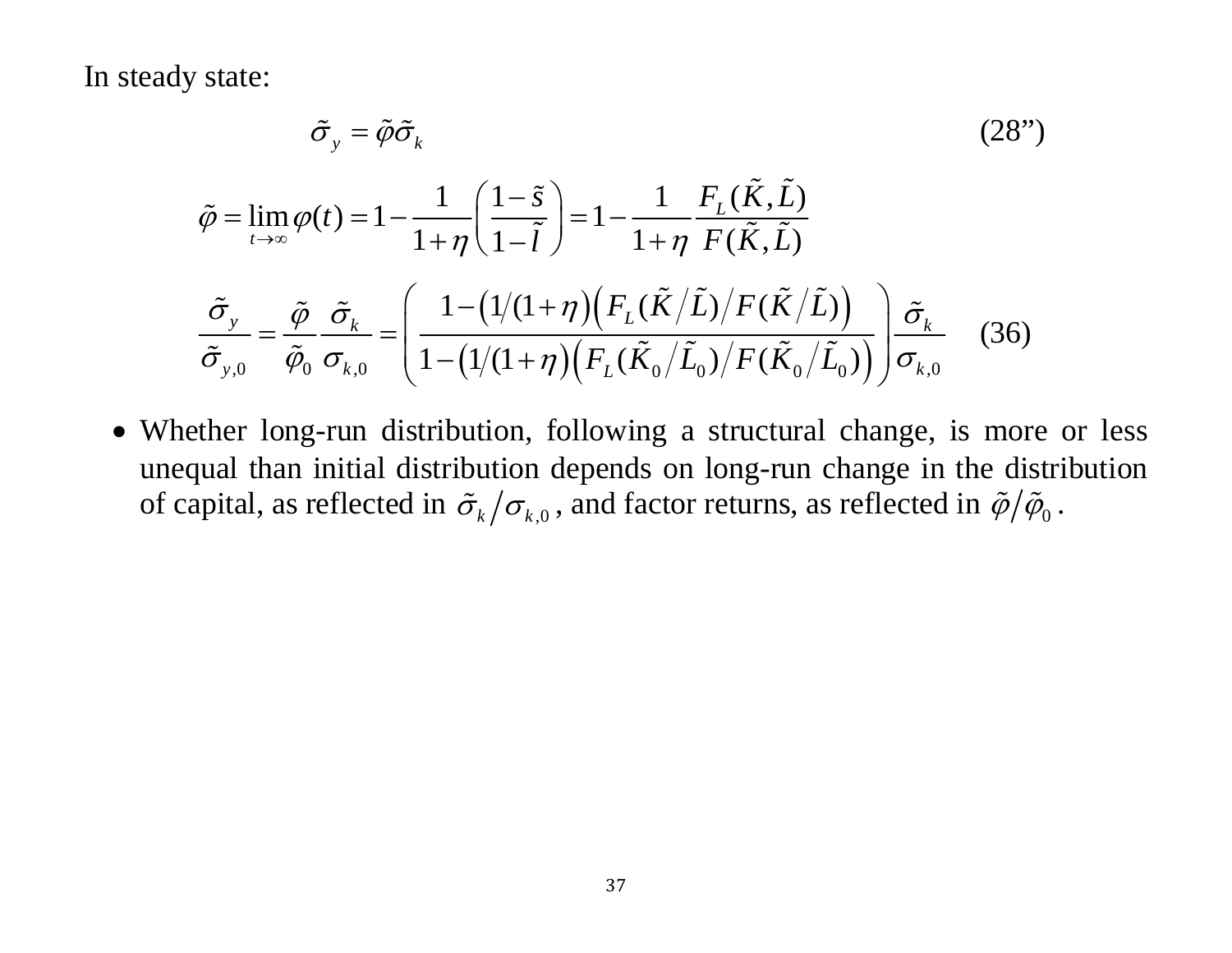In steady state:

$$\tilde{\sigma}_y = \tilde{\varphi}\tilde{\sigma}_k \tag{28''}$$

$$\tilde{\varphi} = \lim_{t\to\infty}\varphi(t) = 1 - \frac{1}{1+\eta}\left(\frac{1-\tilde{s}}{1-\tilde{l}}\right) = 1 - \frac{1}{1+\eta}\frac{F_L(\tilde{K},\tilde{L})}{F(\tilde{K},\tilde{L})}$$

$$\frac{\tilde{\sigma}_y}{\tilde{\sigma}_{y,0}} = \frac{\tilde{\varphi}}{\tilde{\varphi}_0}\frac{\tilde{\sigma}_k}{\sigma_{k,0}} = \left(\frac{1-\left(1/(1+\eta)\right)\left(F_L(\tilde{K}/\tilde{L})/F(\tilde{K}/\tilde{L})\right)}{1-\left(1/(1+\eta)\right)\left(F_L(\tilde{K}_0/\tilde{L}_0)/F(\tilde{K}_0/\tilde{L}_0)\right)}\right)\frac{\tilde{\sigma}_k}{\sigma_{k,0}} \tag{36}$$

- Whether long-run distribution, following a structural change, is more or less unequal than initial distribution depends on long-run change in the distribution of capital, as reflected in $\tilde{\sigma}_k/\sigma_{k,0}$, and factor returns, as reflected in $\tilde{\varphi}/\tilde{\varphi}_0$.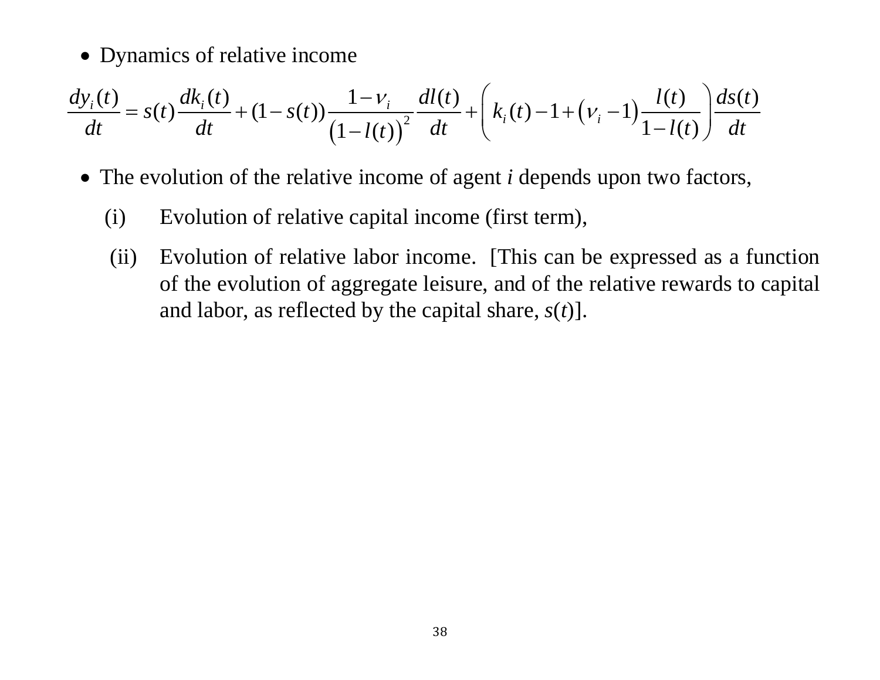- Dynamics of relative income

$$\frac{dy_i(t)}{dt} = s(t)\frac{dk_i(t)}{dt} + (1-s(t))\frac{1-\nu_i}{\left(1-l(t)\right)^2}\frac{dl(t)}{dt} + \left(k_i(t) - 1 + \left(\nu_i - 1\right)\frac{l(t)}{1-l(t)}\right)\frac{ds(t)}{dt}$$

- The evolution of the relative income of agent *i* depends upon two factors,

  (i) Evolution of relative capital income (first term),

  (ii) Evolution of relative labor income. [This can be expressed as a function of the evolution of aggregate leisure, and of the relative rewards to capital and labor, as reflected by the capital share, $s(t)$].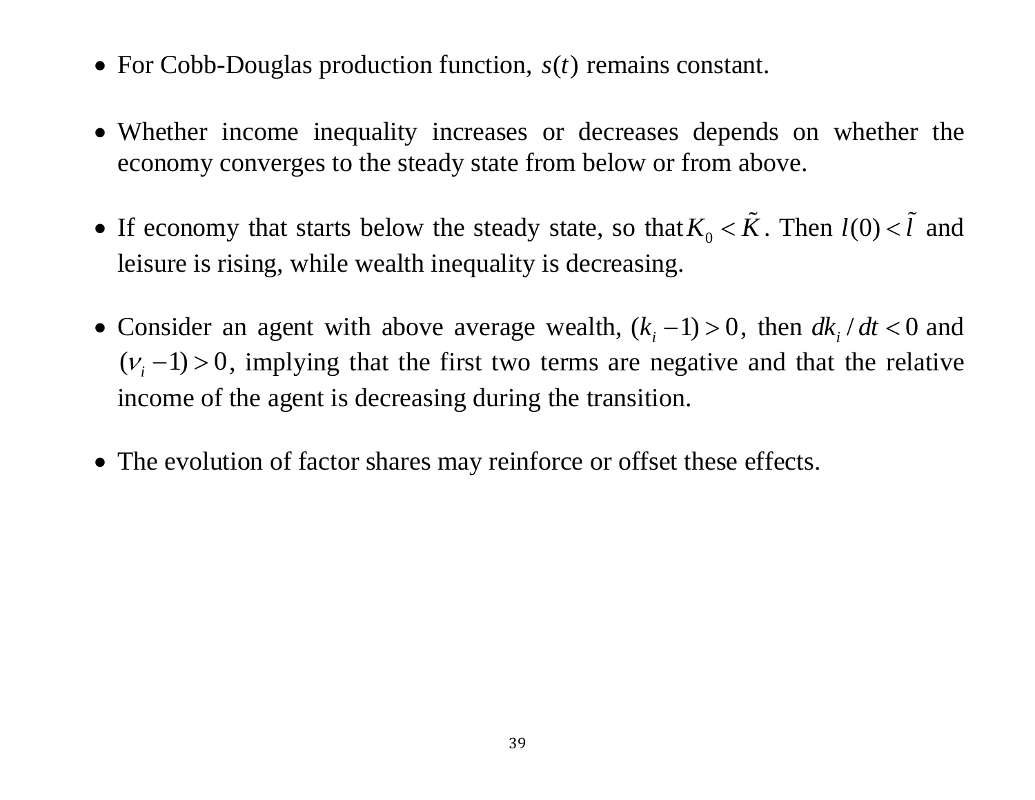- For Cobb-Douglas production function, $s(t)$ remains constant.

- Whether income inequality increases or decreases depends on whether the economy converges to the steady state from below or from above.

- If economy that starts below the steady state, so that $K_0 < \tilde{K}$. Then $l(0) < \tilde{l}$ and leisure is rising, while wealth inequality is decreasing.

- Consider an agent with above average wealth, $(k_i - 1) > 0$, then $dk_i / dt < 0$ and $(\nu_i - 1) > 0$, implying that the first two terms are negative and that the relative income of the agent is decreasing during the transition.

- The evolution of factor shares may reinforce or offset these effects.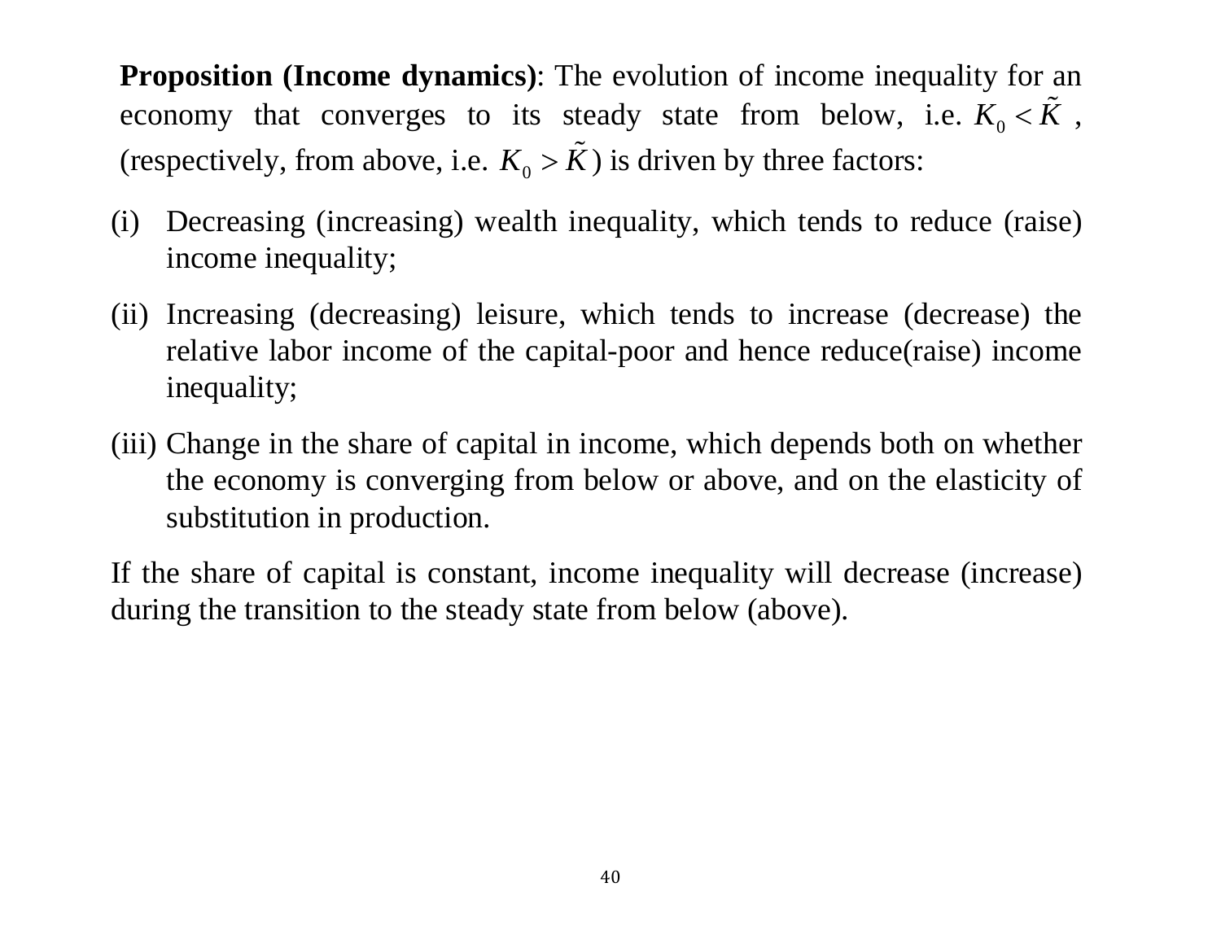**Proposition (Income dynamics)**: The evolution of income inequality for an economy that converges to its steady state from below, i.e. $K_0 < \tilde{K}$ , (respectively, from above, i.e. $K_0 > \tilde{K}$) is driven by three factors:

(i) Decreasing (increasing) wealth inequality, which tends to reduce (raise) income inequality;

(ii) Increasing (decreasing) leisure, which tends to increase (decrease) the relative labor income of the capital-poor and hence reduce(raise) income inequality;

(iii) Change in the share of capital in income, which depends both on whether the economy is converging from below or above, and on the elasticity of substitution in production.

If the share of capital is constant, income inequality will decrease (increase) during the transition to the steady state from below (above).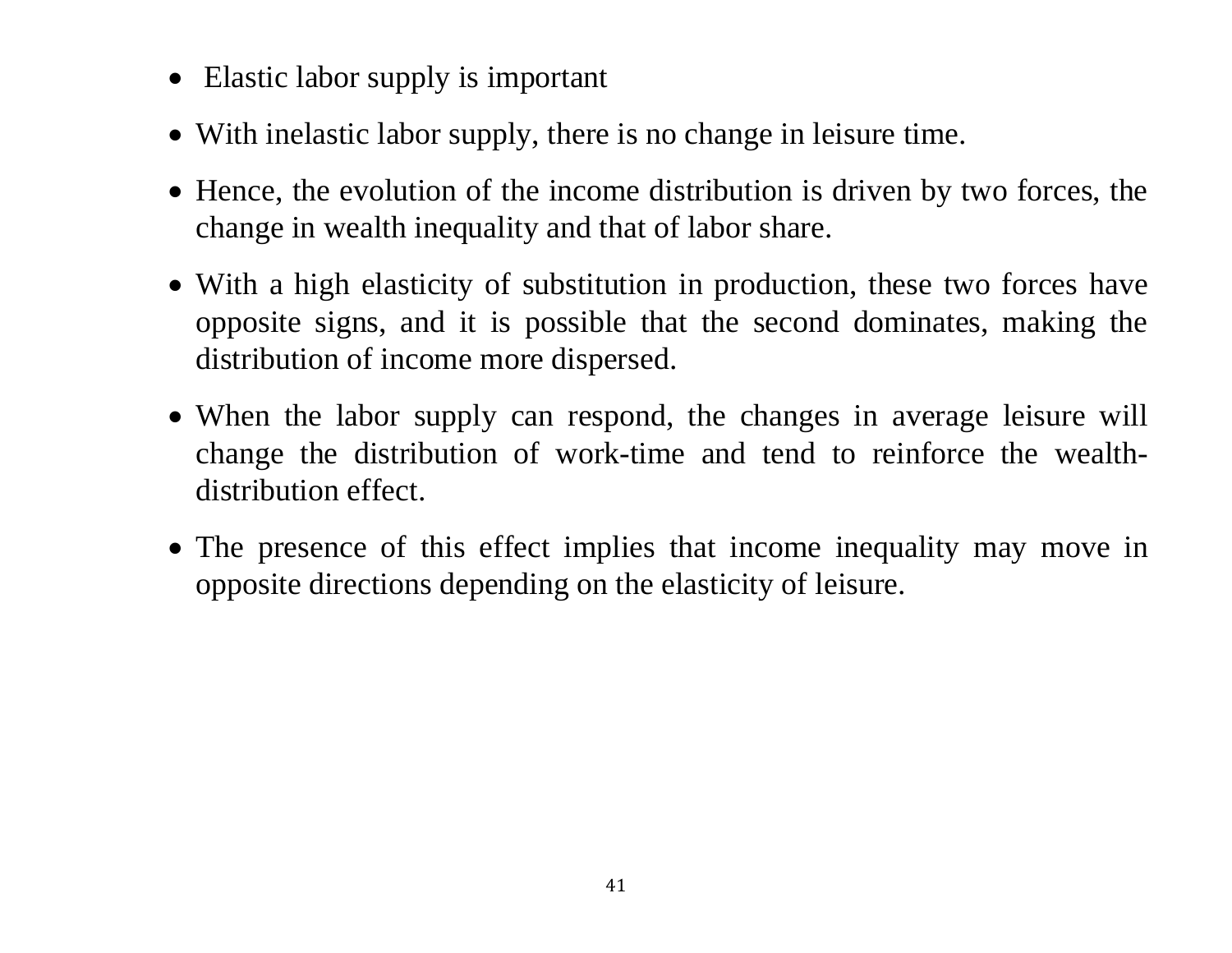- Elastic labor supply is important
- With inelastic labor supply, there is no change in leisure time.
- Hence, the evolution of the income distribution is driven by two forces, the change in wealth inequality and that of labor share.
- With a high elasticity of substitution in production, these two forces have opposite signs, and it is possible that the second dominates, making the distribution of income more dispersed.
- When the labor supply can respond, the changes in average leisure will change the distribution of work-time and tend to reinforce the wealth-distribution effect.
- The presence of this effect implies that income inequality may move in opposite directions depending on the elasticity of leisure.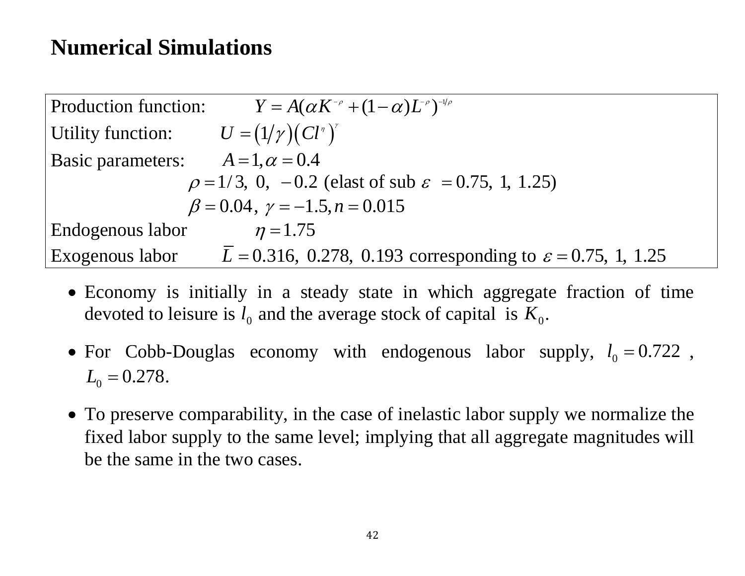# Numerical Simulations

Production function: $Y = A(\alpha K^{-\rho} + (1-\alpha)L^{-\rho})^{-1/\rho}$

Utility function: $U = (1/\gamma)(Cl^{\eta})^{\gamma}$

Basic parameters: $A = 1, \alpha = 0.4$

$\rho = 1/3,\ 0,\ -0.2$ (elast of sub $\varepsilon = 0.75,\ 1,\ 1.25$)

$\beta = 0.04,\ \gamma = -1.5, n = 0.015$

Endogenous labor $\eta = 1.75$

Exogenous labor $\bar{L} = 0.316,\ 0.278,\ 0.193$ corresponding to $\varepsilon = 0.75,\ 1,\ 1.25$

- Economy is initially in a steady state in which aggregate fraction of time devoted to leisure is $l_0$ and the average stock of capital is $K_0$.
- For Cobb-Douglas economy with endogenous labor supply, $l_0 = 0.722$ , $L_0 = 0.278$.
- To preserve comparability, in the case of inelastic labor supply we normalize the fixed labor supply to the same level; implying that all aggregate magnitudes will be the same in the two cases.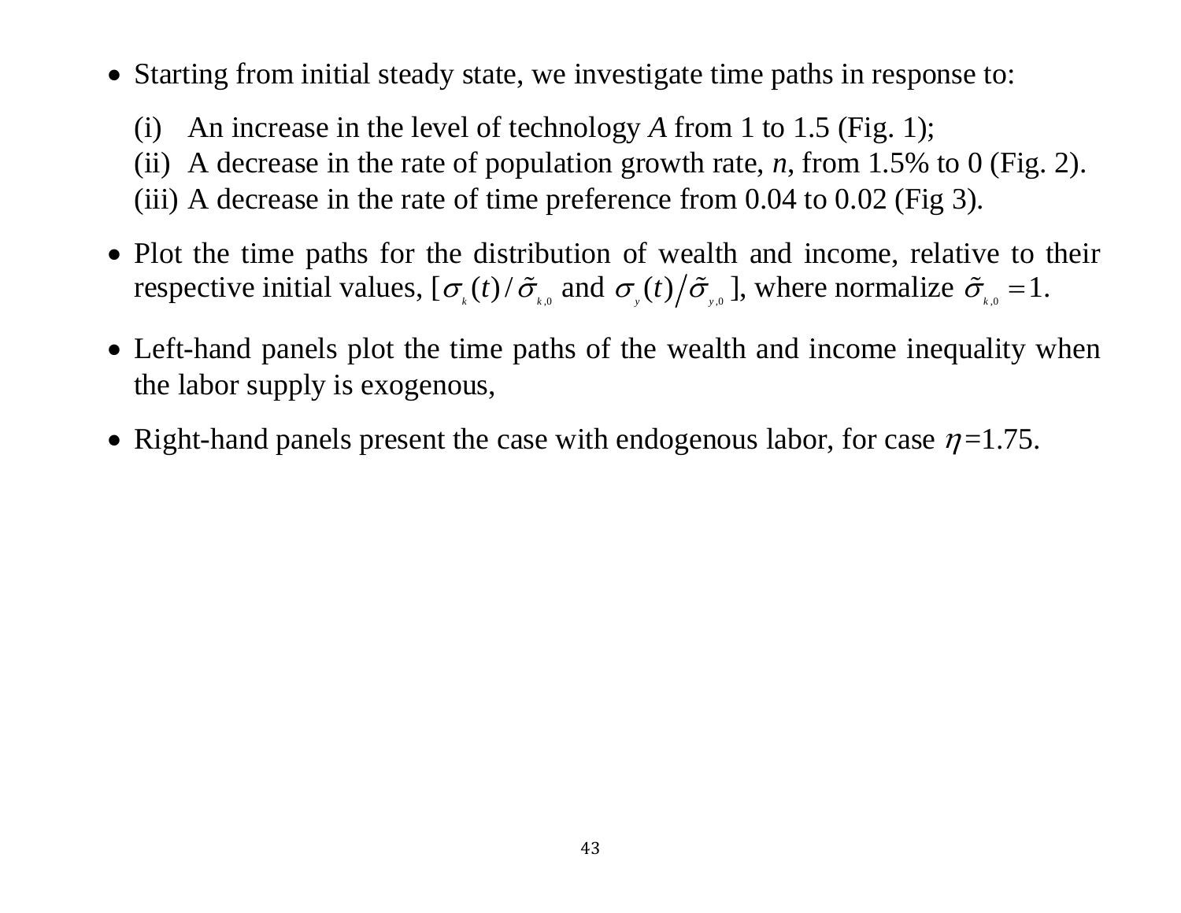- Starting from initial steady state, we investigate time paths in response to:

  (i) An increase in the level of technology *A* from 1 to 1.5 (Fig. 1);
  (ii) A decrease in the rate of population growth rate, *n*, from 1.5% to 0 (Fig. 2).
  (iii) A decrease in the rate of time preference from 0.04 to 0.02 (Fig 3).

- Plot the time paths for the distribution of wealth and income, relative to their respective initial values, [$\sigma_k(t)/\tilde{\sigma}_{k,0}$ and $\sigma_y(t)\big/\tilde{\sigma}_{y,0}$ ], where normalize $\tilde{\sigma}_{k,0} = 1$.

- Left-hand panels plot the time paths of the wealth and income inequality when the labor supply is exogenous,

- Right-hand panels present the case with endogenous labor, for case $\eta$=1.75.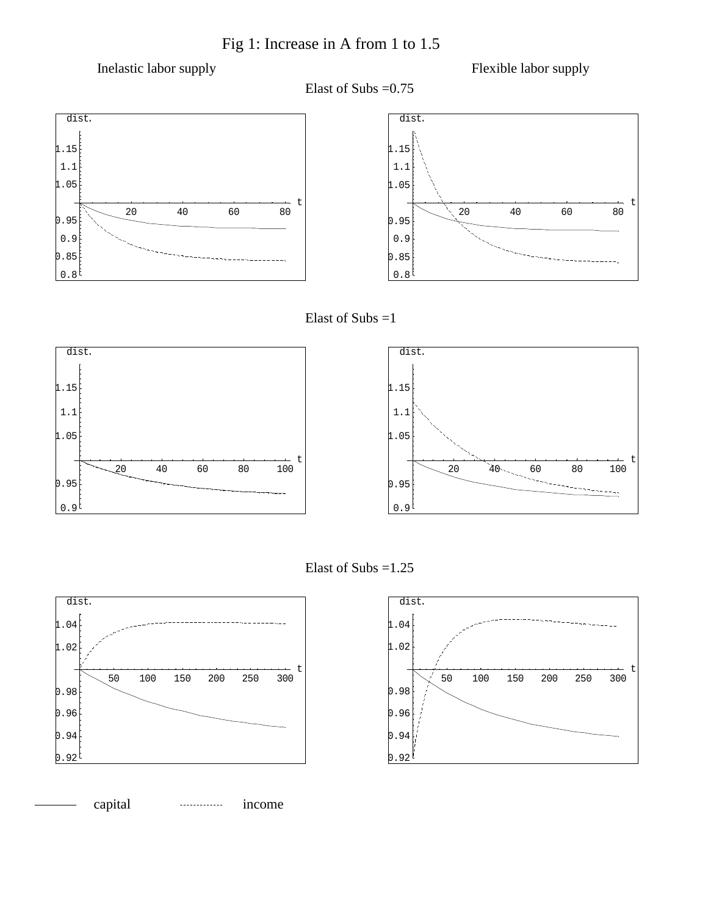# Fig 1: Increase in A from 1 to 1.5

Inelastic labor supply | Flexible labor supply

Elast of Subs =0.75

dist.

1.15
1.1
1.05
0.95
0.9
0.85
0.8

t: 20 40 60 80

dist.

1.15
1.1
1.05
0.95
0.9
0.85
0.8

t: 20 40 60 80

Elast of Subs =1

dist.

1.15
1.1
1.05
0.95
0.9

t: 20 40 60 80 100

dist.

1.15
1.1
1.05
0.95
0.9

t: 20 40 60 80 100

Elast of Subs =1.25

dist.

1.04
1.02
0.98
0.96
0.94
0.92

t: 50 100 150 200 250 300

dist.

1.04
1.02
0.98
0.96
0.94
0.92

t: 50 100 150 200 250 300

——— capital ............ income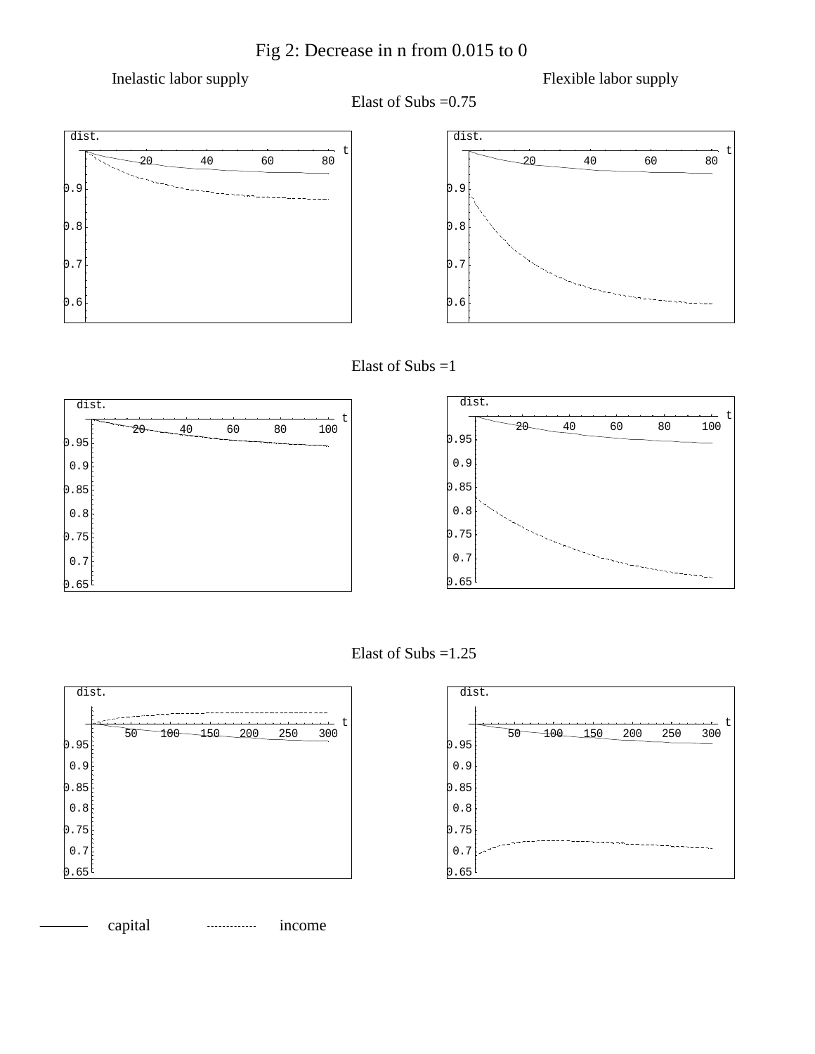Fig 2: Decrease in n from 0.015 to 0

Inelastic labor supply | Flexible labor supply

Elast of Subs =0.75

Elast of Subs =1

Elast of Subs =1.25

——— capital ........... income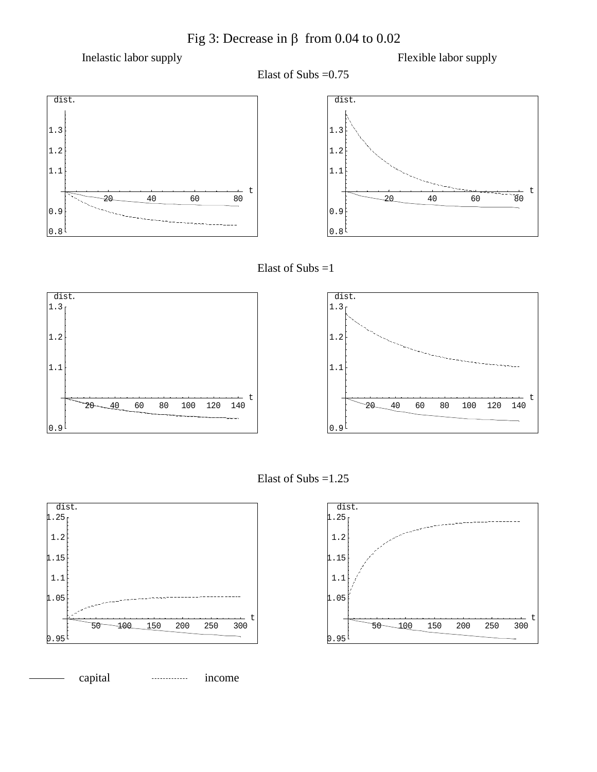# Fig 3: Decrease in β from 0.04 to 0.02

Inelastic labor supply | Flexible labor supply

Elast of Subs =0.75

Elast of Subs =1

Elast of Subs =1.25

capital ——— income - - - - - -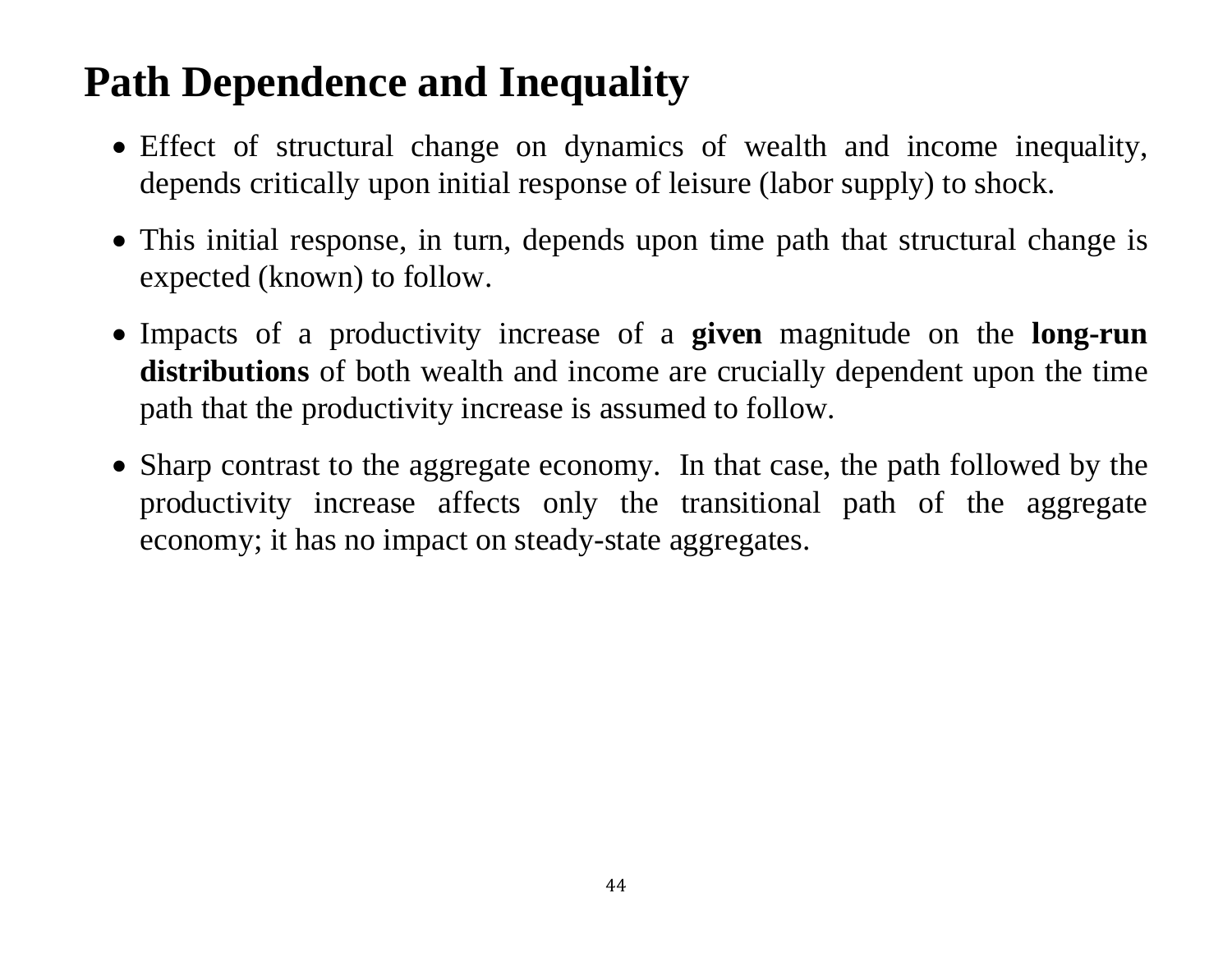# Path Dependence and Inequality

- Effect of structural change on dynamics of wealth and income inequality, depends critically upon initial response of leisure (labor supply) to shock.
- This initial response, in turn, depends upon time path that structural change is expected (known) to follow.
- Impacts of a productivity increase of a **given** magnitude on the **long-run distributions** of both wealth and income are crucially dependent upon the time path that the productivity increase is assumed to follow.
- Sharp contrast to the aggregate economy. In that case, the path followed by the productivity increase affects only the transitional path of the aggregate economy; it has no impact on steady-state aggregates.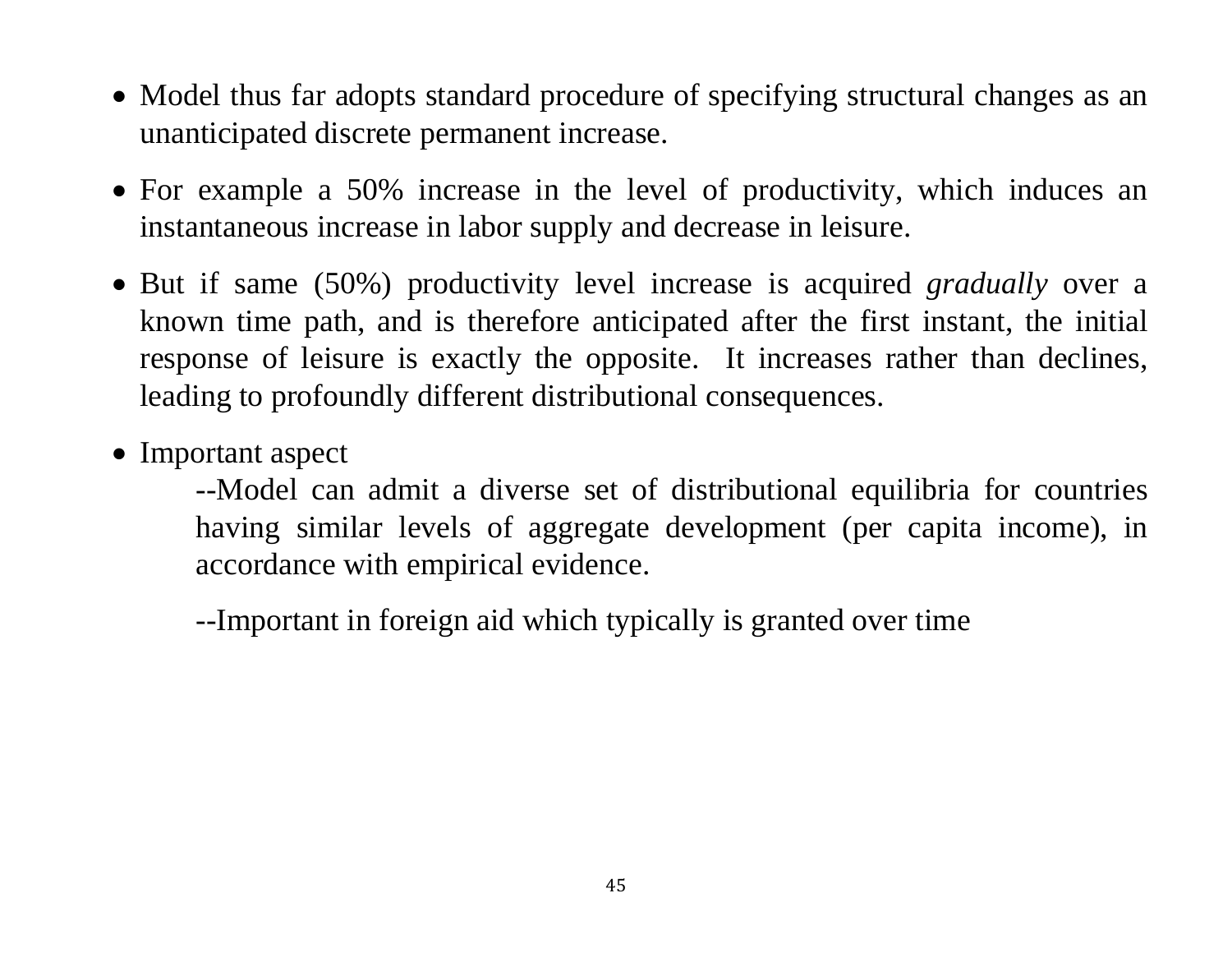- Model thus far adopts standard procedure of specifying structural changes as an unanticipated discrete permanent increase.
- For example a 50% increase in the level of productivity, which induces an instantaneous increase in labor supply and decrease in leisure.
- But if same (50%) productivity level increase is acquired *gradually* over a known time path, and is therefore anticipated after the first instant, the initial response of leisure is exactly the opposite. It increases rather than declines, leading to profoundly different distributional consequences.
- Important aspect

  --Model can admit a diverse set of distributional equilibria for countries having similar levels of aggregate development (per capita income), in accordance with empirical evidence.

  --Important in foreign aid which typically is granted over time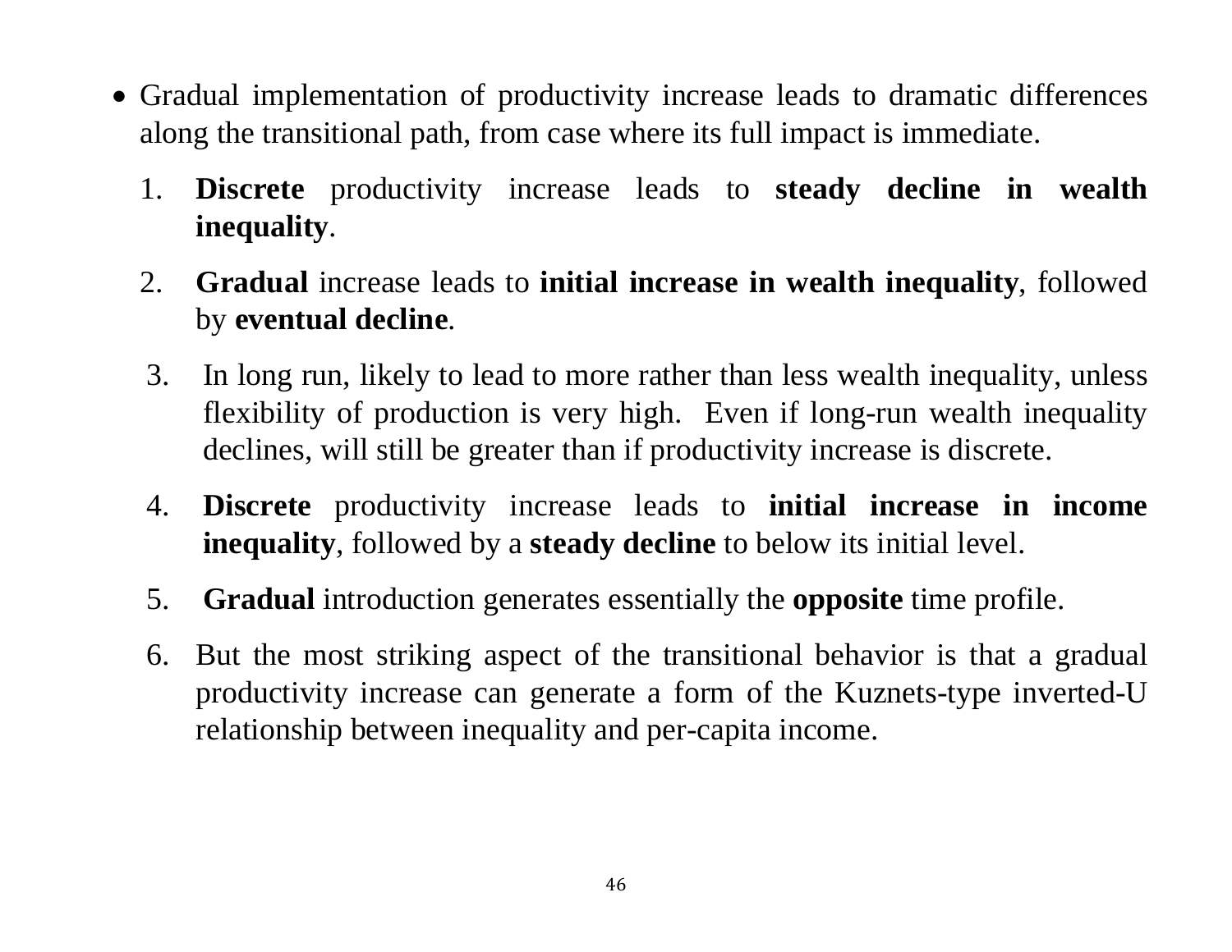- Gradual implementation of productivity increase leads to dramatic differences along the transitional path, from case where its full impact is immediate.

  1. **Discrete** productivity increase leads to **steady decline in wealth inequality**.
  2. **Gradual** increase leads to **initial increase in wealth inequality**, followed by **eventual decline**.
  3. In long run, likely to lead to more rather than less wealth inequality, unless flexibility of production is very high. Even if long-run wealth inequality declines, will still be greater than if productivity increase is discrete.
  4. **Discrete** productivity increase leads to **initial increase in income inequality**, followed by a **steady decline** to below its initial level.
  5. **Gradual** introduction generates essentially the **opposite** time profile.
  6. But the most striking aspect of the transitional behavior is that a gradual productivity increase can generate a form of the Kuznets-type inverted-U relationship between inequality and per-capita income.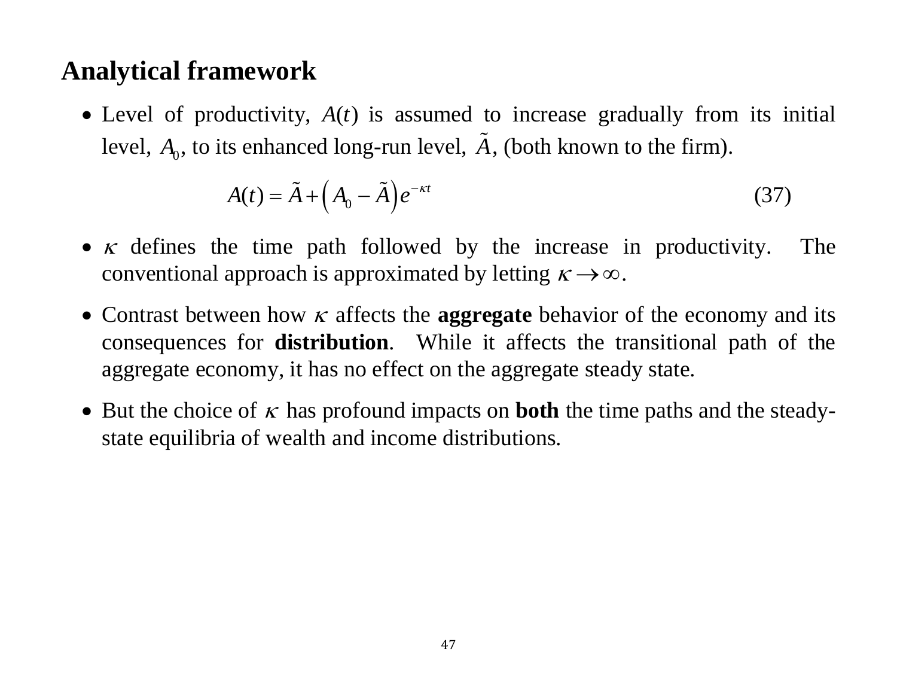## Analytical framework

- Level of productivity, $A(t)$ is assumed to increase gradually from its initial level, $A_0$, to its enhanced long-run level, $\tilde{A}$, (both known to the firm).

$$A(t) = \tilde{A} + \left(A_0 - \tilde{A}\right)e^{-\kappa t} \tag{37}$$

- $\kappa$ defines the time path followed by the increase in productivity. The conventional approach is approximated by letting $\kappa \rightarrow \infty$.
- Contrast between how $\kappa$ affects the **aggregate** behavior of the economy and its consequences for **distribution**. While it affects the transitional path of the aggregate economy, it has no effect on the aggregate steady state.
- But the choice of $\kappa$ has profound impacts on **both** the time paths and the steady-state equilibria of wealth and income distributions.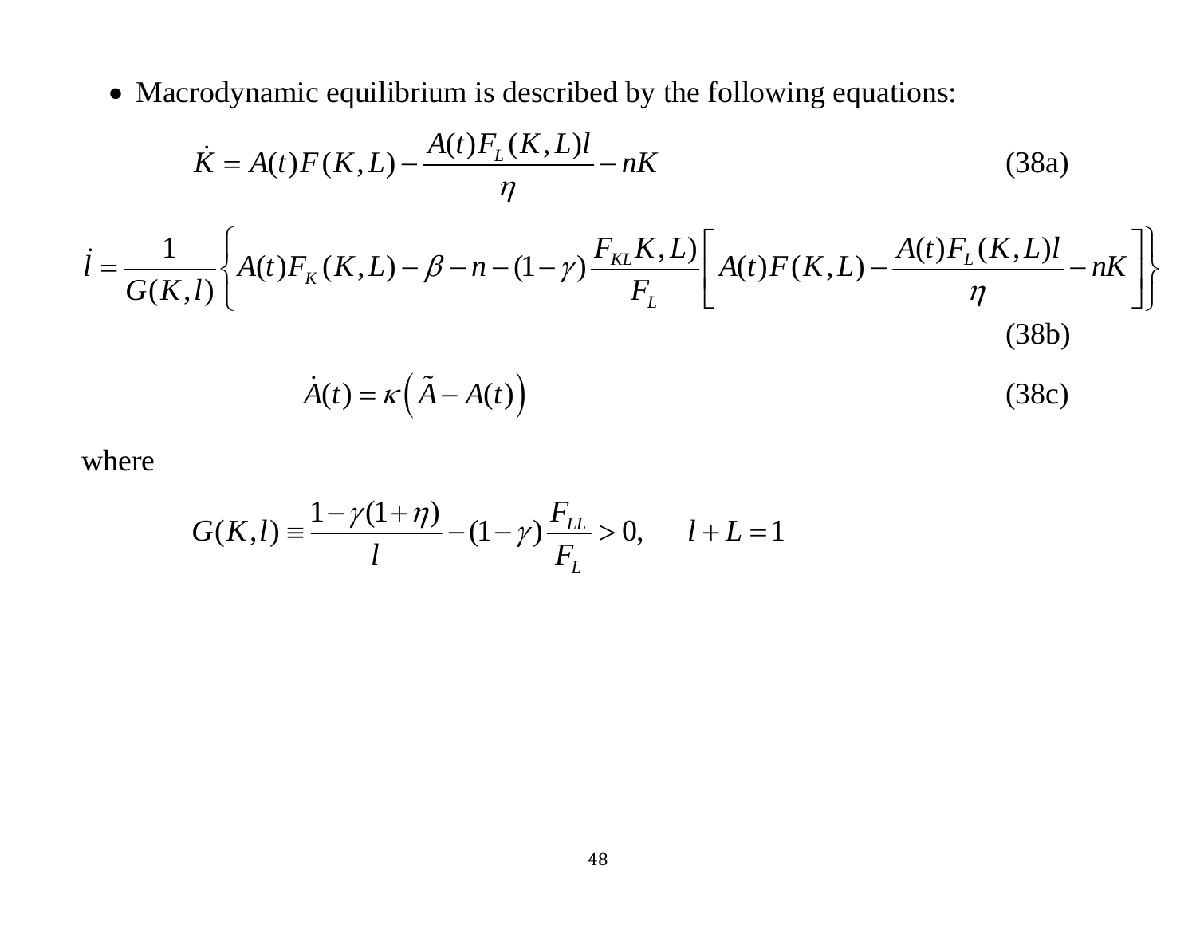- Macrodynamic equilibrium is described by the following equations:

$$\dot{K} = A(t)F(K,L) - \frac{A(t)F_L(K,L)l}{\eta} - nK \tag{38a}$$

$$\dot{l} = \frac{1}{G(K,l)}\left\{A(t)F_K(K,L) - \beta - n - (1-\gamma)\frac{F_{KL}K,L)}{F_L}\left[A(t)F(K,L) - \frac{A(t)F_L(K,L)l}{\eta} - nK\right]\right\} \tag{38b}$$

$$\dot{A}(t) = \kappa\left(\tilde{A} - A(t)\right) \tag{38c}$$

where

$$G(K,l) \equiv \frac{1-\gamma(1+\eta)}{l} - (1-\gamma)\frac{F_{LL}}{F_L} > 0, \qquad l + L = 1$$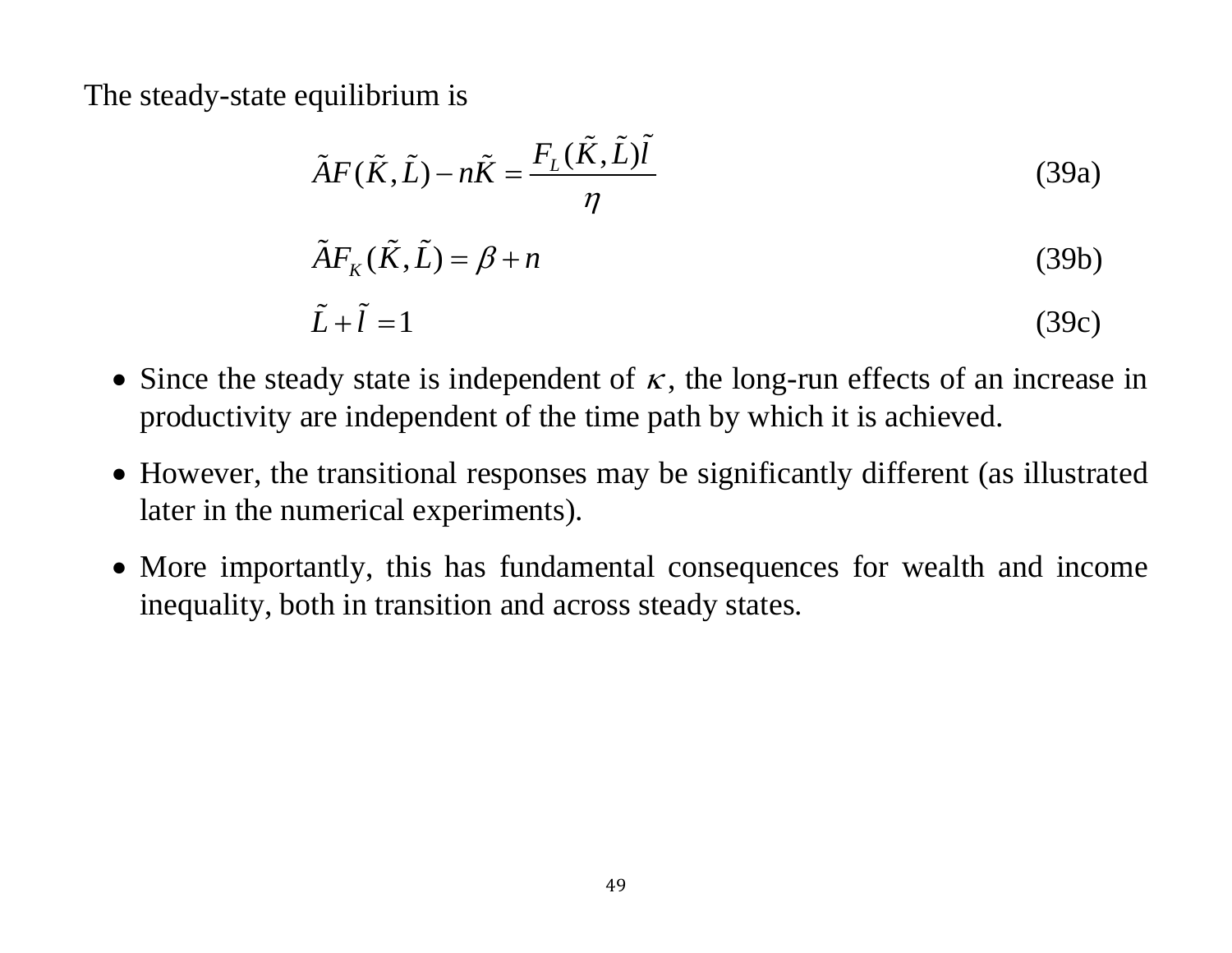The steady-state equilibrium is

$$\tilde{A}F(\tilde{K},\tilde{L}) - n\tilde{K} = \frac{F_L(\tilde{K},\tilde{L})\tilde{l}}{\eta} \tag{39a}$$

$$\tilde{A}F_K(\tilde{K},\tilde{L}) = \beta + n \tag{39b}$$

$$\tilde{L} + \tilde{l} = 1 \tag{39c}$$

- Since the steady state is independent of $\kappa$, the long-run effects of an increase in productivity are independent of the time path by which it is achieved.
- However, the transitional responses may be significantly different (as illustrated later in the numerical experiments).
- More importantly, this has fundamental consequences for wealth and income inequality, both in transition and across steady states.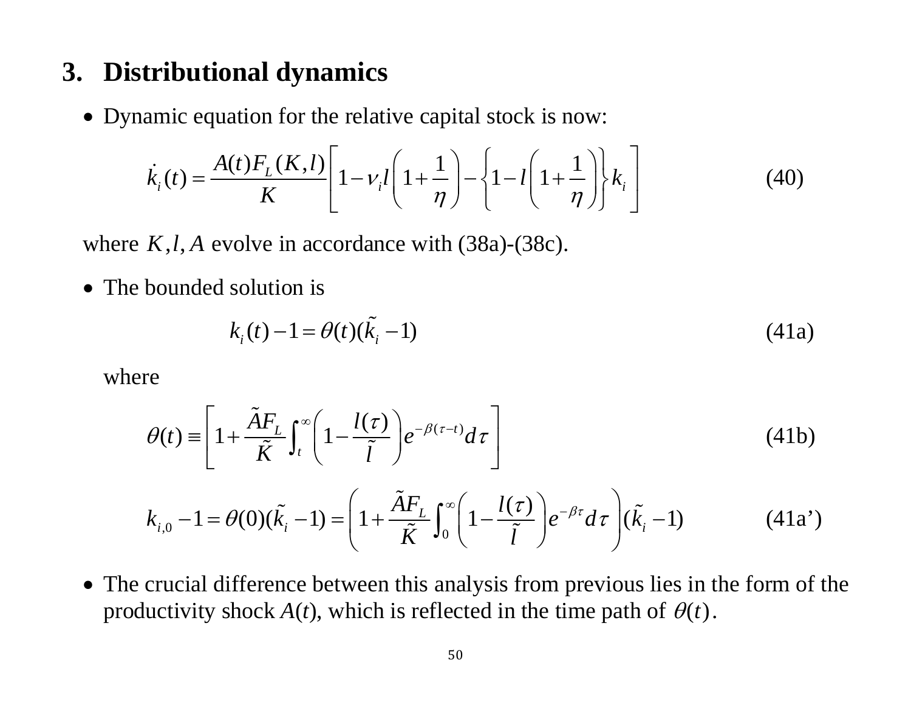## 3. Distributional dynamics

- Dynamic equation for the relative capital stock is now:

$$\dot{k}_i(t) = \frac{A(t)F_L(K,l)}{K}\left[1-\nu_i l\left(1+\frac{1}{\eta}\right)-\left\{1-l\left(1+\frac{1}{\eta}\right)\right\}k_i\right] \tag{40}$$

where $K, l, A$ evolve in accordance with (38a)-(38c).

- The bounded solution is

$$k_i(t)-1=\theta(t)(\tilde{k}_i-1) \tag{41a}$$

where

$$\theta(t) \equiv \left[1+\frac{\tilde{A}F_L}{\tilde{K}}\int_t^\infty \left(1-\frac{l(\tau)}{\tilde{l}}\right)e^{-\beta(\tau-t)}d\tau\right] \tag{41b}$$

$$k_{i,0}-1=\theta(0)(\tilde{k}_i-1)=\left(1+\frac{\tilde{A}F_L}{\tilde{K}}\int_0^\infty \left(1-\frac{l(\tau)}{\tilde{l}}\right)e^{-\beta\tau}d\tau\right)(\tilde{k}_i-1) \tag{41a'}$$

- The crucial difference between this analysis from previous lies in the form of the productivity shock $A(t)$, which is reflected in the time path of $\theta(t)$.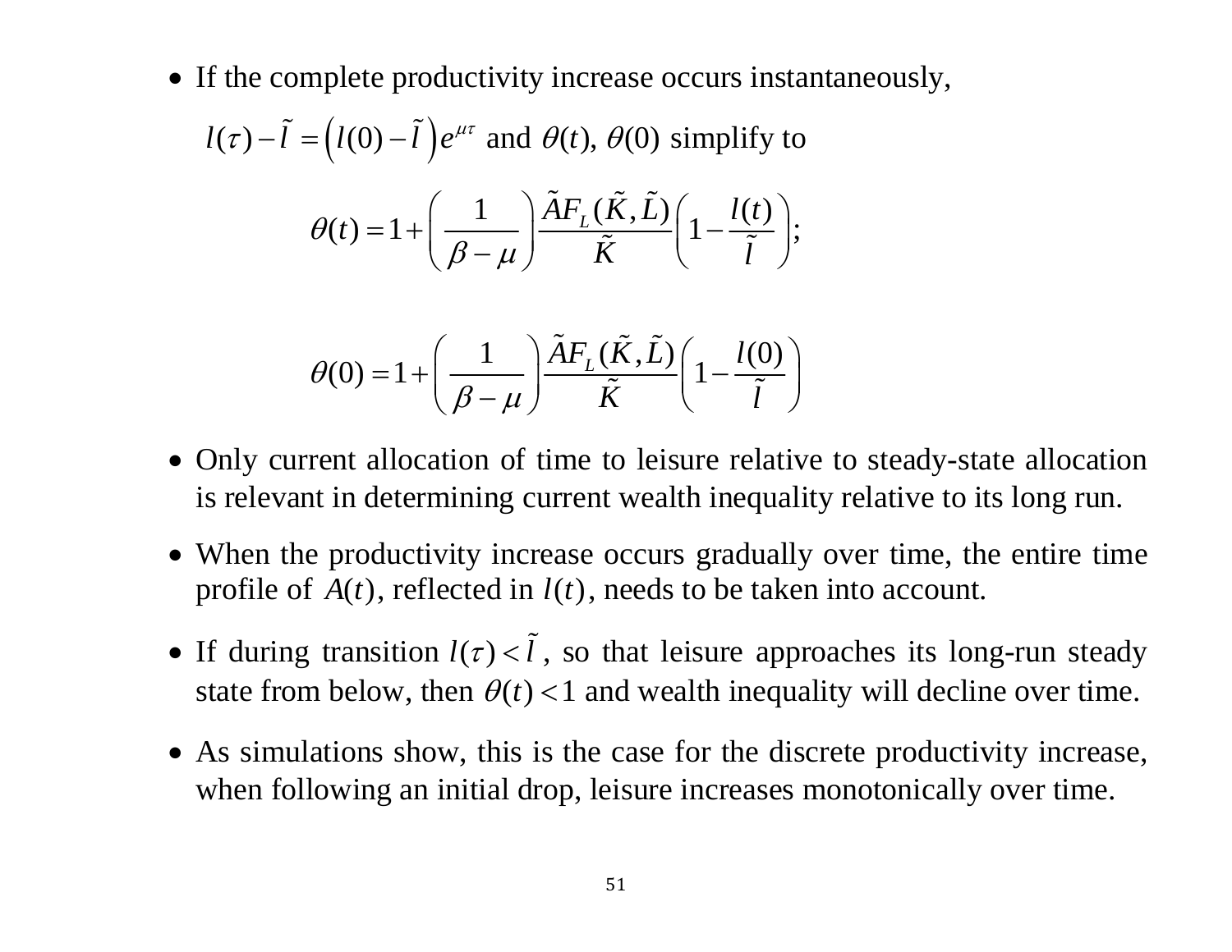- If the complete productivity increase occurs instantaneously, $l(\tau) - \tilde{l} = \left(l(0) - \tilde{l}\right)e^{\mu\tau}$ and $\theta(t)$, $\theta(0)$ simplify to

$$\theta(t) = 1 + \left(\frac{1}{\beta - \mu}\right)\frac{\tilde{A}F_L(\tilde{K}, \tilde{L})}{\tilde{K}}\left(1 - \frac{l(t)}{\tilde{l}}\right);$$

$$\theta(0) = 1 + \left(\frac{1}{\beta - \mu}\right)\frac{\tilde{A}F_L(\tilde{K}, \tilde{L})}{\tilde{K}}\left(1 - \frac{l(0)}{\tilde{l}}\right)$$

- Only current allocation of time to leisure relative to steady-state allocation is relevant in determining current wealth inequality relative to its long run.
- When the productivity increase occurs gradually over time, the entire time profile of $A(t)$, reflected in $l(t)$, needs to be taken into account.
- If during transition $l(\tau) < \tilde{l}$, so that leisure approaches its long-run steady state from below, then $\theta(t) < 1$ and wealth inequality will decline over time.
- As simulations show, this is the case for the discrete productivity increase, when following an initial drop, leisure increases monotonically over time.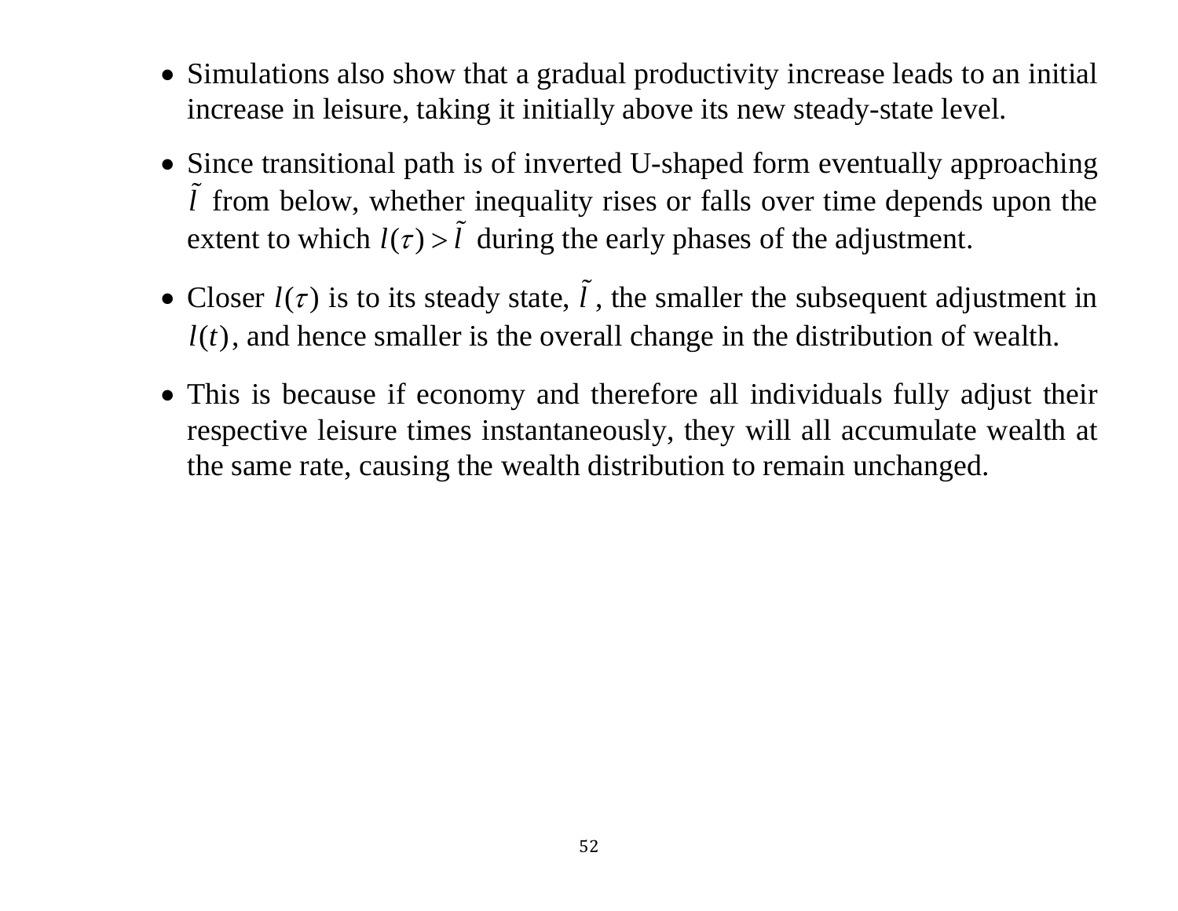- Simulations also show that a gradual productivity increase leads to an initial increase in leisure, taking it initially above its new steady-state level.

- Since transitional path is of inverted U-shaped form eventually approaching $\tilde{l}$ from below, whether inequality rises or falls over time depends upon the extent to which $l(\tau) > \tilde{l}$ during the early phases of the adjustment.

- Closer $l(\tau)$ is to its steady state, $\tilde{l}$, the smaller the subsequent adjustment in $l(t)$, and hence smaller is the overall change in the distribution of wealth.

- This is because if economy and therefore all individuals fully adjust their respective leisure times instantaneously, they will all accumulate wealth at the same rate, causing the wealth distribution to remain unchanged.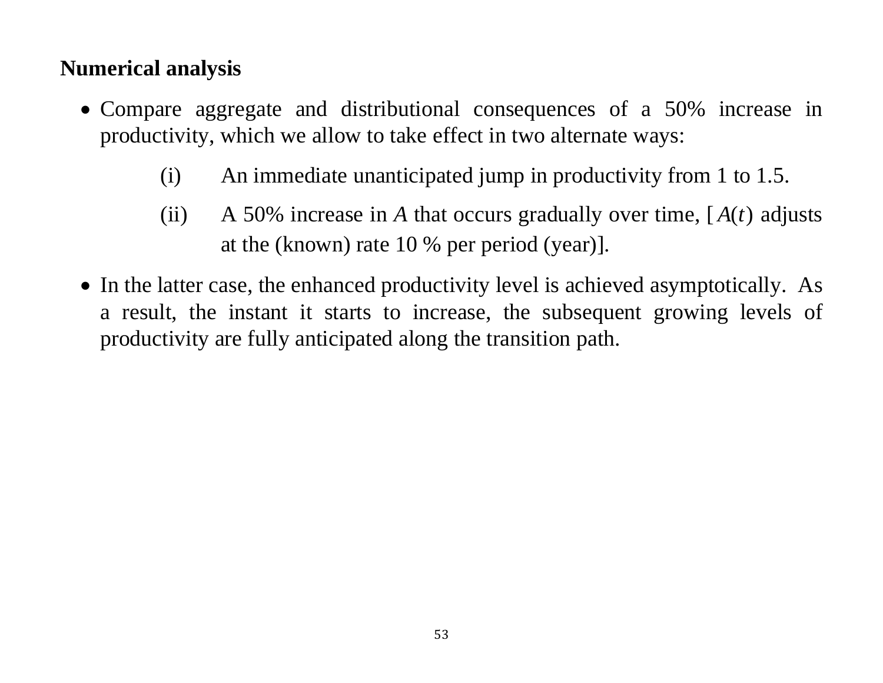**Numerical analysis**

- Compare aggregate and distributional consequences of a 50% increase in productivity, which we allow to take effect in two alternate ways:

  (i) An immediate unanticipated jump in productivity from 1 to 1.5.

  (ii) A 50% increase in $A$ that occurs gradually over time, [ $A(t)$ adjusts at the (known) rate 10 % per period (year)].

- In the latter case, the enhanced productivity level is achieved asymptotically. As a result, the instant it starts to increase, the subsequent growing levels of productivity are fully anticipated along the transition path.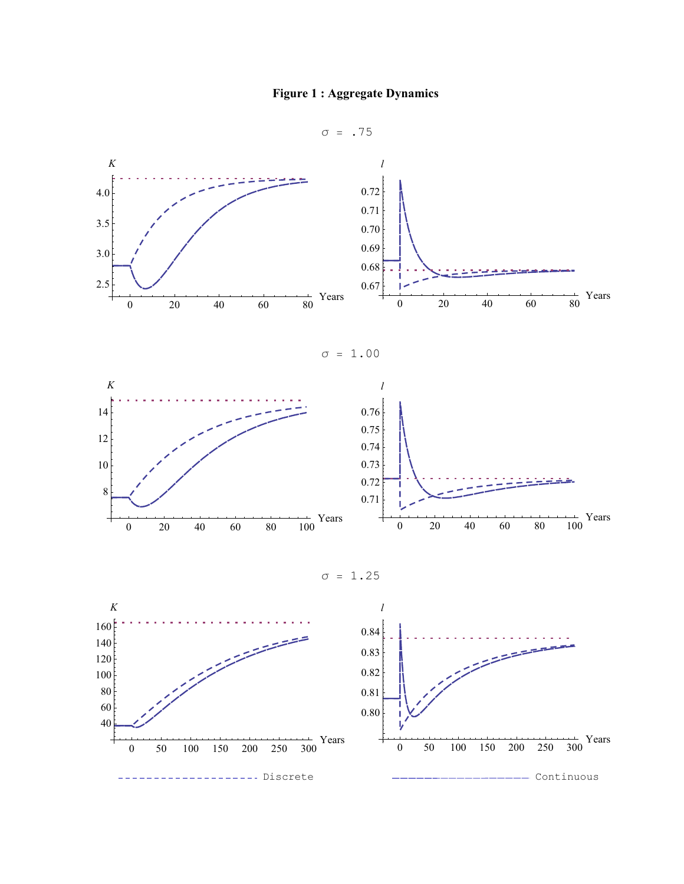# Figure 1 : Aggregate Dynamics

$\sigma$ = .75

$\sigma$ = 1.00

$\sigma$ = 1.25

Discrete

Continuous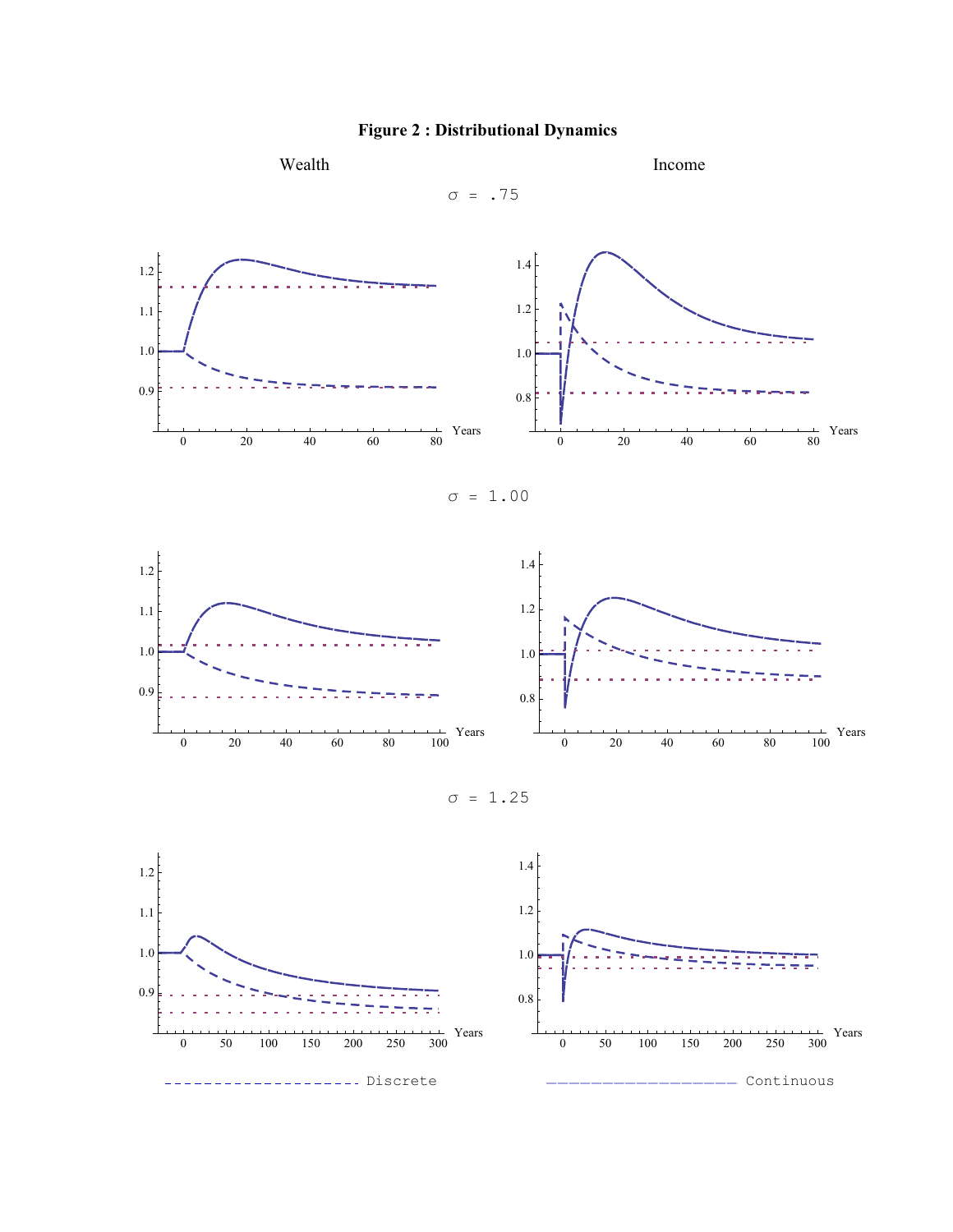# Figure 2 : Distributional Dynamics

Wealth | Income

$\sigma$ = .75

$\sigma$ = 1.00

$\sigma$ = 1.25

Discrete | Continuous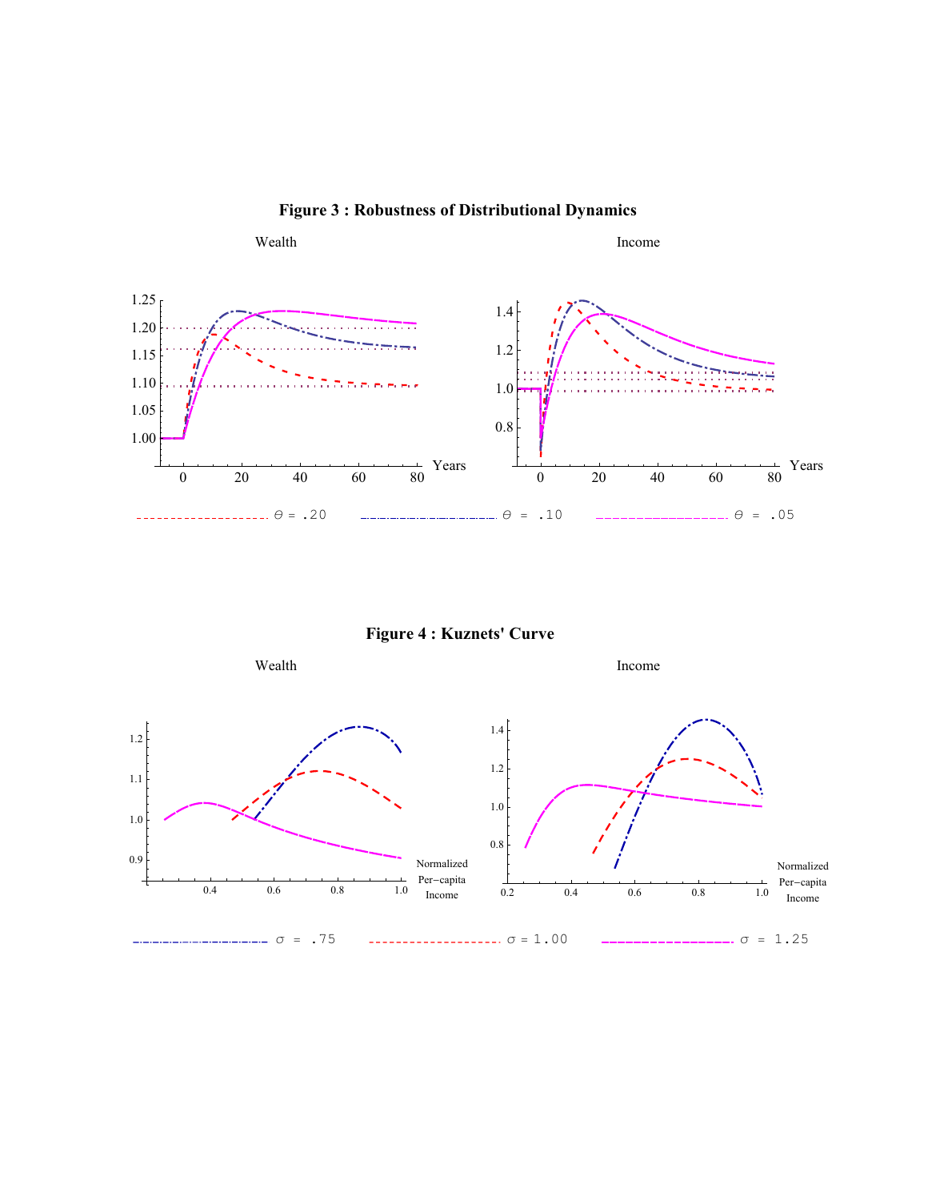**Figure 3 : Robustness of Distributional Dynamics**

Wealth

Income

Years

Years

$\Theta$ = .20 $\Theta$ = .10 $\Theta$ = .05

**Figure 4 : Kuznets' Curve**

Wealth

Income

Normalized Per−capita Income

Normalized Per−capita Income

$\sigma$ = .75 $\sigma$ = 1.00 $\sigma$ = 1.25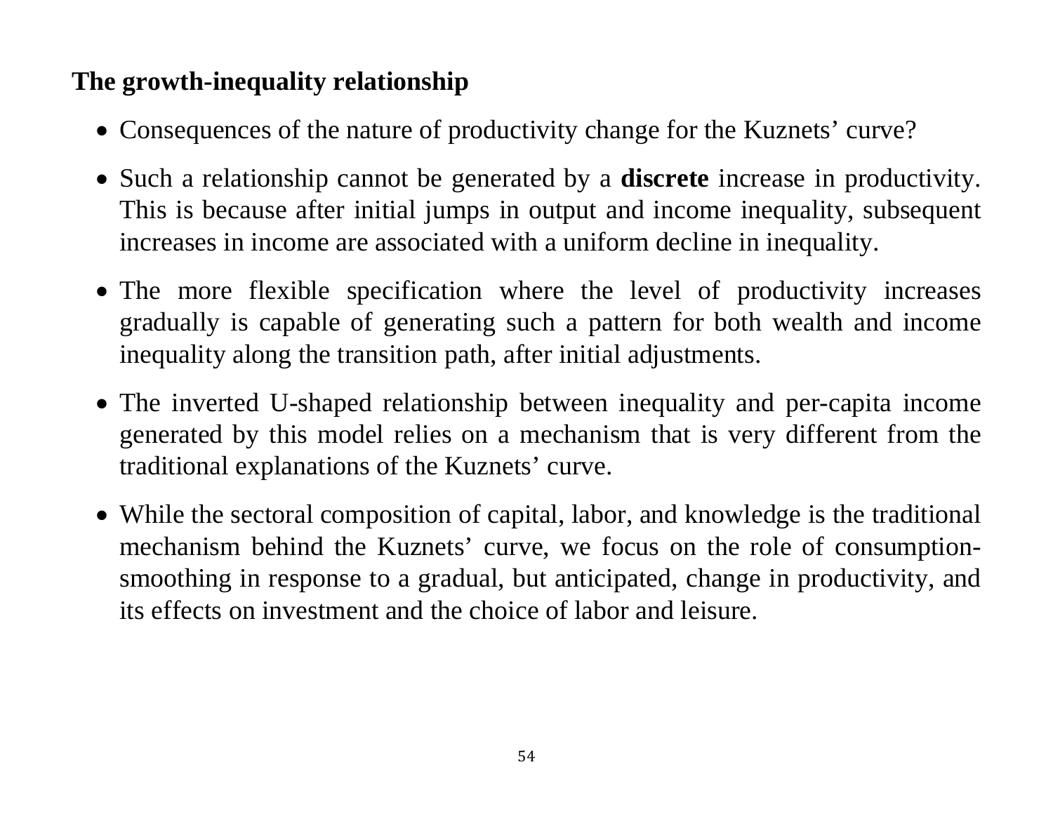**The growth-inequality relationship**

- Consequences of the nature of productivity change for the Kuznets' curve?
- Such a relationship cannot be generated by a **discrete** increase in productivity. This is because after initial jumps in output and income inequality, subsequent increases in income are associated with a uniform decline in inequality.
- The more flexible specification where the level of productivity increases gradually is capable of generating such a pattern for both wealth and income inequality along the transition path, after initial adjustments.
- The inverted U-shaped relationship between inequality and per-capita income generated by this model relies on a mechanism that is very different from the traditional explanations of the Kuznets' curve.
- While the sectoral composition of capital, labor, and knowledge is the traditional mechanism behind the Kuznets' curve, we focus on the role of consumption-smoothing in response to a gradual, but anticipated, change in productivity, and its effects on investment and the choice of labor and leisure.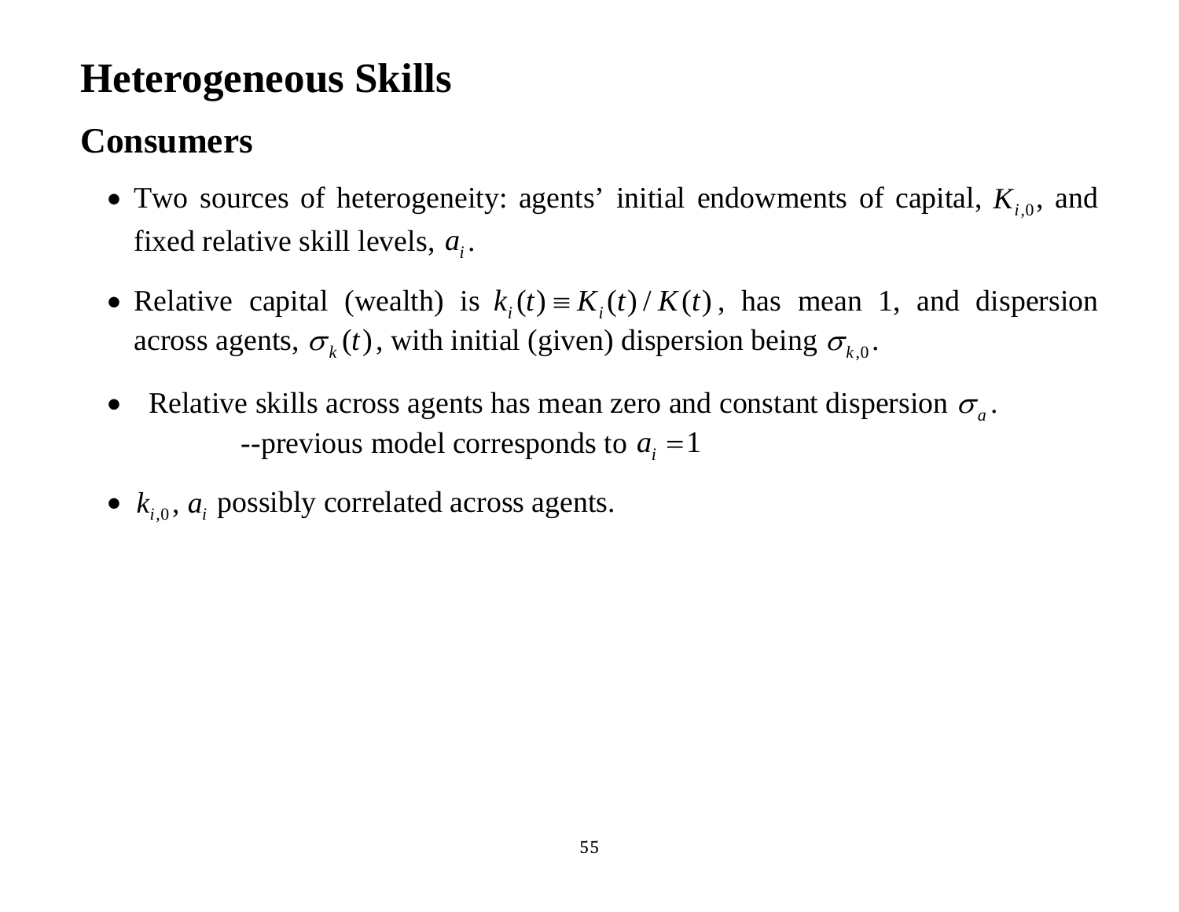# Heterogeneous Skills

## Consumers

- Two sources of heterogeneity: agents' initial endowments of capital, $K_{i,0}$, and fixed relative skill levels, $a_i$.
- Relative capital (wealth) is $k_i(t) \equiv K_i(t)/K(t)$, has mean 1, and dispersion across agents, $\sigma_k(t)$, with initial (given) dispersion being $\sigma_{k,0}$.
- Relative skills across agents has mean zero and constant dispersion $\sigma_a$.
  --previous model corresponds to $a_i = 1$
- $k_{i,0}$, $a_i$ possibly correlated across agents.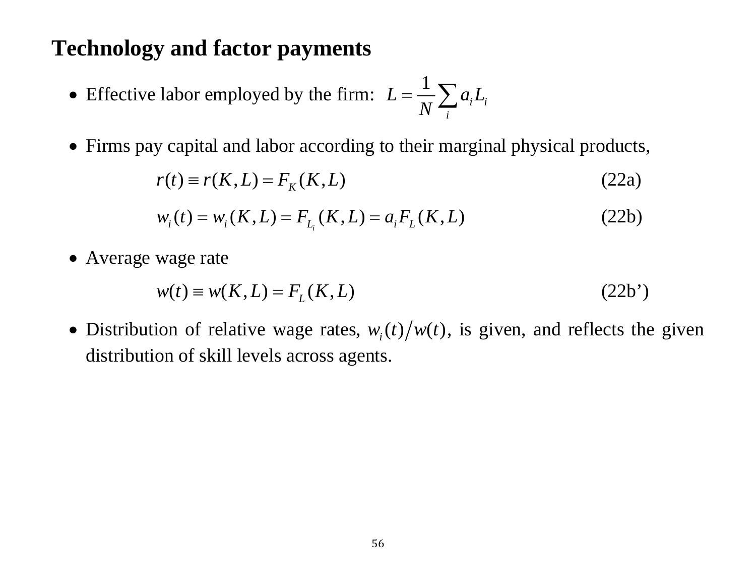## Technology and factor payments

- Effective labor employed by the firm: $L = \frac{1}{N}\sum_i a_i L_i$

- Firms pay capital and labor according to their marginal physical products,

$$r(t) \equiv r(K, L) = F_K(K, L) \tag{22a}$$

$$w_i(t) = w_i(K, L) = F_{L_i}(K, L) = a_i F_L(K, L) \tag{22b}$$

- Average wage rate

$$w(t) \equiv w(K, L) = F_L(K, L) \tag{22b'}$$

- Distribution of relative wage rates, $w_i(t)/w(t)$, is given, and reflects the given distribution of skill levels across agents.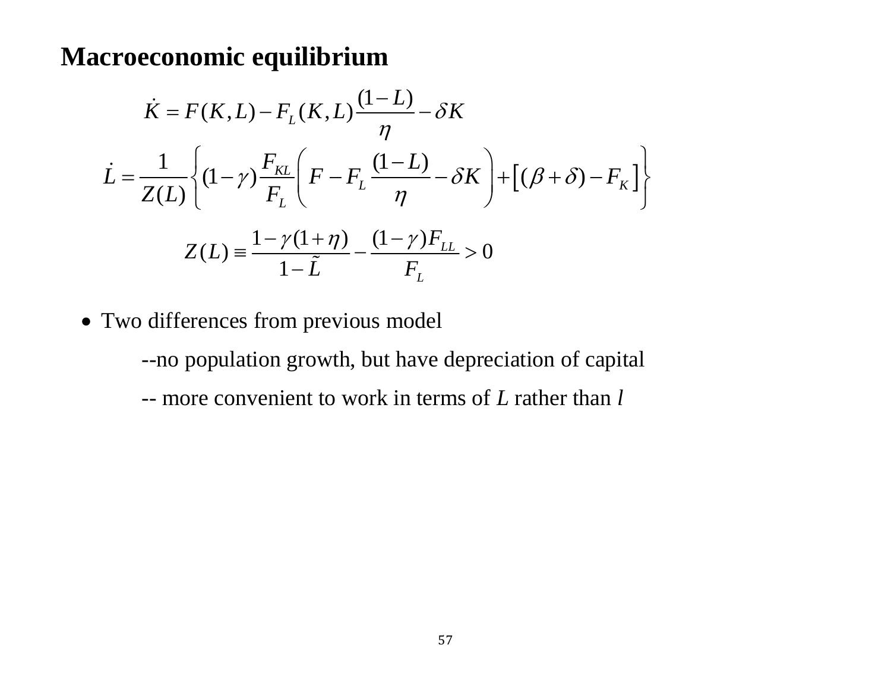## Macroeconomic equilibrium

$$\dot{K} = F(K,L) - F_L(K,L)\frac{(1-L)}{\eta} - \delta K$$

$$\dot{L} = \frac{1}{Z(L)}\left\{(1-\gamma)\frac{F_{KL}}{F_L}\left(F - F_L\frac{(1-L)}{\eta} - \delta K\right) + \left[(\beta+\delta) - F_K\right]\right\}$$

$$Z(L) \equiv \frac{1-\gamma(1+\eta)}{1-\tilde{L}} - \frac{(1-\gamma)F_{LL}}{F_L} > 0$$

- Two differences from previous model
  - --no population growth, but have depreciation of capital
  - -- more convenient to work in terms of $L$ rather than $l$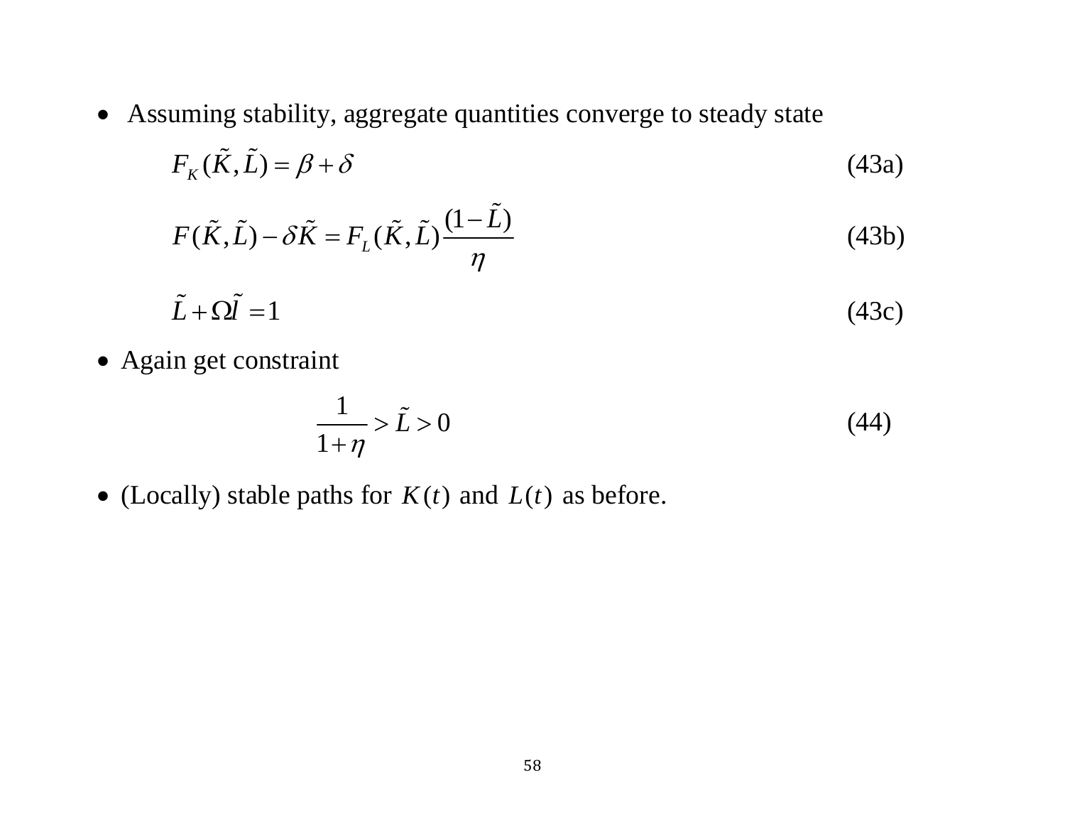- Assuming stability, aggregate quantities converge to steady state

$$F_K(\tilde{K}, \tilde{L}) = \beta + \delta \tag{43a}$$

$$F(\tilde{K}, \tilde{L}) - \delta \tilde{K} = F_L(\tilde{K}, \tilde{L}) \frac{(1 - \tilde{L})}{\eta} \tag{43b}$$

$$\tilde{L} + \Omega \tilde{l} = 1 \tag{43c}$$

- Again get constraint

$$\frac{1}{1+\eta} > \tilde{L} > 0 \tag{44}$$

- (Locally) stable paths for $K(t)$ and $L(t)$ as before.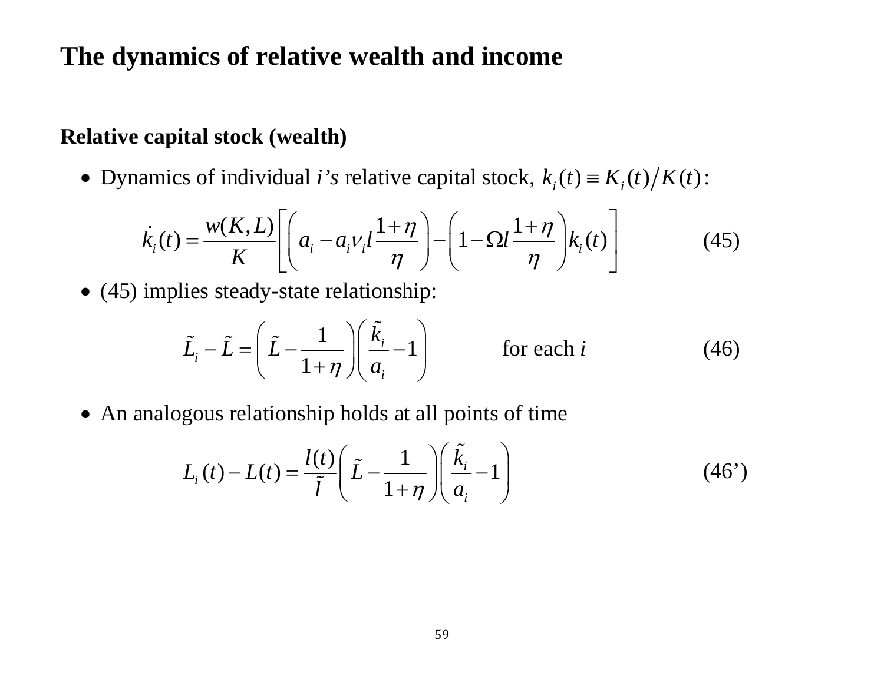# The dynamics of relative wealth and income

## Relative capital stock (wealth)

- Dynamics of individual *i's* relative capital stock, $k_i(t) \equiv K_i(t)/K(t)$:

$$\dot{k}_i(t) = \frac{w(K,L)}{K}\left[\left(a_i - a_i \nu_i l \frac{1+\eta}{\eta}\right) - \left(1 - \Omega l \frac{1+\eta}{\eta}\right) k_i(t)\right] \qquad (45)$$

- (45) implies steady-state relationship:

$$\tilde{L}_i - \tilde{L} = \left(\tilde{L} - \frac{1}{1+\eta}\right)\left(\frac{\tilde{k}_i}{a_i} - 1\right) \qquad \text{for each } i \qquad (46)$$

- An analogous relationship holds at all points of time

$$L_i(t) - L(t) = \frac{l(t)}{\tilde{l}}\left(\tilde{L} - \frac{1}{1+\eta}\right)\left(\frac{\tilde{k}_i}{a_i} - 1\right) \qquad (46')$$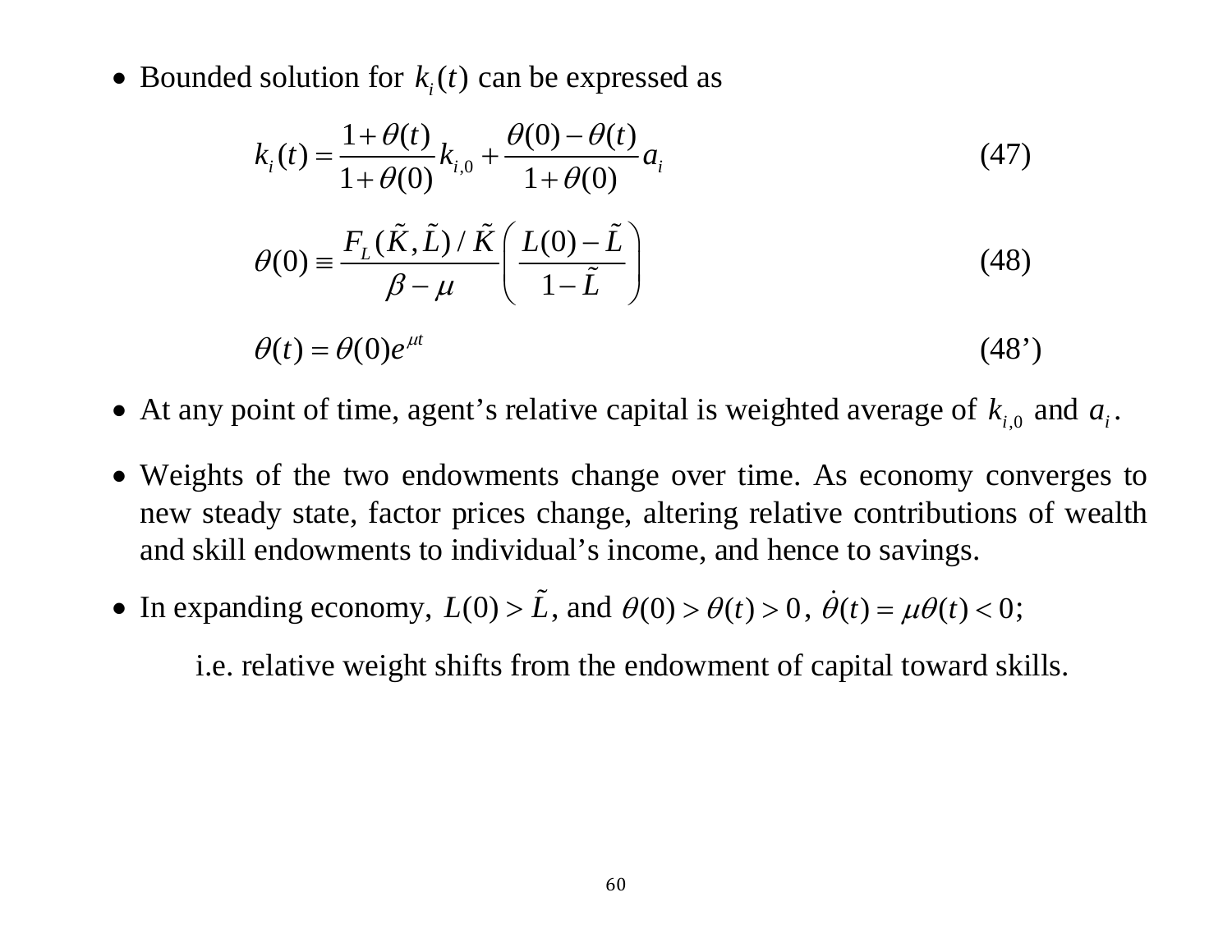- Bounded solution for $k_i(t)$ can be expressed as

$$k_i(t) = \frac{1+\theta(t)}{1+\theta(0)} k_{i,0} + \frac{\theta(0)-\theta(t)}{1+\theta(0)} a_i \tag{47}$$

$$\theta(0) \equiv \frac{F_L(\tilde{K},\tilde{L})/\tilde{K}}{\beta-\mu}\left(\frac{L(0)-\tilde{L}}{1-\tilde{L}}\right) \tag{48}$$

$$\theta(t) = \theta(0)e^{\mu t} \tag{48'}$$

- At any point of time, agent's relative capital is weighted average of $k_{i,0}$ and $a_i$.

- Weights of the two endowments change over time. As economy converges to new steady state, factor prices change, altering relative contributions of wealth and skill endowments to individual's income, and hence to savings.

- In expanding economy, $L(0) > \tilde{L}$, and $\theta(0) > \theta(t) > 0$, $\dot{\theta}(t) = \mu\theta(t) < 0$;

  i.e. relative weight shifts from the endowment of capital toward skills.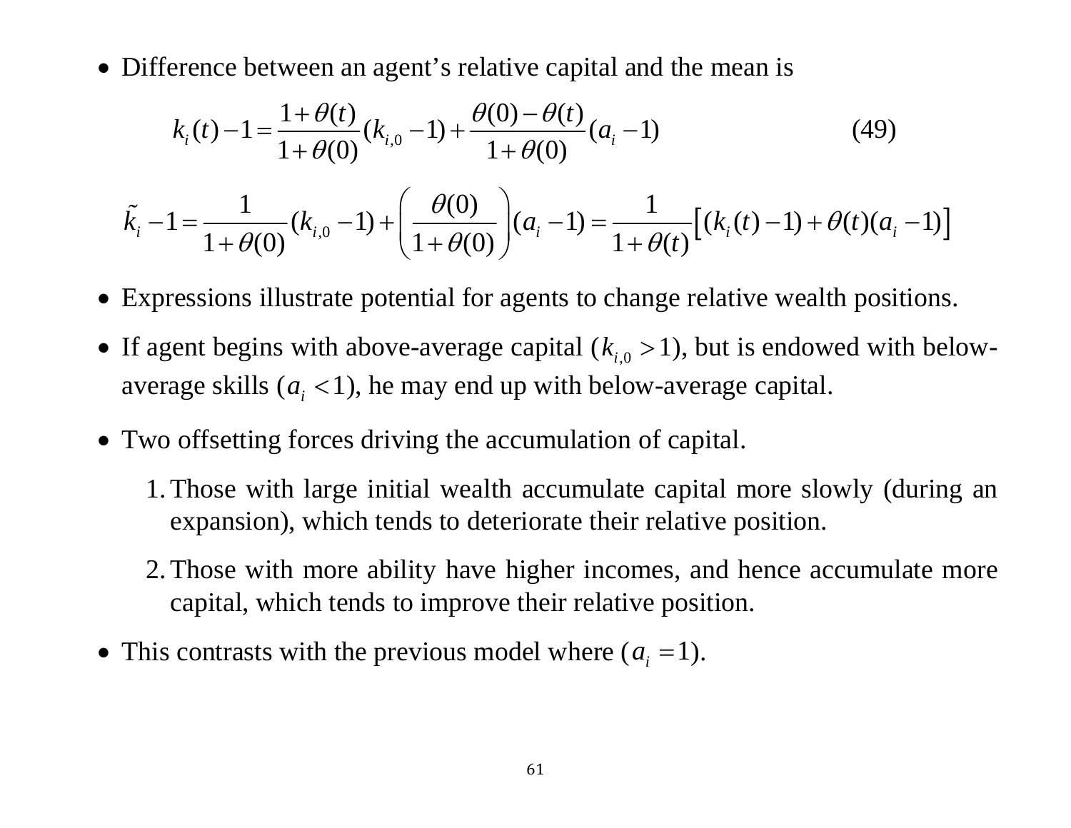- Difference between an agent's relative capital and the mean is

$$k_i(t) - 1 = \frac{1+\theta(t)}{1+\theta(0)}(k_{i,0} - 1) + \frac{\theta(0) - \theta(t)}{1+\theta(0)}(a_i - 1) \tag{49}$$

$$\tilde{k}_i - 1 = \frac{1}{1+\theta(0)}(k_{i,0} - 1) + \left(\frac{\theta(0)}{1+\theta(0)}\right)(a_i - 1) = \frac{1}{1+\theta(t)}\left[(k_i(t) - 1) + \theta(t)(a_i - 1)\right]$$

- Expressions illustrate potential for agents to change relative wealth positions.
- If agent begins with above-average capital ($k_{i,0} > 1$), but is endowed with below-average skills ($a_i < 1$), he may end up with below-average capital.
- Two offsetting forces driving the accumulation of capital.
  1. Those with large initial wealth accumulate capital more slowly (during an expansion), which tends to deteriorate their relative position.
  2. Those with more ability have higher incomes, and hence accumulate more capital, which tends to improve their relative position.
- This contrasts with the previous model where ($a_i = 1$).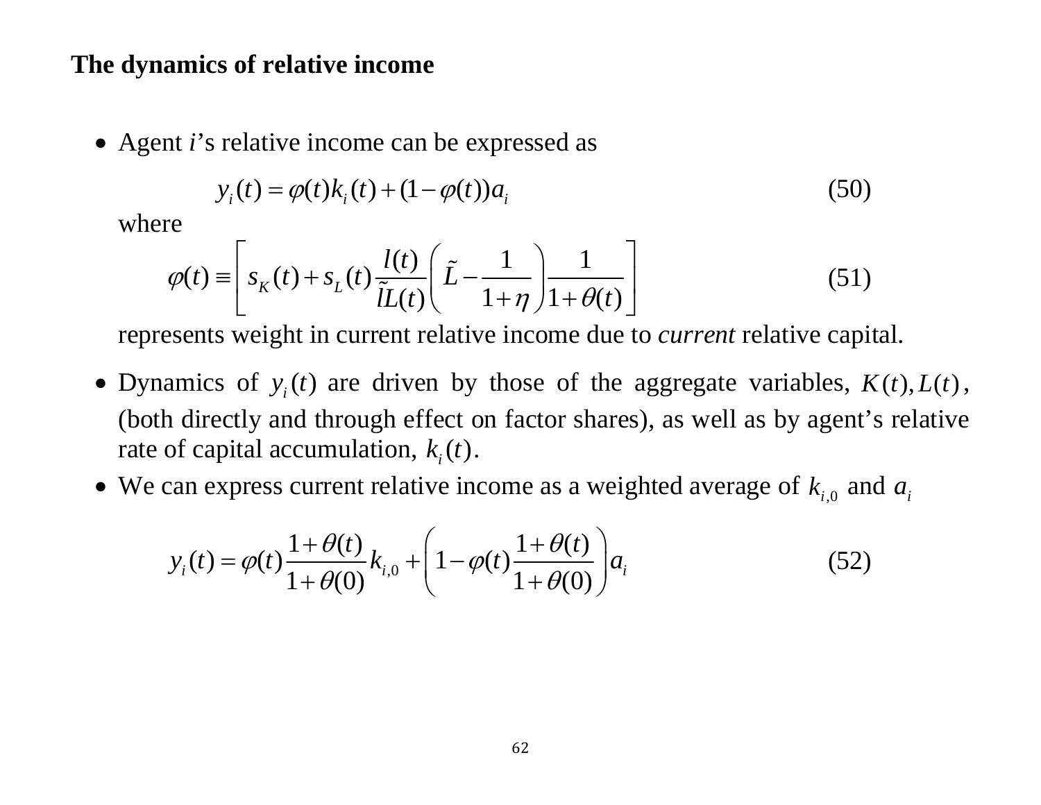**The dynamics of relative income**

- Agent *i*'s relative income can be expressed as

$$y_i(t) = \varphi(t) k_i(t) + (1 - \varphi(t)) a_i \tag{50}$$

where

$$\varphi(t) \equiv \left[ s_K(t) + s_L(t) \frac{l(t)}{\tilde{l}L(t)} \left( \tilde{L} - \frac{1}{1+\eta} \right) \frac{1}{1+\theta(t)} \right] \tag{51}$$

represents weight in current relative income due to *current* relative capital.

- Dynamics of $y_i(t)$ are driven by those of the aggregate variables, $K(t), L(t)$, (both directly and through effect on factor shares), as well as by agent's relative rate of capital accumulation, $k_i(t)$.
- We can express current relative income as a weighted average of $k_{i,0}$ and $a_i$

$$y_i(t) = \varphi(t) \frac{1+\theta(t)}{1+\theta(0)} k_{i,0} + \left( 1 - \varphi(t) \frac{1+\theta(t)}{1+\theta(0)} \right) a_i \tag{52}$$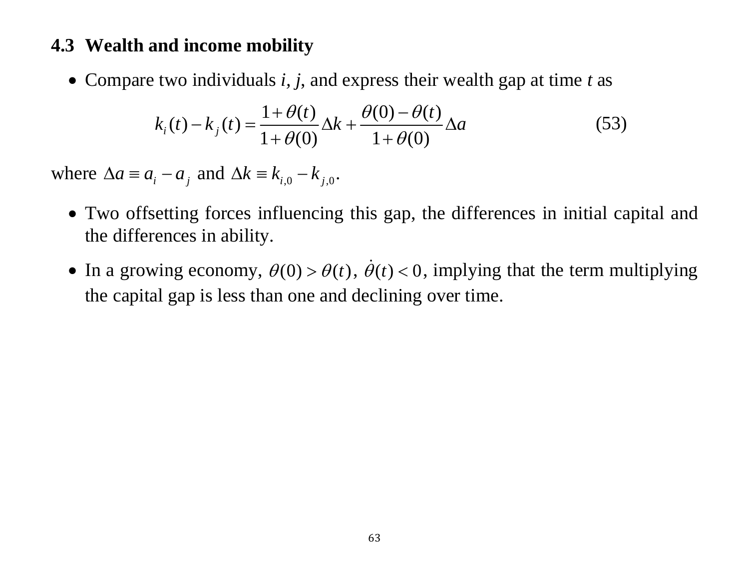### 4.3 Wealth and income mobility

- Compare two individuals $i$, $j$, and express their wealth gap at time $t$ as

$$k_i(t) - k_j(t) = \frac{1+\theta(t)}{1+\theta(0)}\Delta k + \frac{\theta(0)-\theta(t)}{1+\theta(0)}\Delta a \tag{53}$$

where $\Delta a \equiv a_i - a_j$ and $\Delta k \equiv k_{i,0} - k_{j,0}$.

- Two offsetting forces influencing this gap, the differences in initial capital and the differences in ability.
- In a growing economy, $\theta(0) > \theta(t)$, $\dot{\theta}(t) < 0$, implying that the term multiplying the capital gap is less than one and declining over time.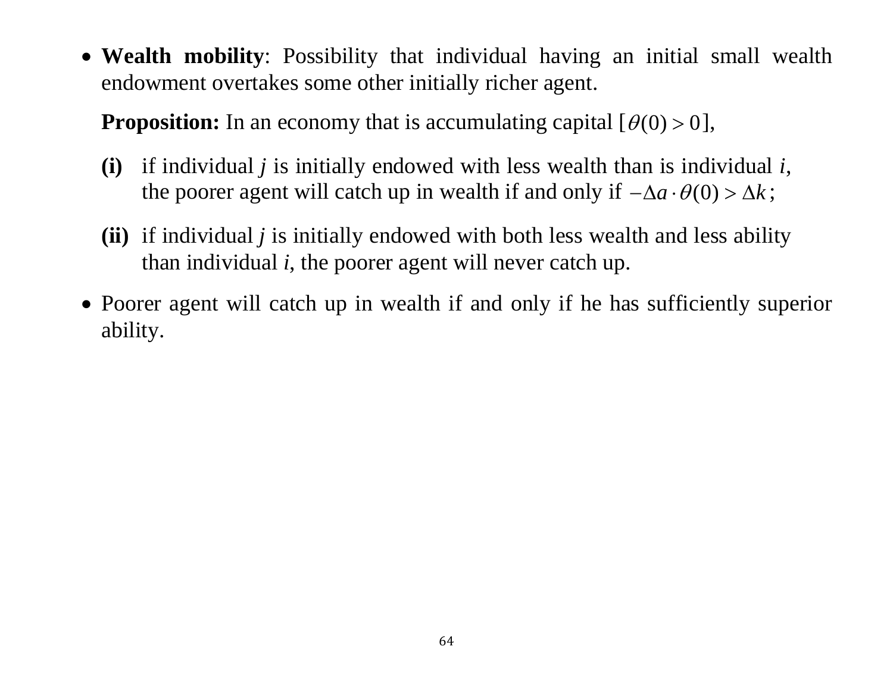- **Wealth mobility**: Possibility that individual having an initial small wealth endowment overtakes some other initially richer agent.

  **Proposition:** In an economy that is accumulating capital $[\theta(0) > 0]$,

  **(i)** if individual *j* is initially endowed with less wealth than is individual *i*, the poorer agent will catch up in wealth if and only if $-\Delta a \cdot \theta(0) > \Delta k$;

  **(ii)** if individual *j* is initially endowed with both less wealth and less ability than individual *i*, the poorer agent will never catch up.

- Poorer agent will catch up in wealth if and only if he has sufficiently superior ability.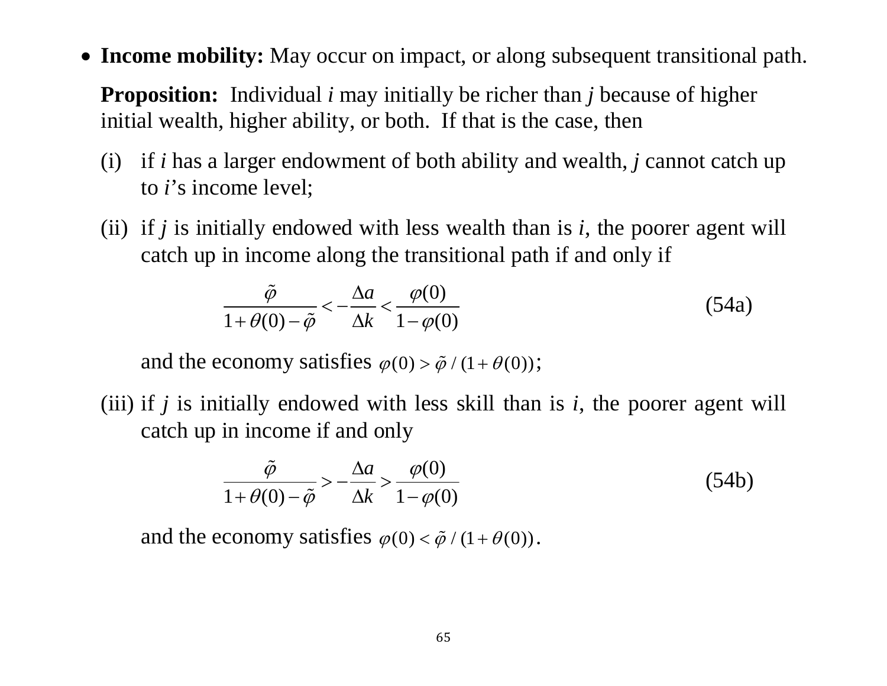- **Income mobility:** May occur on impact, or along subsequent transitional path.

  **Proposition:** Individual *i* may initially be richer than *j* because of higher initial wealth, higher ability, or both. If that is the case, then

  (i) if *i* has a larger endowment of both ability and wealth, *j* cannot catch up to *i*'s income level;

  (ii) if *j* is initially endowed with less wealth than is *i*, the poorer agent will catch up in income along the transitional path if and only if

  $$\frac{\tilde{\varphi}}{1+\theta(0)-\tilde{\varphi}} < -\frac{\Delta a}{\Delta k} < \frac{\varphi(0)}{1-\varphi(0)} \tag{54a}$$

  and the economy satisfies $\varphi(0) > \tilde{\varphi}/(1+\theta(0))$;

  (iii) if *j* is initially endowed with less skill than is *i*, the poorer agent will catch up in income if and only

  $$\frac{\tilde{\varphi}}{1+\theta(0)-\tilde{\varphi}} > -\frac{\Delta a}{\Delta k} > \frac{\varphi(0)}{1-\varphi(0)} \tag{54b}$$

  and the economy satisfies $\varphi(0) < \tilde{\varphi}/(1+\theta(0))$.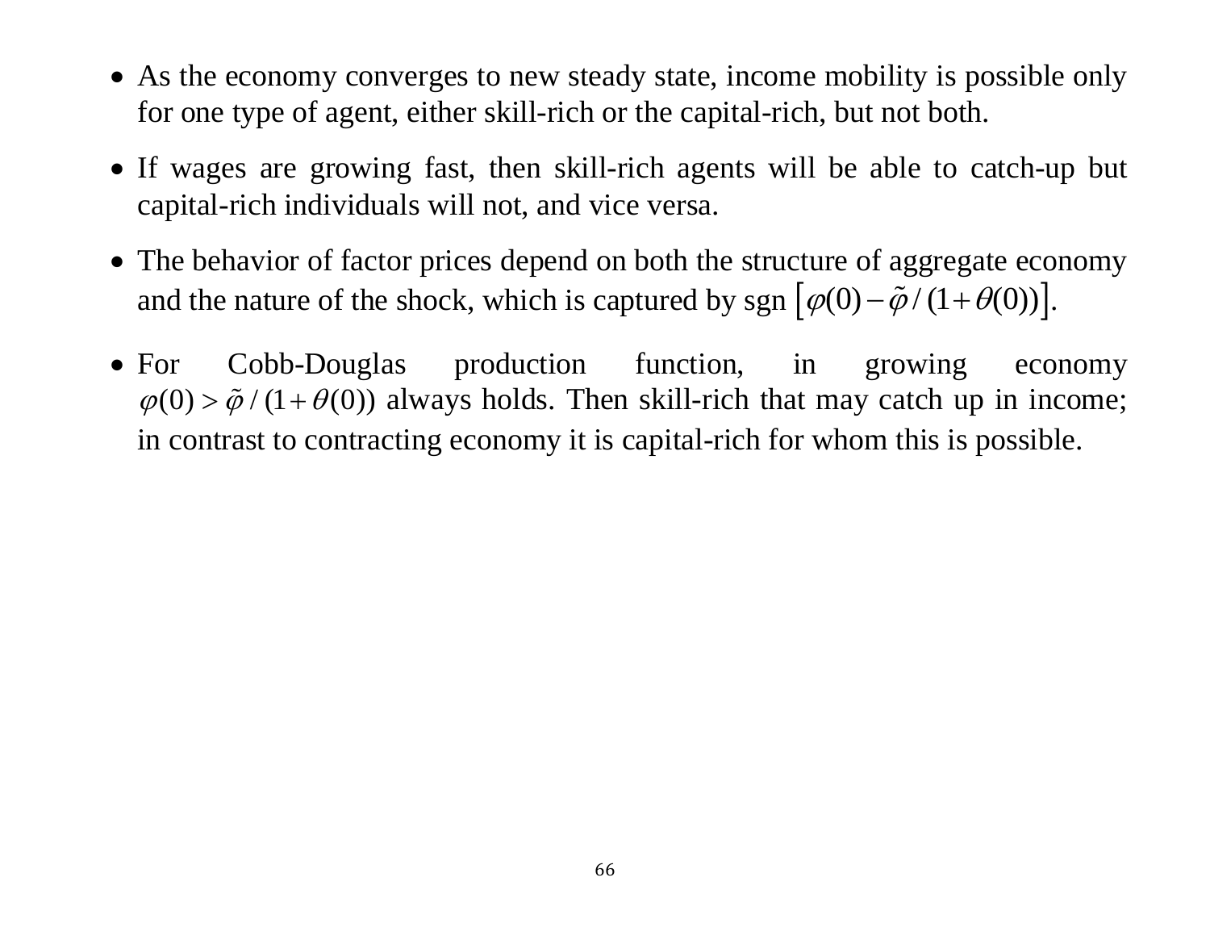- As the economy converges to new steady state, income mobility is possible only for one type of agent, either skill-rich or the capital-rich, but not both.

- If wages are growing fast, then skill-rich agents will be able to catch-up but capital-rich individuals will not, and vice versa.

- The behavior of factor prices depend on both the structure of aggregate economy and the nature of the shock, which is captured by sgn $\left[\varphi(0) - \tilde{\varphi}/(1+\theta(0))\right]$.

- For Cobb-Douglas production function, in growing economy $\varphi(0) > \tilde{\varphi}/(1+\theta(0))$ always holds. Then skill-rich that may catch up in income; in contrast to contracting economy it is capital-rich for whom this is possible.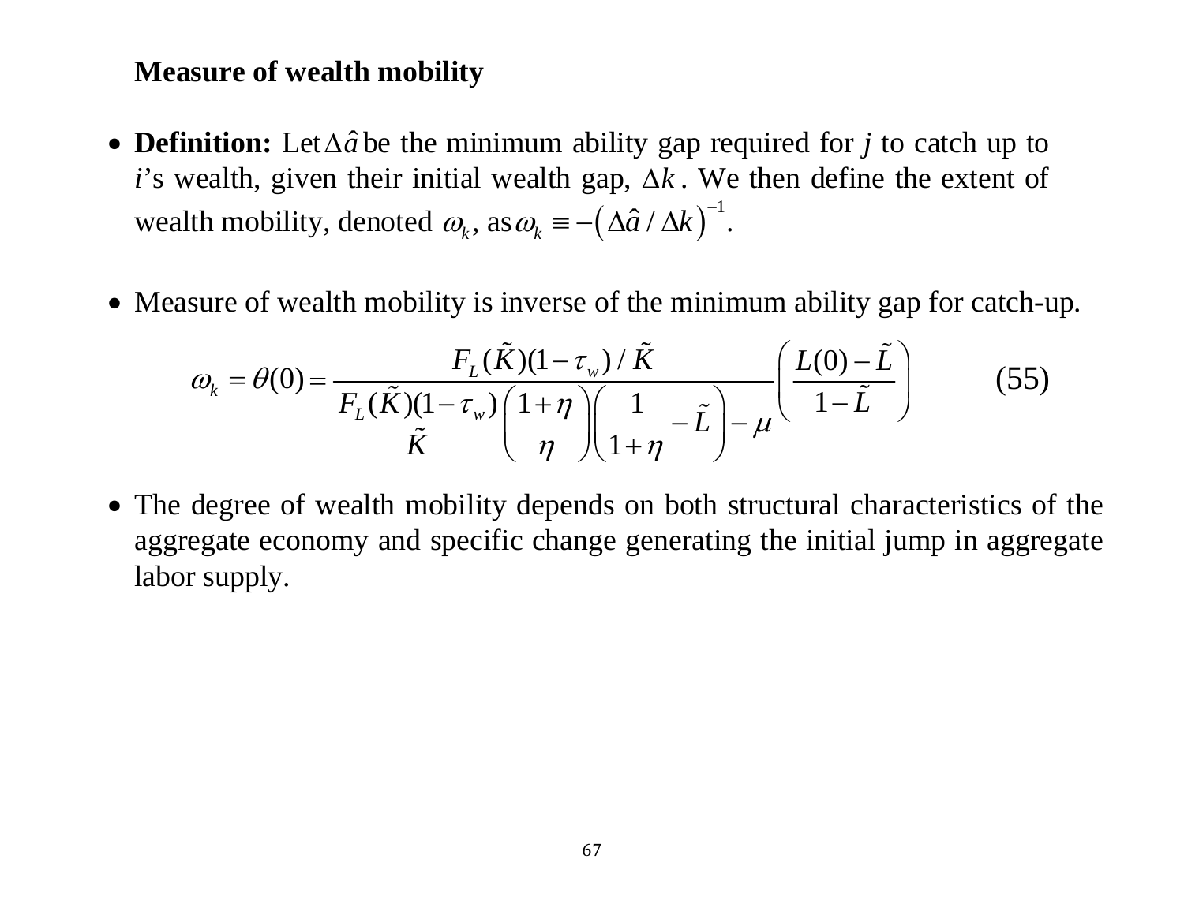**Measure of wealth mobility**

- **Definition:** Let $\Delta\hat{a}$ be the minimum ability gap required for $j$ to catch up to $i$'s wealth, given their initial wealth gap, $\Delta k$. We then define the extent of wealth mobility, denoted $\omega_k$, as $\omega_k \equiv -\left(\Delta\hat{a}/\Delta k\right)^{-1}$.

- Measure of wealth mobility is inverse of the minimum ability gap for catch-up.

$$\omega_k = \theta(0) = \frac{F_L(\tilde{K})(1-\tau_w)/\tilde{K}}{\dfrac{F_L(\tilde{K})(1-\tau_w)}{\tilde{K}}\left(\dfrac{1+\eta}{\eta}\right)\left(\dfrac{1}{1+\eta}-\tilde{L}\right)-\mu}\left(\frac{L(0)-\tilde{L}}{1-\tilde{L}}\right) \qquad (55)$$

- The degree of wealth mobility depends on both structural characteristics of the aggregate economy and specific change generating the initial jump in aggregate labor supply.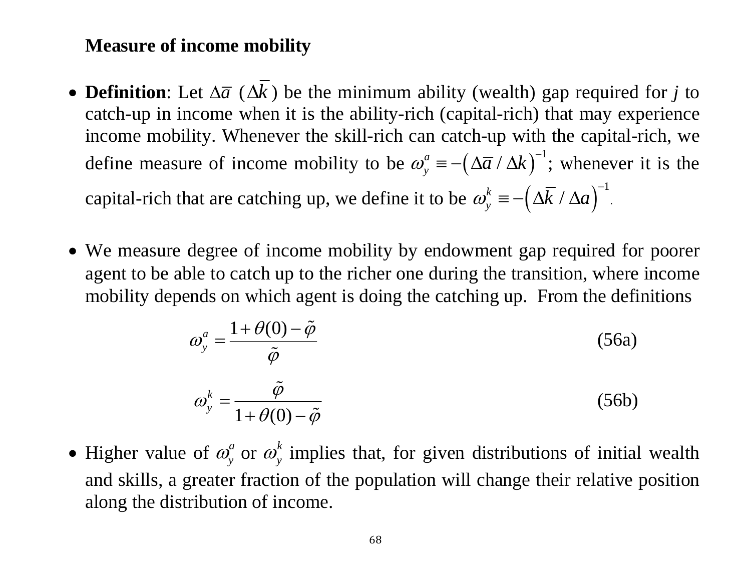**Measure of income mobility**

- **Definition**: Let $\Delta\bar{a}$ ($\Delta\bar{k}$) be the minimum ability (wealth) gap required for *j* to catch-up in income when it is the ability-rich (capital-rich) that may experience income mobility. Whenever the skill-rich can catch-up with the capital-rich, we define measure of income mobility to be $\omega_y^a \equiv -\left(\Delta\bar{a}/\Delta k\right)^{-1}$; whenever it is the capital-rich that are catching up, we define it to be $\omega_y^k \equiv -\left(\Delta\bar{k}/\Delta a\right)^{-1}$.

- We measure degree of income mobility by endowment gap required for poorer agent to be able to catch up to the richer one during the transition, where income mobility depends on which agent is doing the catching up. From the definitions

$$\omega_y^a = \frac{1+\theta(0)-\tilde{\varphi}}{\tilde{\varphi}} \tag{56a}$$

$$\omega_y^k = \frac{\tilde{\varphi}}{1+\theta(0)-\tilde{\varphi}} \tag{56b}$$

- Higher value of $\omega_y^a$ or $\omega_y^k$ implies that, for given distributions of initial wealth and skills, a greater fraction of the population will change their relative position along the distribution of income.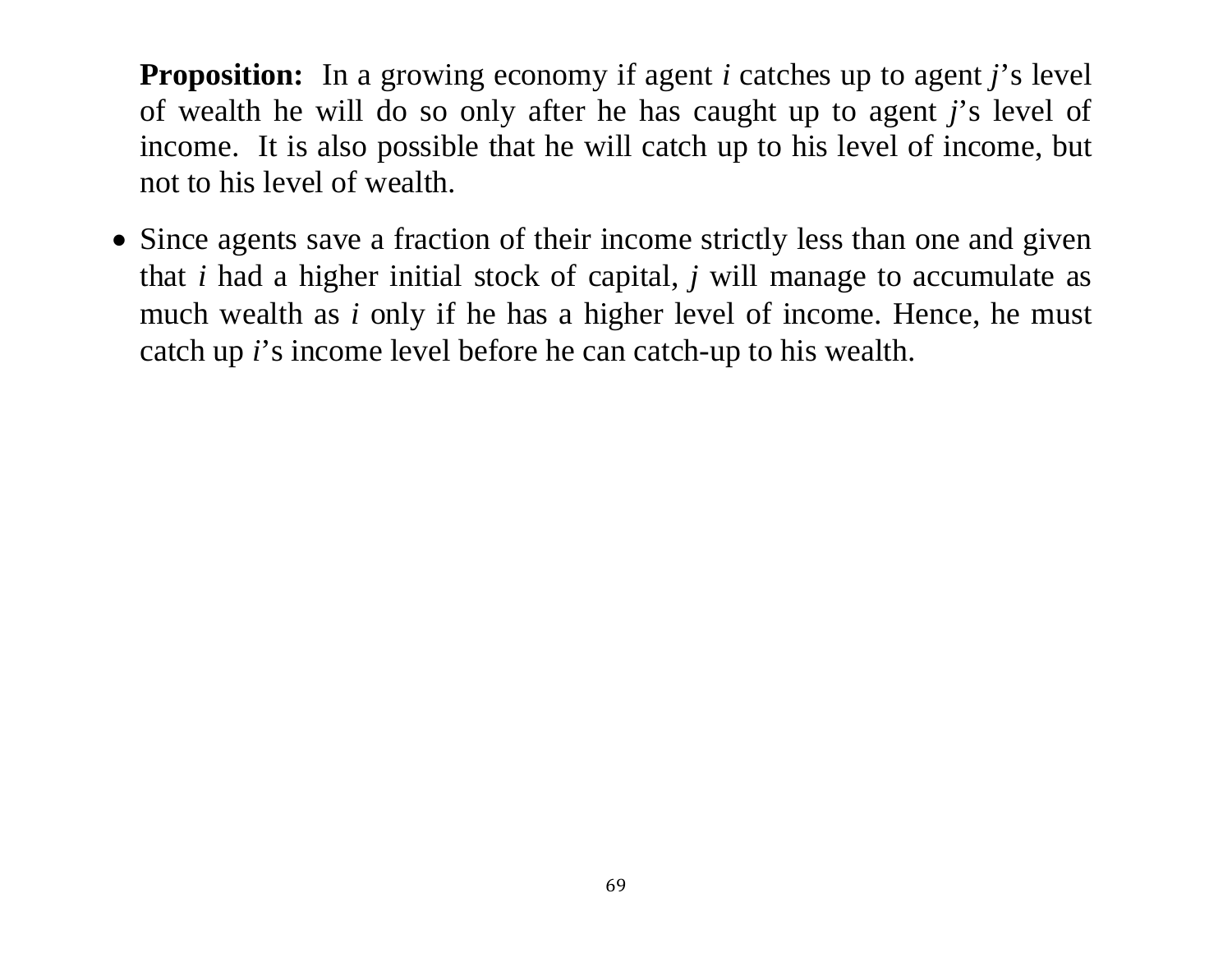**Proposition:** In a growing economy if agent $i$ catches up to agent $j$'s level of wealth he will do so only after he has caught up to agent $j$'s level of income. It is also possible that he will catch up to his level of income, but not to his level of wealth.

- Since agents save a fraction of their income strictly less than one and given that $i$ had a higher initial stock of capital, $j$ will manage to accumulate as much wealth as $i$ only if he has a higher level of income. Hence, he must catch up $i$'s income level before he can catch-up to his wealth.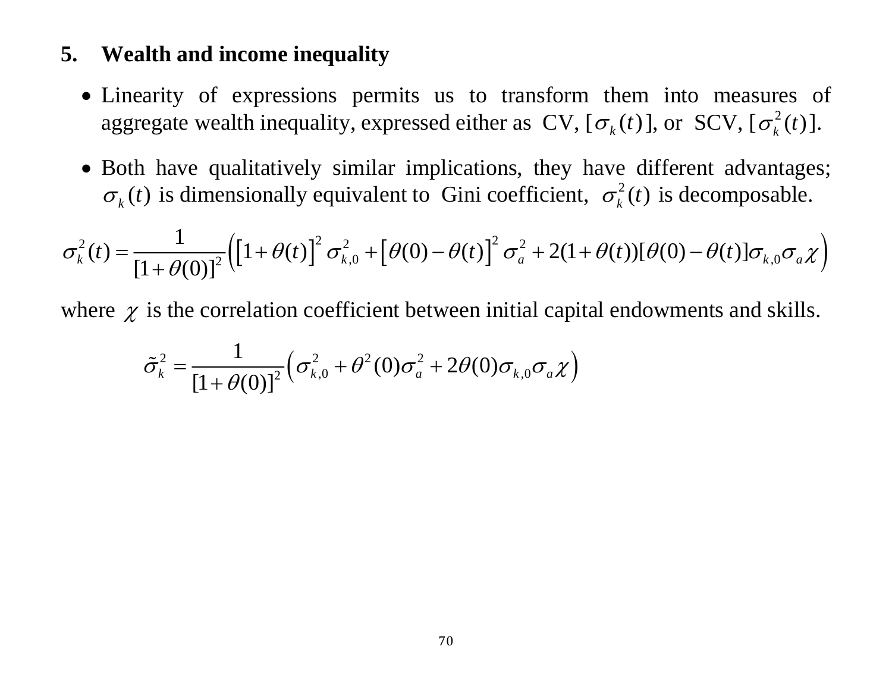## 5. Wealth and income inequality

- Linearity of expressions permits us to transform them into measures of aggregate wealth inequality, expressed either as CV, $[\sigma_k(t)]$, or SCV, $[\sigma_k^2(t)]$.
- Both have qualitatively similar implications, they have different advantages; $\sigma_k(t)$ is dimensionally equivalent to Gini coefficient, $\sigma_k^2(t)$ is decomposable.

$$\sigma_k^2(t) = \frac{1}{[1+\theta(0)]^2}\left(\left[1+\theta(t)\right]^2 \sigma_{k,0}^2 + \left[\theta(0)-\theta(t)\right]^2 \sigma_a^2 + 2(1+\theta(t))[\theta(0)-\theta(t)]\sigma_{k,0}\sigma_a\chi\right)$$

where $\chi$ is the correlation coefficient between initial capital endowments and skills.

$$\tilde{\sigma}_k^2 = \frac{1}{[1+\theta(0)]^2}\left(\sigma_{k,0}^2 + \theta^2(0)\sigma_a^2 + 2\theta(0)\sigma_{k,0}\sigma_a\chi\right)$$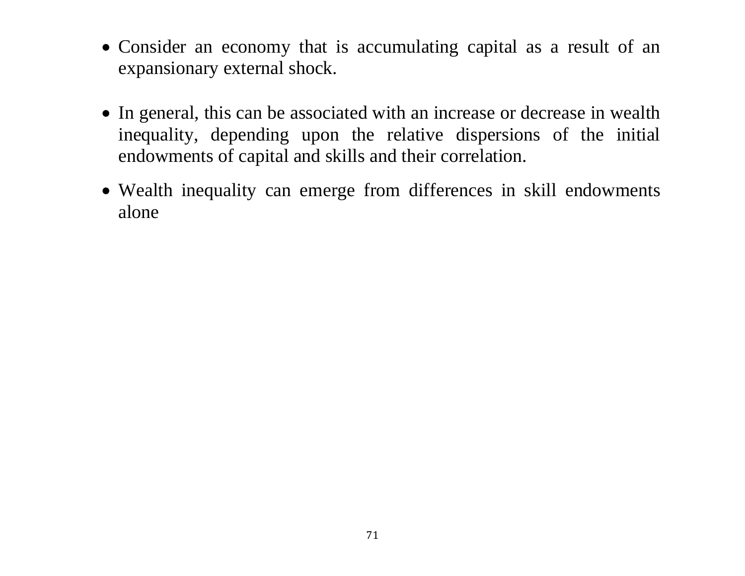- Consider an economy that is accumulating capital as a result of an expansionary external shock.
- In general, this can be associated with an increase or decrease in wealth inequality, depending upon the relative dispersions of the initial endowments of capital and skills and their correlation.
- Wealth inequality can emerge from differences in skill endowments alone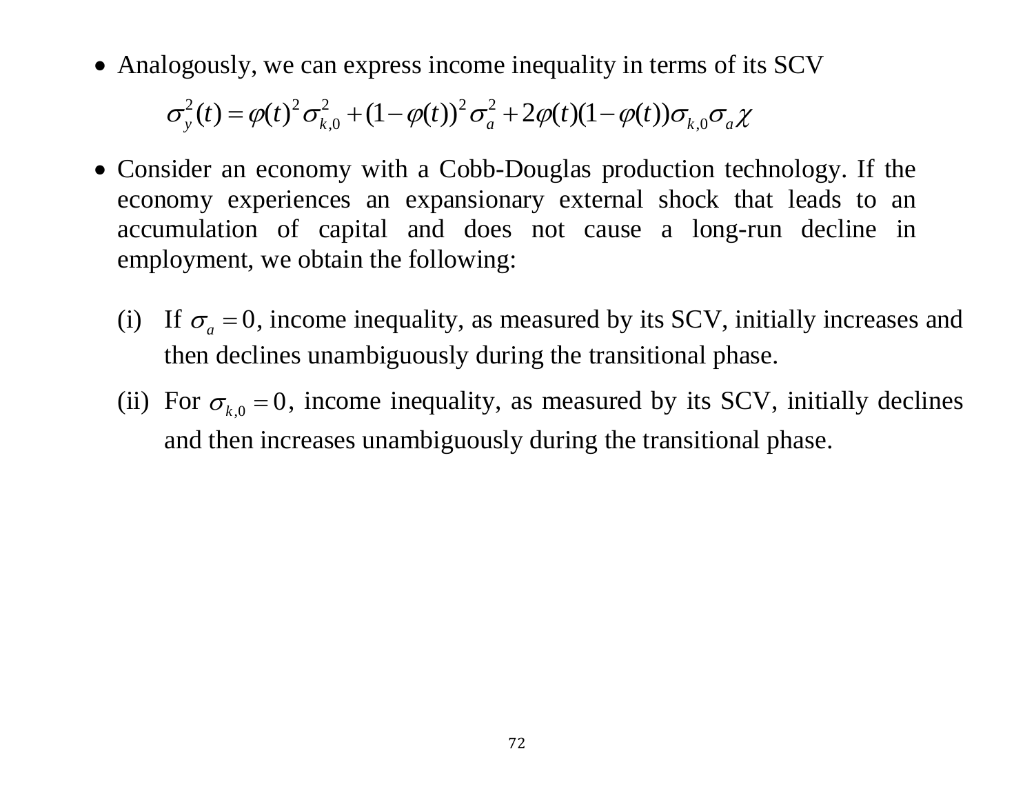- Analogously, we can express income inequality in terms of its SCV

$$\sigma_y^2(t) = \varphi(t)^2 \sigma_{k,0}^2 + (1-\varphi(t))^2 \sigma_a^2 + 2\varphi(t)(1-\varphi(t))\sigma_{k,0}\sigma_a \chi$$

- Consider an economy with a Cobb-Douglas production technology. If the economy experiences an expansionary external shock that leads to an accumulation of capital and does not cause a long-run decline in employment, we obtain the following:

  (i) If $\sigma_a = 0$, income inequality, as measured by its SCV, initially increases and then declines unambiguously during the transitional phase.

  (ii) For $\sigma_{k,0} = 0$, income inequality, as measured by its SCV, initially declines and then increases unambiguously during the transitional phase.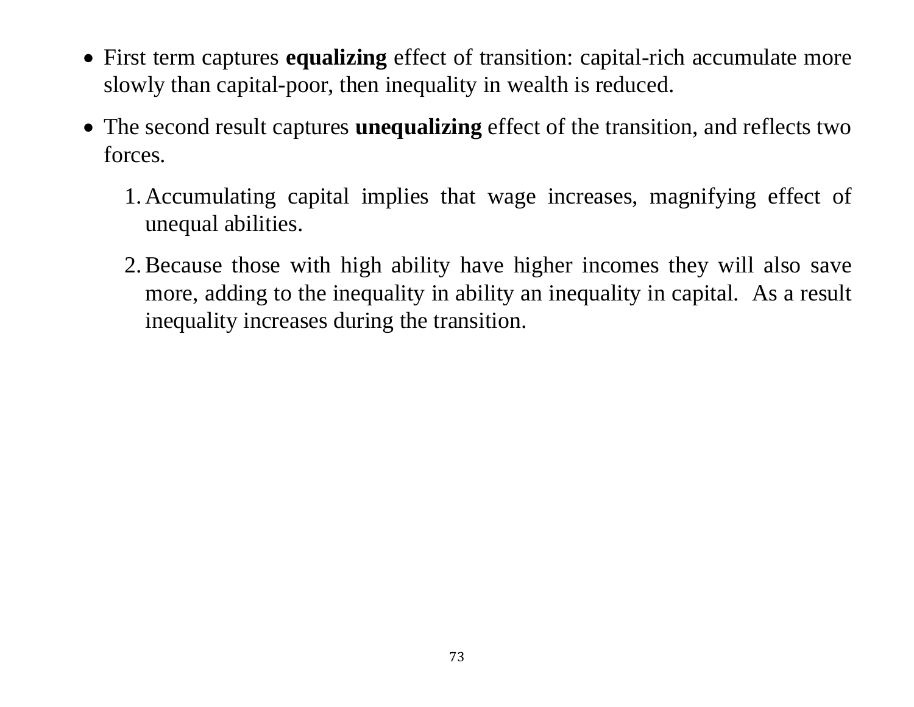- First term captures **equalizing** effect of transition: capital-rich accumulate more slowly than capital-poor, then inequality in wealth is reduced.
- The second result captures **unequalizing** effect of the transition, and reflects two forces.
  1. Accumulating capital implies that wage increases, magnifying effect of unequal abilities.
  2. Because those with high ability have higher incomes they will also save more, adding to the inequality in ability an inequality in capital. As a result inequality increases during the transition.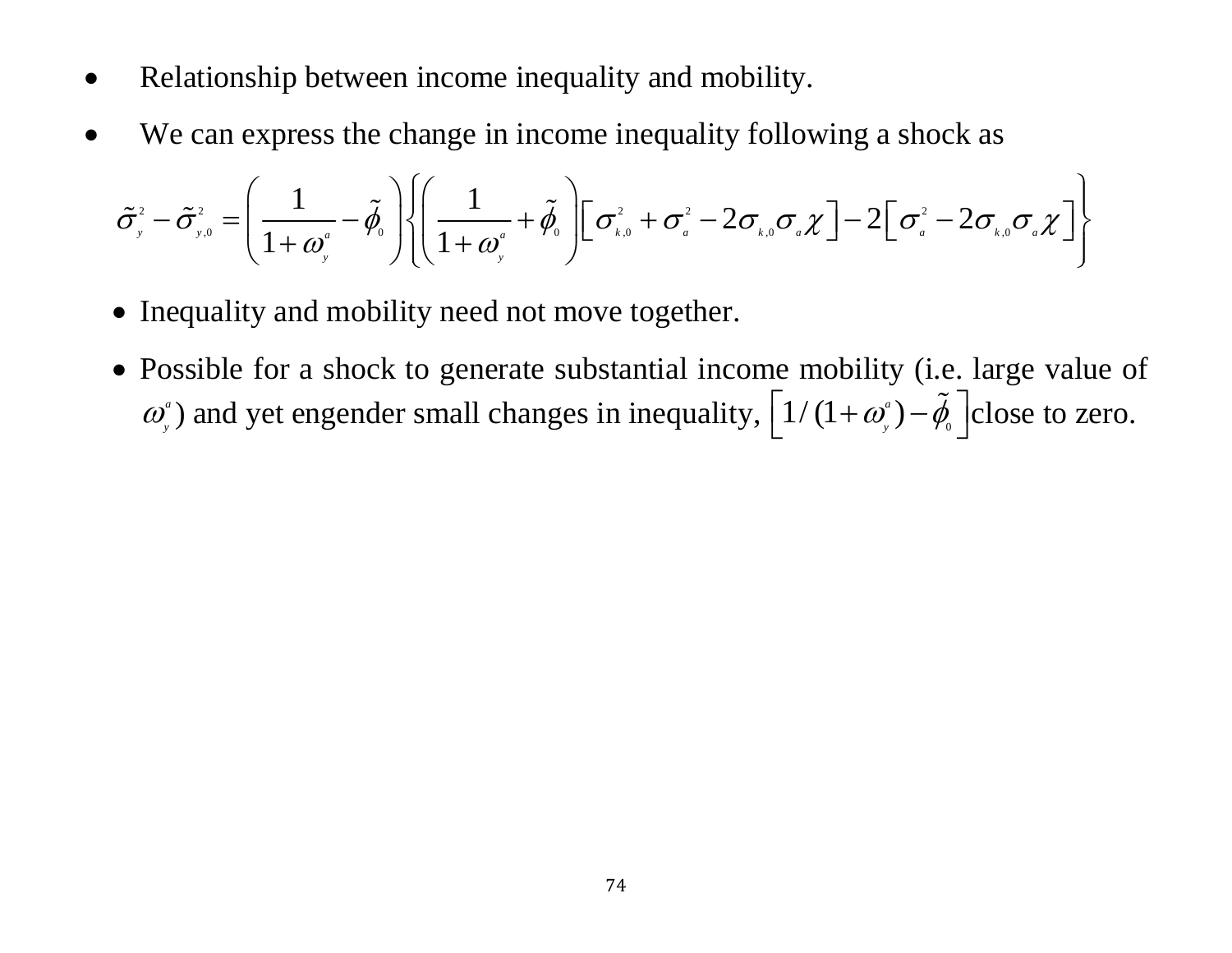- Relationship between income inequality and mobility.
- We can express the change in income inequality following a shock as

$$\tilde{\sigma}_y^2 - \tilde{\sigma}_{y,0}^2 = \left( \frac{1}{1+\omega_y^a} - \tilde{\phi}_0 \right) \left\{ \left( \frac{1}{1+\omega_y^a} + \tilde{\phi}_0 \right) \left[ \sigma_{k,0}^2 + \sigma_a^2 - 2\sigma_{k,0}\sigma_a \chi \right] - 2\left[ \sigma_a^2 - 2\sigma_{k,0}\sigma_a \chi \right] \right\}$$

  - Inequality and mobility need not move together.
  - Possible for a shock to generate substantial income mobility (i.e. large value of $\omega_y^a$) and yet engender small changes in inequality, $\left[ 1/(1+\omega_y^a) - \tilde{\phi}_0 \right]$ close to zero.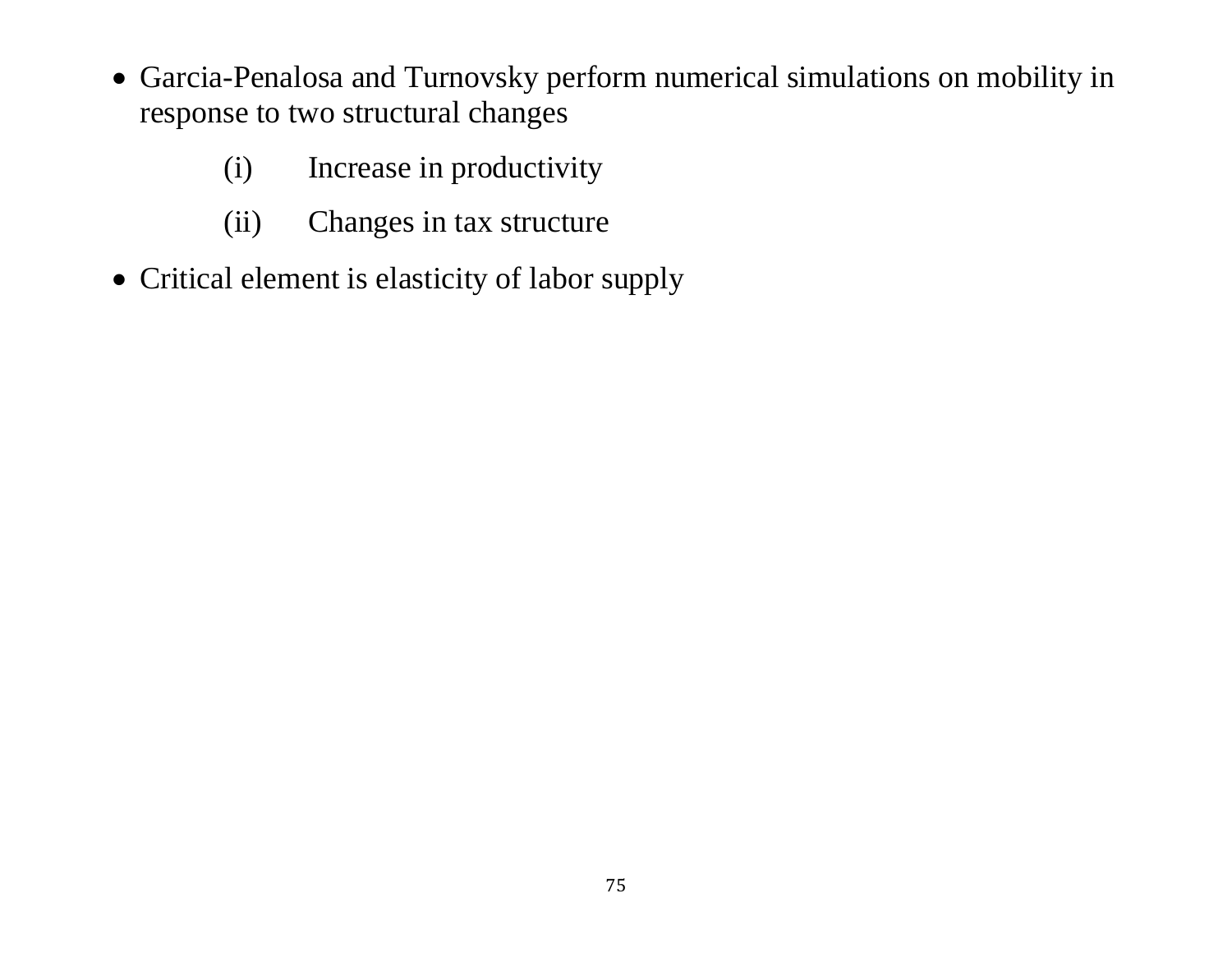- Garcia-Penalosa and Turnovsky perform numerical simulations on mobility in response to two structural changes

  (i) Increase in productivity

  (ii) Changes in tax structure

- Critical element is elasticity of labor supply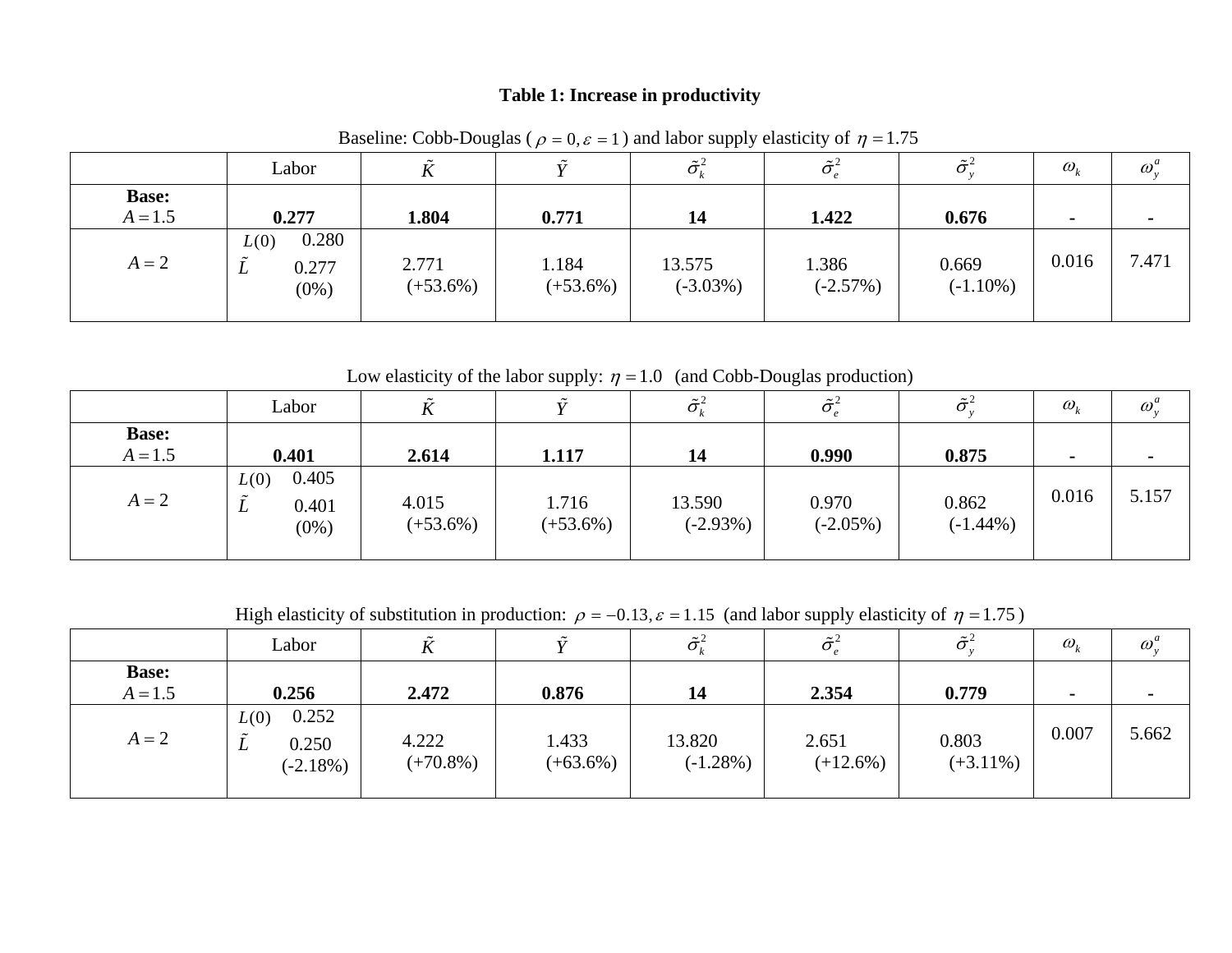**Table 1: Increase in productivity**

Baseline: Cobb-Douglas ( $\rho = 0, \varepsilon = 1$ ) and labor supply elasticity of $\eta = 1.75$

| | Labor | $\tilde{K}$ | $\tilde{Y}$ | $\tilde{\sigma}_k^2$ | $\tilde{\sigma}_e^2$ | $\tilde{\sigma}_y^2$ | $\omega_k$ | $\omega_y^a$ |
|---|---|---|---|---|---|---|---|---|
| **Base:** $A = 1.5$ | **0.277** | **1.804** | **0.771** | **14** | **1.422** | **0.676** | **-** | **-** |
| $A = 2$ | $L(0)$ 0.280<br>$\tilde{L}$ 0.277 (0%) | 2.771 (+53.6%) | 1.184 (+53.6%) | 13.575 (-3.03%) | 1.386 (-2.57%) | 0.669 (-1.10%) | 0.016 | 7.471 |

Low elasticity of the labor supply: $\eta = 1.0$ (and Cobb-Douglas production)

| | Labor | $\tilde{K}$ | $\tilde{Y}$ | $\tilde{\sigma}_k^2$ | $\tilde{\sigma}_e^2$ | $\tilde{\sigma}_y^2$ | $\omega_k$ | $\omega_y^a$ |
|---|---|---|---|---|---|---|---|---|
| **Base:** $A = 1.5$ | **0.401** | **2.614** | **1.117** | **14** | **0.990** | **0.875** | **-** | **-** |
| $A = 2$ | $L(0)$ 0.405<br>$\tilde{L}$ 0.401 (0%) | 4.015 (+53.6%) | 1.716 (+53.6%) | 13.590 (-2.93%) | 0.970 (-2.05%) | 0.862 (-1.44%) | 0.016 | 5.157 |

High elasticity of substitution in production: $\rho = -0.13, \varepsilon = 1.15$ (and labor supply elasticity of $\eta = 1.75$ )

| | Labor | $\tilde{K}$ | $\tilde{Y}$ | $\tilde{\sigma}_k^2$ | $\tilde{\sigma}_e^2$ | $\tilde{\sigma}_y^2$ | $\omega_k$ | $\omega_y^a$ |
|---|---|---|---|---|---|---|---|---|
| **Base:** $A = 1.5$ | **0.256** | **2.472** | **0.876** | **14** | **2.354** | **0.779** | **-** | **-** |
| $A = 2$ | $L(0)$ 0.252<br>$\tilde{L}$ 0.250 (-2.18%) | 4.222 (+70.8%) | 1.433 (+63.6%) | 13.820 (-1.28%) | 2.651 (+12.6%) | 0.803 (+3.11%) | 0.007 | 5.662 |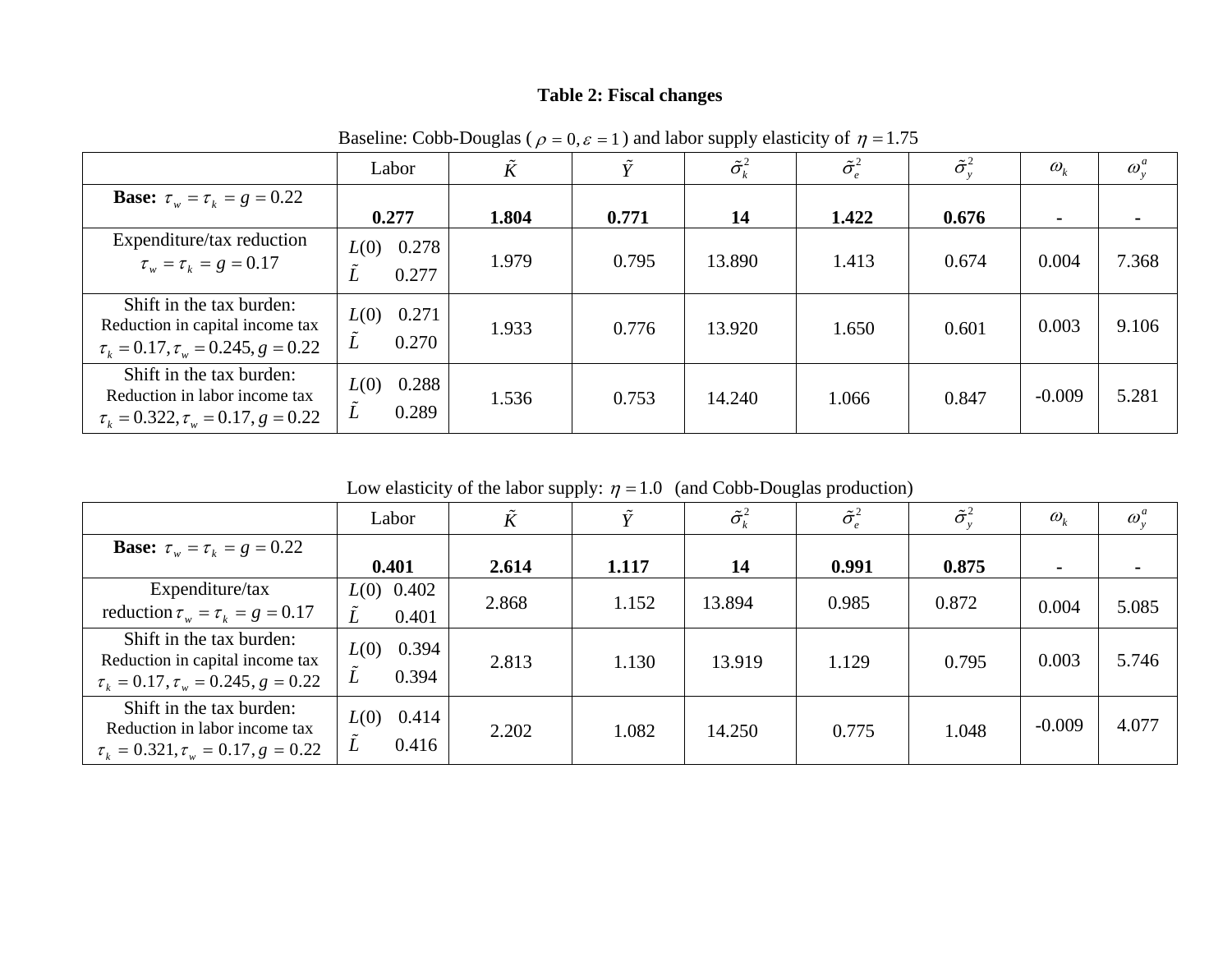**Table 2: Fiscal changes**

Baseline: Cobb-Douglas ( $\rho = 0, \varepsilon = 1$ ) and labor supply elasticity of $\eta = 1.75$

| | Labor | $\tilde{K}$ | $\tilde{Y}$ | $\tilde{\sigma}_k^2$ | $\tilde{\sigma}_e^2$ | $\tilde{\sigma}_y^2$ | $\omega_k$ | $\omega_y^a$ |
|---|---|---|---|---|---|---|---|---|
| **Base:** $\tau_w = \tau_k = g = 0.22$ | **0.277** | **1.804** | **0.771** | **14** | **1.422** | **0.676** | **-** | **-** |
| Expenditure/tax reduction $\tau_w = \tau_k = g = 0.17$ | $L(0)$ 0.278<br>$\tilde{L}$ 0.277 | 1.979 | 0.795 | 13.890 | 1.413 | 0.674 | 0.004 | 7.368 |
| Shift in the tax burden: Reduction in capital income tax $\tau_k = 0.17, \tau_w = 0.245, g = 0.22$ | $L(0)$ 0.271<br>$\tilde{L}$ 0.270 | 1.933 | 0.776 | 13.920 | 1.650 | 0.601 | 0.003 | 9.106 |
| Shift in the tax burden: Reduction in labor income tax $\tau_k = 0.322, \tau_w = 0.17, g = 0.22$ | $L(0)$ 0.288<br>$\tilde{L}$ 0.289 | 1.536 | 0.753 | 14.240 | 1.066 | 0.847 | -0.009 | 5.281 |

Low elasticity of the labor supply: $\eta = 1.0$ (and Cobb-Douglas production)

| | Labor | $\tilde{K}$ | $\tilde{Y}$ | $\tilde{\sigma}_k^2$ | $\tilde{\sigma}_e^2$ | $\tilde{\sigma}_y^2$ | $\omega_k$ | $\omega_y^a$ |
|---|---|---|---|---|---|---|---|---|
| **Base:** $\tau_w = \tau_k = g = 0.22$ | **0.401** | **2.614** | **1.117** | **14** | **0.991** | **0.875** | **-** | **-** |
| Expenditure/tax reduction $\tau_w = \tau_k = g = 0.17$ | $L(0)$ 0.402<br>$\tilde{L}$ 0.401 | 2.868 | 1.152 | 13.894 | 0.985 | 0.872 | 0.004 | 5.085 |
| Shift in the tax burden: Reduction in capital income tax $\tau_k = 0.17, \tau_w = 0.245, g = 0.22$ | $L(0)$ 0.394<br>$\tilde{L}$ 0.394 | 2.813 | 1.130 | 13.919 | 1.129 | 0.795 | 0.003 | 5.746 |
| Shift in the tax burden: Reduction in labor income tax $\tau_k = 0.321, \tau_w = 0.17, g = 0.22$ | $L(0)$ 0.414<br>$\tilde{L}$ 0.416 | 2.202 | 1.082 | 14.250 | 0.775 | 1.048 | -0.009 | 4.077 |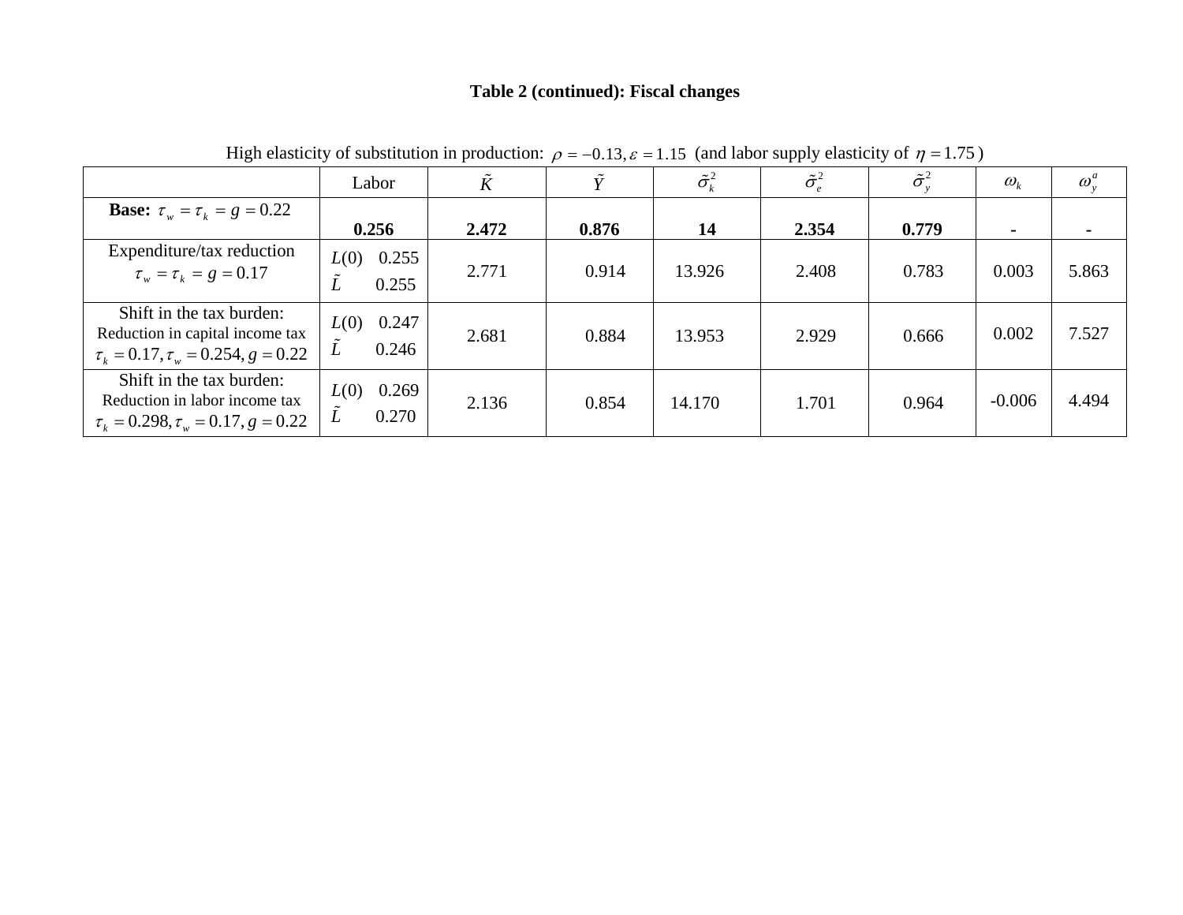**Table 2 (continued): Fiscal changes**

High elasticity of substitution in production: $\rho = -0.13, \varepsilon = 1.15$ (and labor supply elasticity of $\eta = 1.75$)

| | Labor | $\tilde{K}$ | $\tilde{Y}$ | $\tilde{\sigma}_k^2$ | $\tilde{\sigma}_e^2$ | $\tilde{\sigma}_y^2$ | $\omega_k$ | $\omega_y^a$ |
|---|---|---|---|---|---|---|---|---|
| **Base:** $\tau_w = \tau_k = g = 0.22$ | **0.256** | **2.472** | **0.876** | **14** | **2.354** | **0.779** | **-** | **-** |
| Expenditure/tax reduction $\tau_w = \tau_k = g = 0.17$ | $L(0)$ 0.255<br>$\tilde{L}$ 0.255 | 2.771 | 0.914 | 13.926 | 2.408 | 0.783 | 0.003 | 5.863 |
| Shift in the tax burden: Reduction in capital income tax $\tau_k = 0.17, \tau_w = 0.254, g = 0.22$ | $L(0)$ 0.247<br>$\tilde{L}$ 0.246 | 2.681 | 0.884 | 13.953 | 2.929 | 0.666 | 0.002 | 7.527 |
| Shift in the tax burden: Reduction in labor income tax $\tau_k = 0.298, \tau_w = 0.17, g = 0.22$ | $L(0)$ 0.269<br>$\tilde{L}$ 0.270 | 2.136 | 0.854 | 14.170 | 1.701 | 0.964 | -0.006 | 4.494 |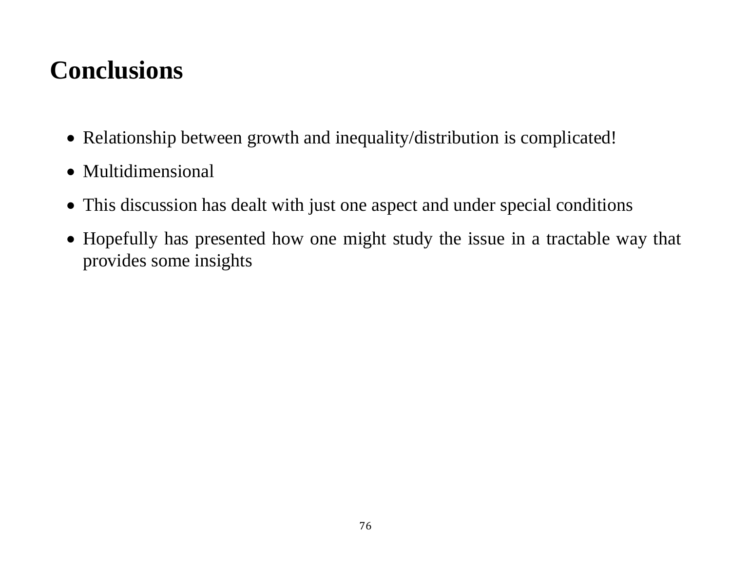# Conclusions

- Relationship between growth and inequality/distribution is complicated!
- Multidimensional
- This discussion has dealt with just one aspect and under special conditions
- Hopefully has presented how one might study the issue in a tractable way that provides some insights